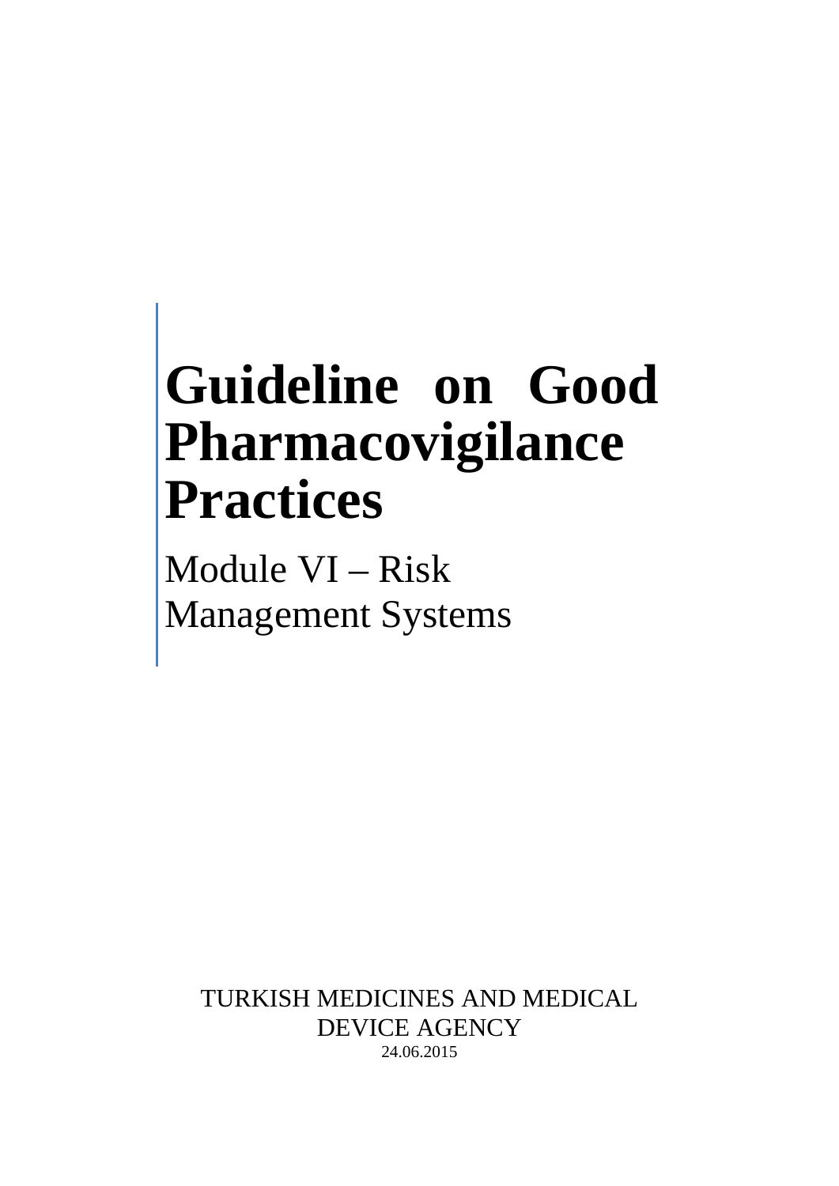# Guideline on Good Pharmacovigilance Practices

## Module VI – Risk Management Systems

TURKISH MEDICINES AND MEDICAL DEVICE AGENCY

24.06.2015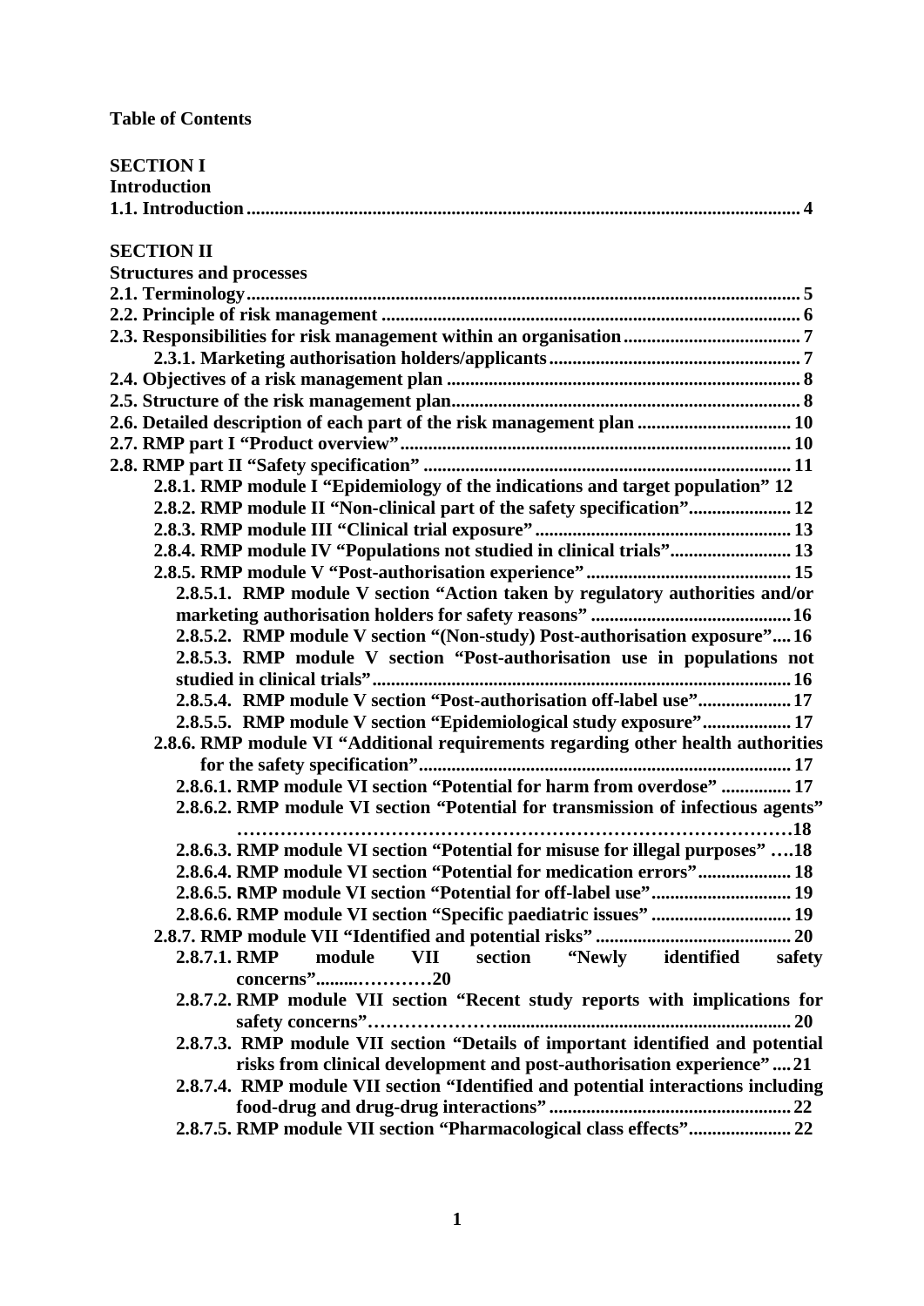**Table of Contents**

**SECTION I**
**Introduction**
**1.1. Introduction ... 4**

**SECTION II**
**Structures and processes**
**2.1. Terminology ... 5**
**2.2. Principle of risk management ... 6**
**2.3. Responsibilities for risk management within an organisation ... 7**
- **2.3.1. Marketing authorisation holders/applicants ... 7**

**2.4. Objectives of a risk management plan ... 8**
**2.5. Structure of the risk management plan ... 8**
**2.6. Detailed description of each part of the risk management plan ... 10**
**2.7. RMP part I "Product overview" ... 10**
**2.8. RMP part II "Safety specification" ... 11**
- **2.8.1. RMP module I "Epidemiology of the indications and target population" 12**
- **2.8.2. RMP module II "Non-clinical part of the safety specification" ... 12**
- **2.8.3. RMP module III "Clinical trial exposure" ... 13**
- **2.8.4. RMP module IV "Populations not studied in clinical trials" ... 13**
- **2.8.5. RMP module V "Post-authorisation experience" ... 15**
  - **2.8.5.1. RMP module V section "Action taken by regulatory authorities and/or marketing authorisation holders for safety reasons" ... 16**
  - **2.8.5.2. RMP module V section "(Non-study) Post-authorisation exposure" ... 16**
  - **2.8.5.3. RMP module V section "Post-authorisation use in populations not studied in clinical trials" ... 16**
  - **2.8.5.4. RMP module V section "Post-authorisation off-label use" ... 17**
  - **2.8.5.5. RMP module V section "Epidemiological study exposure" ... 17**
- **2.8.6. RMP module VI "Additional requirements regarding other health authorities for the safety specification" ... 17**
  - **2.8.6.1. RMP module VI section "Potential for harm from overdose" ... 17**
  - **2.8.6.2. RMP module VI section "Potential for transmission of infectious agents" ... 18**
  - **2.8.6.3. RMP module VI section "Potential for misuse for illegal purposes" ... 18**
  - **2.8.6.4. RMP module VI section "Potential for medication errors" ... 18**
  - **2.8.6.5. RMP module VI section "Potential for off-label use" ... 19**
  - **2.8.6.6. RMP module VI section "Specific paediatric issues" ... 19**
- **2.8.7. RMP module VII "Identified and potential risks" ... 20**
  - **2.8.7.1. RMP module VII section "Newly identified safety concerns" ... 20**
  - **2.8.7.2. RMP module VII section "Recent study reports with implications for safety concerns" ... 20**
  - **2.8.7.3. RMP module VII section "Details of important identified and potential risks from clinical development and post-authorisation experience" ... 21**
  - **2.8.7.4. RMP module VII section "Identified and potential interactions including food-drug and drug-drug interactions" ... 22**
  - **2.8.7.5. RMP module VII section "Pharmacological class effects" ... 22**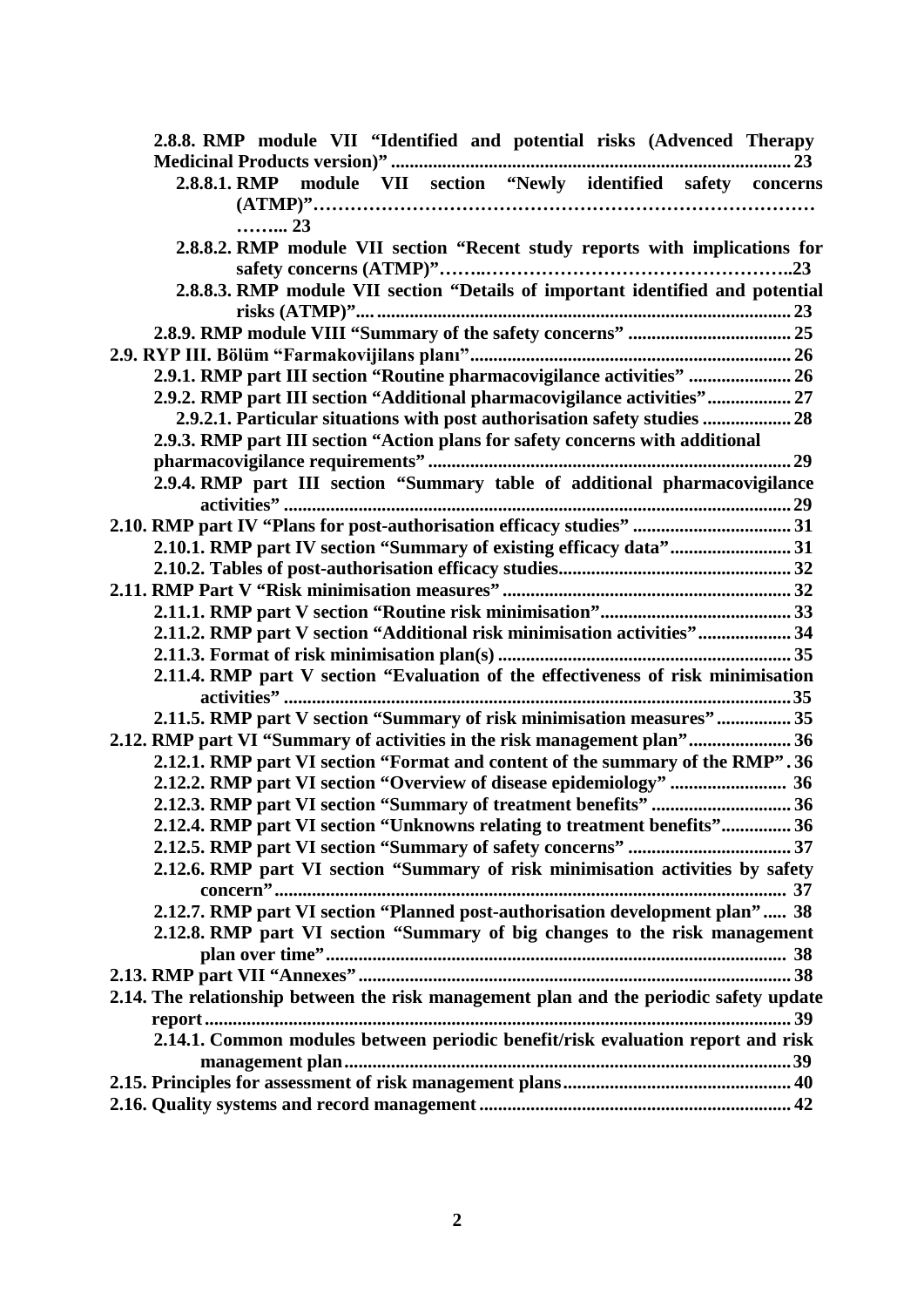2.8.8. RMP module VII “Identified and potential risks (Advanced Therapy Medicinal Products version)” ....................................................................................... 23

2.8.8.1. RMP module VII section “Newly identified safety concerns (ATMP)”……………………………………………………………………… ……... 23

2.8.8.2. RMP module VII section “Recent study reports with implications for safety concerns (ATMP)”……..…………………………………………..23

2.8.8.3. RMP module VII section “Details of important identified and potential risks (ATMP)”.... ......................................................................................... 23

2.8.9. RMP module VIII “Summary of the safety concerns” ................................... 25

2.9. RYP III. Bölüm “Farmakovijilans planı”...................................................................... 26

2.9.1. RMP part III section “Routine pharmacovigilance activities” ...................... 26

2.9.2. RMP part III section “Additional pharmacovigilance activities”.................. 27

2.9.2.1. Particular situations with post authorisation safety studies ................... 28

2.9.3. RMP part III section “Action plans for safety concerns with additional pharmacovigilance requirements” ............................................................................. 29

2.9.4. RMP part III section “Summary table of additional pharmacovigilance activities” ............................................................................................................. 29

2.10. RMP part IV “Plans for post-authorisation efficacy studies” .................................. 31

2.10.1. RMP part IV section “Summary of existing efficacy data”.......................... 31

2.10.2. Tables of post-authorisation efficacy studies.................................................. 32

2.11. RMP Part V “Risk minimisation measures” .............................................................. 32

2.11.1. RMP part V section “Routine risk minimisation”......................................... 33

2.11.2. RMP part V section “Additional risk minimisation activities”.................... 34

2.11.3. Format of risk minimisation plan(s) ............................................................... 35

2.11.4. RMP part V section “Evaluation of the effectiveness of risk minimisation activities” ............................................................................................................. 35

2.11.5. RMP part V section “Summary of risk minimisation measures” ................ 35

2.12. RMP part VI “Summary of activities in the risk management plan”...................... 36

2.12.1. RMP part VI section “Format and content of the summary of the RMP” . 36

2.12.2. RMP part VI section “Overview of disease epidemiology” ......................... 36

2.12.3. RMP part VI section “Summary of treatment benefits” .............................. 36

2.12.4. RMP part VI section “Unknowns relating to treatment benefits”............... 36

2.12.5. RMP part VI section “Summary of safety concerns” ................................... 37

2.12.6. RMP part VI section “Summary of risk minimisation activities by safety concern”............................................................................................................. 37

2.12.7. RMP part VI section “Planned post-authorisation development plan” ..... 38

2.12.8. RMP part VI section “Summary of big changes to the risk management plan over time”.................................................................................................. 38

2.13. RMP part VII “Annexes”............................................................................................ 38

2.14. The relationship between the risk management plan and the periodic safety update report.............................................................................................................................. 39

2.14.1. Common modules between periodic benefit/risk evaluation report and risk management plan...............................................................................................39

2.15. Principles for assessment of risk management plans................................................. 40

2.16. Quality systems and record management................................................................... 42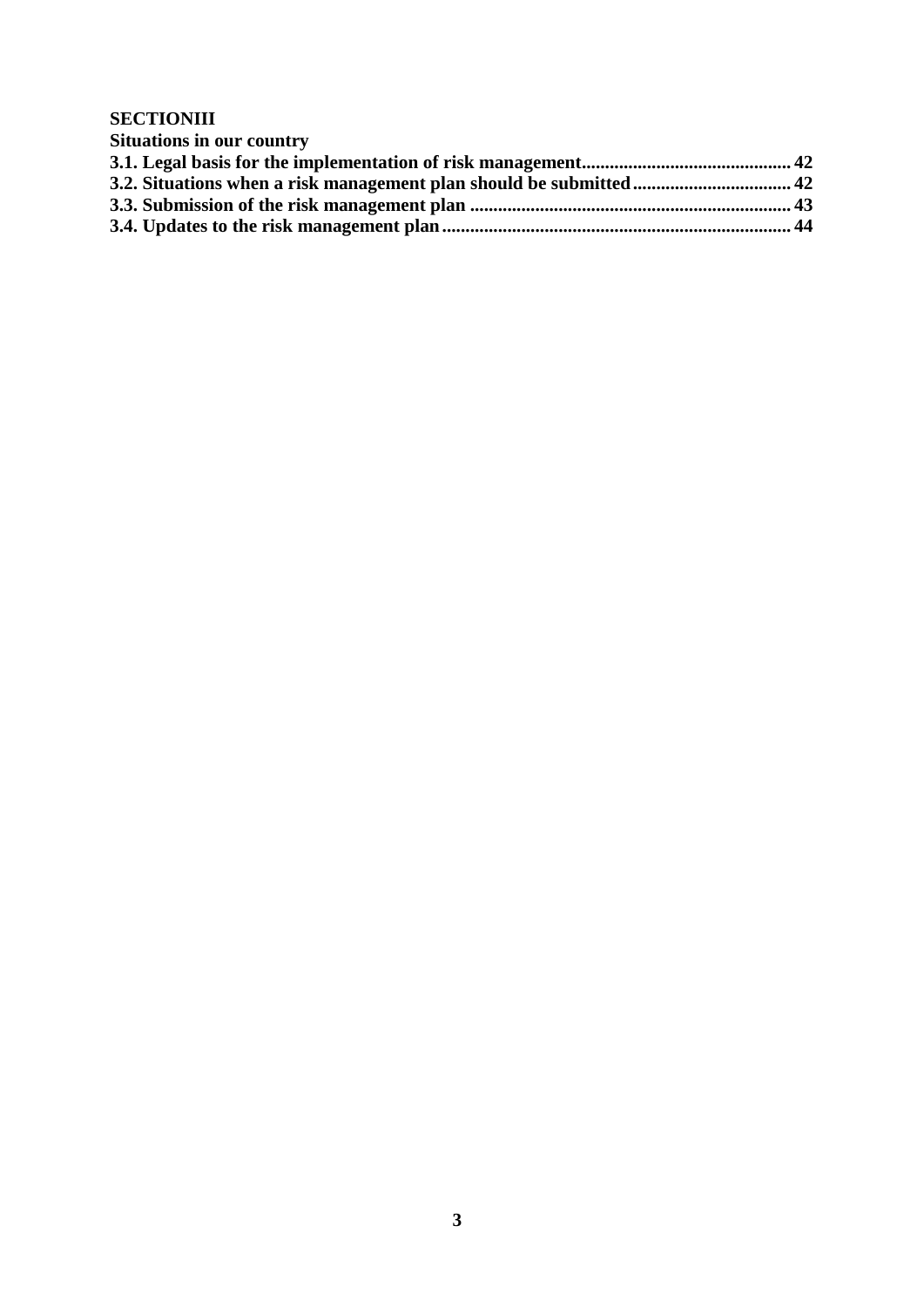**SECTIONIII**

**Situations in our country**

**3.1. Legal basis for the implementation of risk management............................................ 42**

**3.2. Situations when a risk management plan should be submitted................................. 42**

**3.3. Submission of the risk management plan .................................................................... 43**

**3.4. Updates to the risk management plan.......................................................................... 44**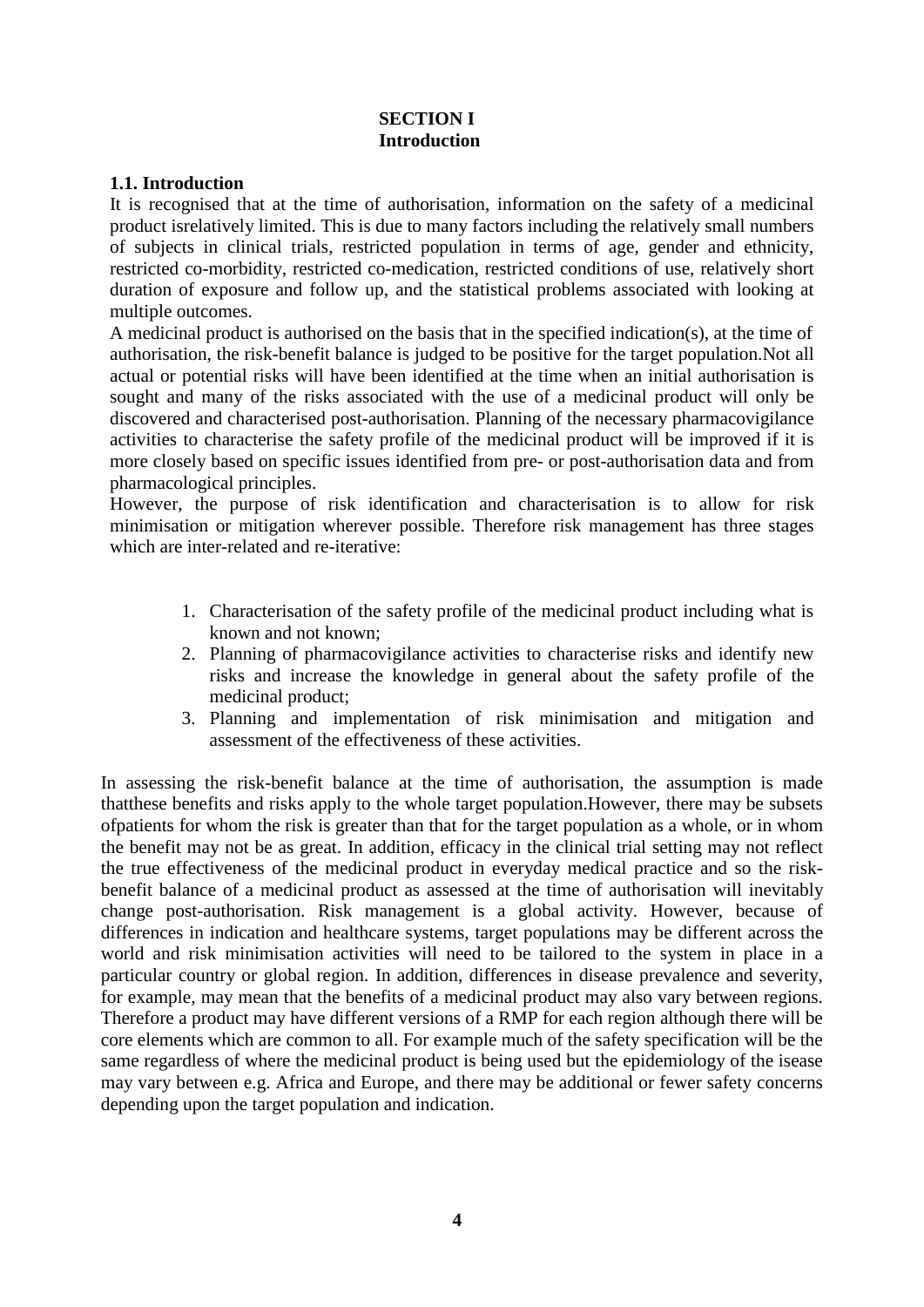# SECTION I
# Introduction

## 1.1. Introduction

It is recognised that at the time of authorisation, information on the safety of a medicinal product isrelatively limited. This is due to many factors including the relatively small numbers of subjects in clinical trials, restricted population in terms of age, gender and ethnicity, restricted co-morbidity, restricted co-medication, restricted conditions of use, relatively short duration of exposure and follow up, and the statistical problems associated with looking at multiple outcomes.

A medicinal product is authorised on the basis that in the specified indication(s), at the time of authorisation, the risk-benefit balance is judged to be positive for the target population.Not all actual or potential risks will have been identified at the time when an initial authorisation is sought and many of the risks associated with the use of a medicinal product will only be discovered and characterised post-authorisation. Planning of the necessary pharmacovigilance activities to characterise the safety profile of the medicinal product will be improved if it is more closely based on specific issues identified from pre- or post-authorisation data and from pharmacological principles.

However, the purpose of risk identification and characterisation is to allow for risk minimisation or mitigation wherever possible. Therefore risk management has three stages which are inter-related and re-iterative:

1. Characterisation of the safety profile of the medicinal product including what is known and not known;
2. Planning of pharmacovigilance activities to characterise risks and identify new risks and increase the knowledge in general about the safety profile of the medicinal product;
3. Planning and implementation of risk minimisation and mitigation and assessment of the effectiveness of these activities.

In assessing the risk-benefit balance at the time of authorisation, the assumption is made thatthese benefits and risks apply to the whole target population.However, there may be subsets ofpatients for whom the risk is greater than that for the target population as a whole, or in whom the benefit may not be as great. In addition, efficacy in the clinical trial setting may not reflect the true effectiveness of the medicinal product in everyday medical practice and so the risk-benefit balance of a medicinal product as assessed at the time of authorisation will inevitably change post-authorisation. Risk management is a global activity. However, because of differences in indication and healthcare systems, target populations may be different across the world and risk minimisation activities will need to be tailored to the system in place in a particular country or global region. In addition, differences in disease prevalence and severity, for example, may mean that the benefits of a medicinal product may also vary between regions. Therefore a product may have different versions of a RMP for each region although there will be core elements which are common to all. For example much of the safety specification will be the same regardless of where the medicinal product is being used but the epidemiology of the isease may vary between e.g. Africa and Europe, and there may be additional or fewer safety concerns depending upon the target population and indication.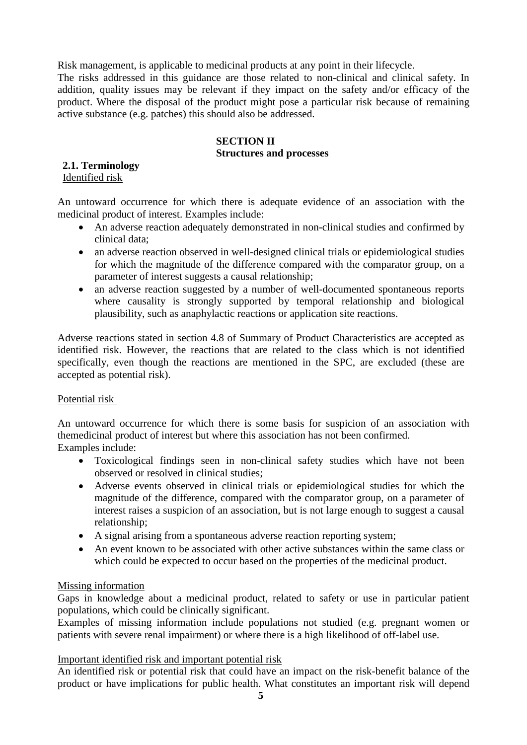Risk management, is applicable to medicinal products at any point in their lifecycle.
The risks addressed in this guidance are those related to non-clinical and clinical safety. In addition, quality issues may be relevant if they impact on the safety and/or efficacy of the product. Where the disposal of the product might pose a particular risk because of remaining active substance (e.g. patches) this should also be addressed.

# SECTION II
# Structures and processes

## 2.1. Terminology

Identified risk

An untoward occurrence for which there is adequate evidence of an association with the medicinal product of interest. Examples include:

- An adverse reaction adequately demonstrated in non-clinical studies and confirmed by clinical data;
- an adverse reaction observed in well-designed clinical trials or epidemiological studies for which the magnitude of the difference compared with the comparator group, on a parameter of interest suggests a causal relationship;
- an adverse reaction suggested by a number of well-documented spontaneous reports where causality is strongly supported by temporal relationship and biological plausibility, such as anaphylactic reactions or application site reactions.

Adverse reactions stated in section 4.8 of Summary of Product Characteristics are accepted as identified risk. However, the reactions that are related to the class which is not identified specifically, even though the reactions are mentioned in the SPC, are excluded (these are accepted as potential risk).

Potential risk

An untoward occurrence for which there is some basis for suspicion of an association with themedicinal product of interest but where this association has not been confirmed.
Examples include:

- Toxicological findings seen in non-clinical safety studies which have not been observed or resolved in clinical studies;
- Adverse events observed in clinical trials or epidemiological studies for which the magnitude of the difference, compared with the comparator group, on a parameter of interest raises a suspicion of an association, but is not large enough to suggest a causal relationship;
- A signal arising from a spontaneous adverse reaction reporting system;
- An event known to be associated with other active substances within the same class or which could be expected to occur based on the properties of the medicinal product.

Missing information

Gaps in knowledge about a medicinal product, related to safety or use in particular patient populations, which could be clinically significant.
Examples of missing information include populations not studied (e.g. pregnant women or patients with severe renal impairment) or where there is a high likelihood of off-label use.

Important identified risk and important potential risk

An identified risk or potential risk that could have an impact on the risk-benefit balance of the product or have implications for public health. What constitutes an important risk will depend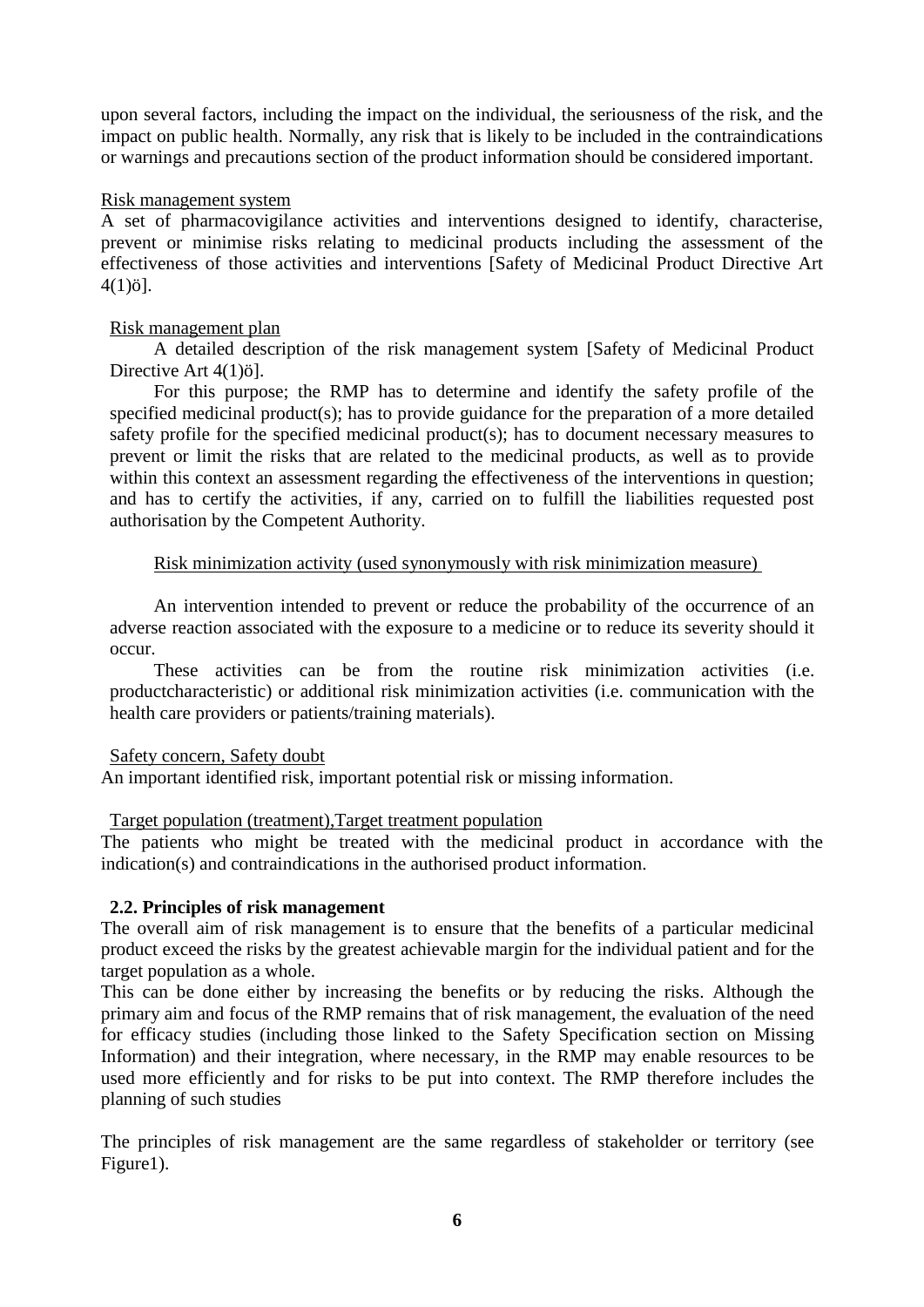upon several factors, including the impact on the individual, the seriousness of the risk, and the impact on public health. Normally, any risk that is likely to be included in the contraindications or warnings and precautions section of the product information should be considered important.

Risk management system

A set of pharmacovigilance activities and interventions designed to identify, characterise, prevent or minimise risks relating to medicinal products including the assessment of the effectiveness of those activities and interventions [Safety of Medicinal Product Directive Art 4(1)ö].

Risk management plan

A detailed description of the risk management system [Safety of Medicinal Product Directive Art 4(1)ö].

For this purpose; the RMP has to determine and identify the safety profile of the specified medicinal product(s); has to provide guidance for the preparation of a more detailed safety profile for the specified medicinal product(s); has to document necessary measures to prevent or limit the risks that are related to the medicinal products, as well as to provide within this context an assessment regarding the effectiveness of the interventions in question; and has to certify the activities, if any, carried on to fulfill the liabilities requested post authorisation by the Competent Authority.

Risk minimization activity (used synonymously with risk minimization measure)

An intervention intended to prevent or reduce the probability of the occurrence of an adverse reaction associated with the exposure to a medicine or to reduce its severity should it occur.

These activities can be from the routine risk minimization activities (i.e. productcharacteristic) or additional risk minimization activities (i.e. communication with the health care providers or patients/training materials).

Safety concern, Safety doubt

An important identified risk, important potential risk or missing information.

Target population (treatment),Target treatment population

The patients who might be treated with the medicinal product in accordance with the indication(s) and contraindications in the authorised product information.

### 2.2. Principles of risk management

The overall aim of risk management is to ensure that the benefits of a particular medicinal product exceed the risks by the greatest achievable margin for the individual patient and for the target population as a whole.

This can be done either by increasing the benefits or by reducing the risks. Although the primary aim and focus of the RMP remains that of risk management, the evaluation of the need for efficacy studies (including those linked to the Safety Specification section on Missing Information) and their integration, where necessary, in the RMP may enable resources to be used more efficiently and for risks to be put into context. The RMP therefore includes the planning of such studies

The principles of risk management are the same regardless of stakeholder or territory (see Figure1).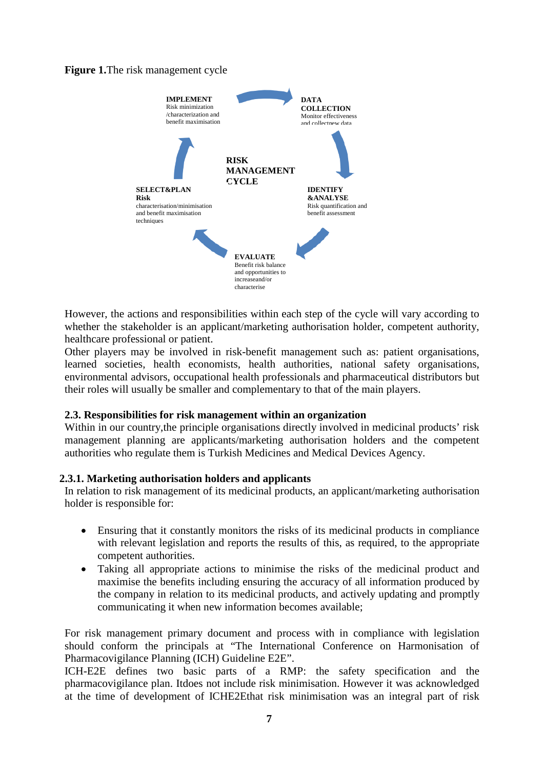**Figure 1.**The risk management cycle

**IMPLEMENT**
Risk minimization /characterization and benefit maximisation

**DATA COLLECTION**
Monitor effectiveness and collectnew data

**RISK MANAGEMENT CYCLE**

**IDENTIFY &ANALYSE**
Risk quantification and benefit assessment

**EVALUATE**
Benefit risk balance and opportunities to increaseand/or characterise

**SELECT&PLAN**
**Risk** characterisation/minimisation and benefit maximisation techniques

However, the actions and responsibilities within each step of the cycle will vary according to whether the stakeholder is an applicant/marketing authorisation holder, competent authority, healthcare professional or patient.
Other players may be involved in risk-benefit management such as: patient organisations, learned societies, health economists, health authorities, national safety organisations, environmental advisors, occupational health professionals and pharmaceutical distributors but their roles will usually be smaller and complementary to that of the main players.

### 2.3. Responsibilities for risk management within an organization

Within in our country,the principle organisations directly involved in medicinal products' risk management planning are applicants/marketing authorisation holders and the competent authorities who regulate them is Turkish Medicines and Medical Devices Agency.

#### 2.3.1. Marketing authorisation holders and applicants

In relation to risk management of its medicinal products, an applicant/marketing authorisation holder is responsible for:

- Ensuring that it constantly monitors the risks of its medicinal products in compliance with relevant legislation and reports the results of this, as required, to the appropriate competent authorities.
- Taking all appropriate actions to minimise the risks of the medicinal product and maximise the benefits including ensuring the accuracy of all information produced by the company in relation to its medicinal products, and actively updating and promptly communicating it when new information becomes available;

For risk management primary document and process with in compliance with legislation should conform the principals at "The International Conference on Harmonisation of Pharmacovigilance Planning (ICH) Guideline E2E".
ICH-E2E defines two basic parts of a RMP: the safety specification and the pharmacovigilance plan. Itdoes not include risk minimisation. However it was acknowledged at the time of development of ICHE2Ethat risk minimisation was an integral part of risk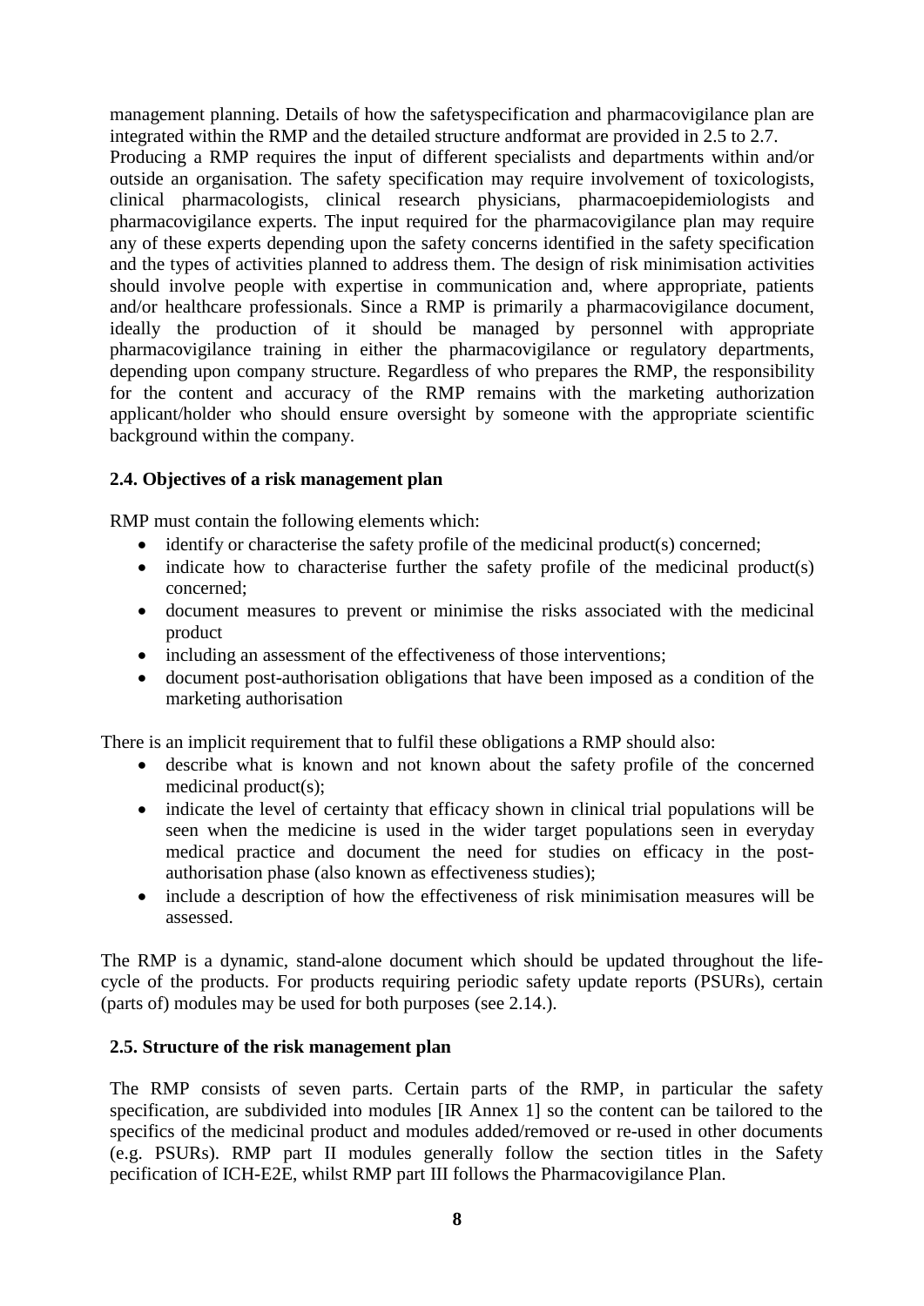management planning. Details of how the safetyspecification and pharmacovigilance plan are integrated within the RMP and the detailed structure andformat are provided in 2.5 to 2.7.

Producing a RMP requires the input of different specialists and departments within and/or outside an organisation. The safety specification may require involvement of toxicologists, clinical pharmacologists, clinical research physicians, pharmacoepidemiologists and pharmacovigilance experts. The input required for the pharmacovigilance plan may require any of these experts depending upon the safety concerns identified in the safety specification and the types of activities planned to address them. The design of risk minimisation activities should involve people with expertise in communication and, where appropriate, patients and/or healthcare professionals. Since a RMP is primarily a pharmacovigilance document, ideally the production of it should be managed by personnel with appropriate pharmacovigilance training in either the pharmacovigilance or regulatory departments, depending upon company structure. Regardless of who prepares the RMP, the responsibility for the content and accuracy of the RMP remains with the marketing authorization applicant/holder who should ensure oversight by someone with the appropriate scientific background within the company.

### 2.4. Objectives of a risk management plan

RMP must contain the following elements which:

- identify or characterise the safety profile of the medicinal product(s) concerned;
- indicate how to characterise further the safety profile of the medicinal product(s) concerned;
- document measures to prevent or minimise the risks associated with the medicinal product
- including an assessment of the effectiveness of those interventions;
- document post-authorisation obligations that have been imposed as a condition of the marketing authorisation

There is an implicit requirement that to fulfil these obligations a RMP should also:

- describe what is known and not known about the safety profile of the concerned medicinal product(s);
- indicate the level of certainty that efficacy shown in clinical trial populations will be seen when the medicine is used in the wider target populations seen in everyday medical practice and document the need for studies on efficacy in the post-authorisation phase (also known as effectiveness studies);
- include a description of how the effectiveness of risk minimisation measures will be assessed.

The RMP is a dynamic, stand-alone document which should be updated throughout the life-cycle of the products. For products requiring periodic safety update reports (PSURs), certain (parts of) modules may be used for both purposes (see 2.14.).

### 2.5. Structure of the risk management plan

The RMP consists of seven parts. Certain parts of the RMP, in particular the safety specification, are subdivided into modules [IR Annex 1] so the content can be tailored to the specifics of the medicinal product and modules added/removed or re-used in other documents (e.g. PSURs). RMP part II modules generally follow the section titles in the Safety pecification of ICH-E2E, whilst RMP part III follows the Pharmacovigilance Plan.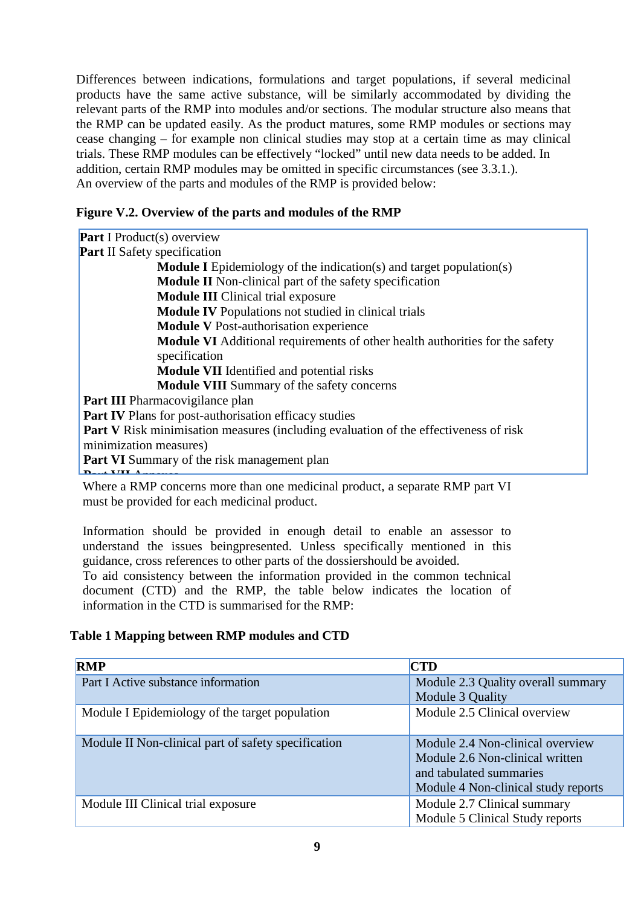Differences between indications, formulations and target populations, if several medicinal products have the same active substance, will be similarly accommodated by dividing the relevant parts of the RMP into modules and/or sections. The modular structure also means that the RMP can be updated easily. As the product matures, some RMP modules or sections may cease changing – for example non clinical studies may stop at a certain time as may clinical trials. These RMP modules can be effectively "locked" until new data needs to be added. In addition, certain RMP modules may be omitted in specific circumstances (see 3.3.1.).
An overview of the parts and modules of the RMP is provided below:

**Figure V.2. Overview of the parts and modules of the RMP**

**Part** I Product(s) overview
**Part** II Safety specification
- **Module I** Epidemiology of the indication(s) and target population(s)
- **Module II** Non-clinical part of the safety specification
- **Module III** Clinical trial exposure
- **Module IV** Populations not studied in clinical trials
- **Module V** Post-authorisation experience
- **Module VI** Additional requirements of other health authorities for the safety specification
- **Module VII** Identified and potential risks
- **Module VIII** Summary of the safety concerns

**Part III** Pharmacovigilance plan
**Part IV** Plans for post-authorisation efficacy studies
**Part V** Risk minimisation measures (including evaluation of the effectiveness of risk minimization measures)
**Part VI** Summary of the risk management plan
**Part VII** Annexes

Where a RMP concerns more than one medicinal product, a separate RMP part VI must be provided for each medicinal product.

Information should be provided in enough detail to enable an assessor to understand the issues beingpresented. Unless specifically mentioned in this guidance, cross references to other parts of the dossiershould be avoided.
To aid consistency between the information provided in the common technical document (CTD) and the RMP, the table below indicates the location of information in the CTD is summarised for the RMP:

**Table 1 Mapping between RMP modules and CTD**

| RMP | CTD |
|---|---|
| Part I Active substance information | Module 2.3 Quality overall summary<br>Module 3 Quality |
| Module I Epidemiology of the target population | Module 2.5 Clinical overview |
| Module II Non-clinical part of safety specification | Module 2.4 Non-clinical overview<br>Module 2.6 Non-clinical written and tabulated summaries<br>Module 4 Non-clinical study reports |
| Module III Clinical trial exposure | Module 2.7 Clinical summary<br>Module 5 Clinical Study reports |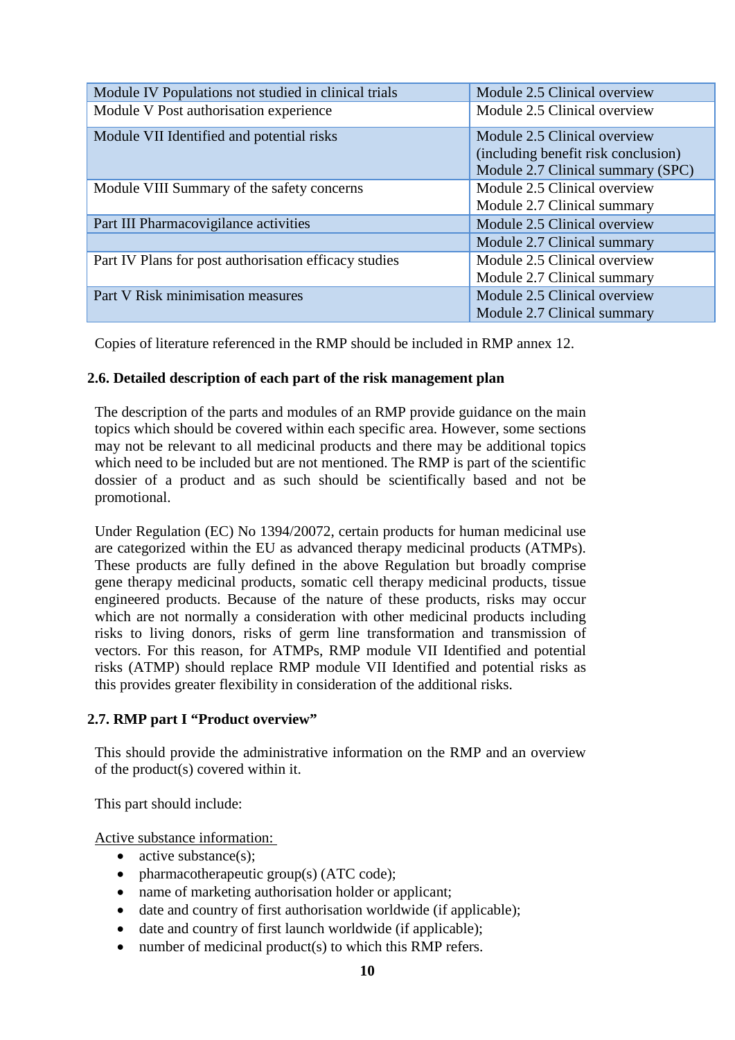| | |
|---|---|
| Module IV Populations not studied in clinical trials | Module 2.5 Clinical overview |
| Module V Post authorisation experience | Module 2.5 Clinical overview |
| Module VII Identified and potential risks | Module 2.5 Clinical overview (including benefit risk conclusion) Module 2.7 Clinical summary (SPC) |
| Module VIII Summary of the safety concerns | Module 2.5 Clinical overview Module 2.7 Clinical summary |
| Part III Pharmacovigilance activities | Module 2.5 Clinical overview |
| | Module 2.7 Clinical summary |
| Part IV Plans for post authorisation efficacy studies | Module 2.5 Clinical overview Module 2.7 Clinical summary |
| Part V Risk minimisation measures | Module 2.5 Clinical overview Module 2.7 Clinical summary |

Copies of literature referenced in the RMP should be included in RMP annex 12.

### 2.6. Detailed description of each part of the risk management plan

The description of the parts and modules of an RMP provide guidance on the main topics which should be covered within each specific area. However, some sections may not be relevant to all medicinal products and there may be additional topics which need to be included but are not mentioned. The RMP is part of the scientific dossier of a product and as such should be scientifically based and not be promotional.

Under Regulation (EC) No 1394/20072, certain products for human medicinal use are categorized within the EU as advanced therapy medicinal products (ATMPs). These products are fully defined in the above Regulation but broadly comprise gene therapy medicinal products, somatic cell therapy medicinal products, tissue engineered products. Because of the nature of these products, risks may occur which are not normally a consideration with other medicinal products including risks to living donors, risks of germ line transformation and transmission of vectors. For this reason, for ATMPs, RMP module VII Identified and potential risks (ATMP) should replace RMP module VII Identified and potential risks as this provides greater flexibility in consideration of the additional risks.

### 2.7. RMP part I "Product overview"

This should provide the administrative information on the RMP and an overview of the product(s) covered within it.

This part should include:

Active substance information:

- active substance(s);
- pharmacotherapeutic group(s) (ATC code);
- name of marketing authorisation holder or applicant;
- date and country of first authorisation worldwide (if applicable);
- date and country of first launch worldwide (if applicable);
- number of medicinal product(s) to which this RMP refers.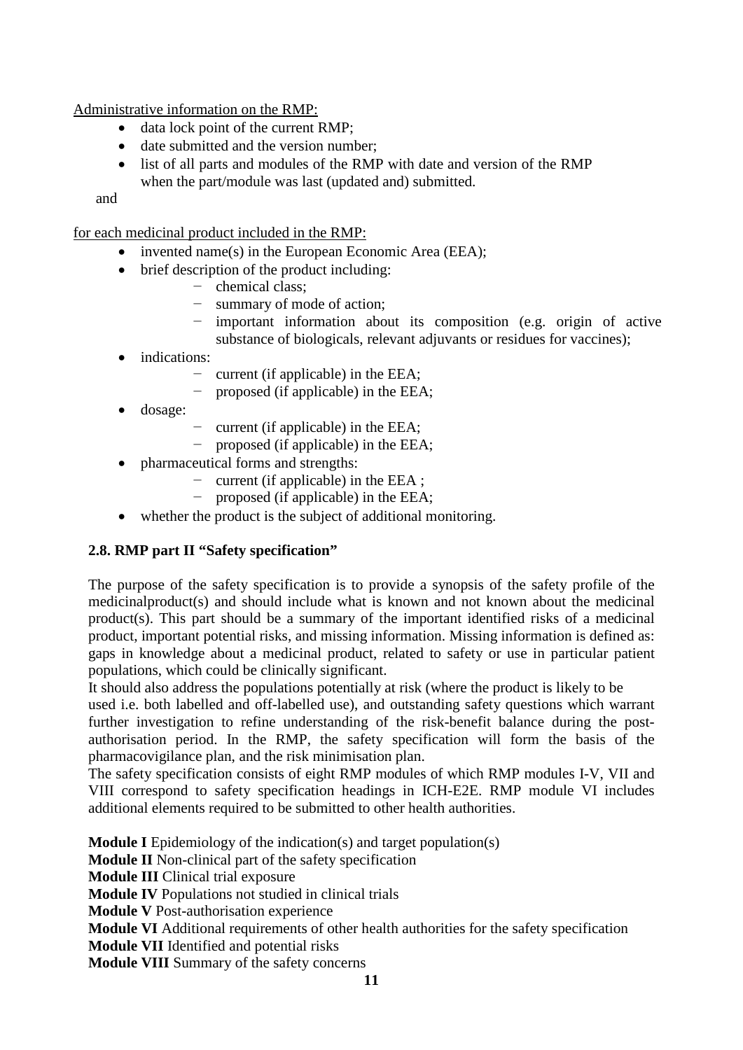Administrative information on the RMP:

- data lock point of the current RMP;
- date submitted and the version number;
- list of all parts and modules of the RMP with date and version of the RMP when the part/module was last (updated and) submitted.

and

for each medicinal product included in the RMP:

- invented name(s) in the European Economic Area (EEA);
- brief description of the product including:
  - chemical class;
  - summary of mode of action;
  - important information about its composition (e.g. origin of active substance of biologicals, relevant adjuvants or residues for vaccines);
- indications:
  - current (if applicable) in the EEA;
  - proposed (if applicable) in the EEA;
- dosage:
  - current (if applicable) in the EEA;
  - proposed (if applicable) in the EEA;
- pharmaceutical forms and strengths:
  - current (if applicable) in the EEA ;
  - proposed (if applicable) in the EEA;
- whether the product is the subject of additional monitoring.

### 2.8. RMP part II "Safety specification"

The purpose of the safety specification is to provide a synopsis of the safety profile of the medicinalproduct(s) and should include what is known and not known about the medicinal product(s). This part should be a summary of the important identified risks of a medicinal product, important potential risks, and missing information. Missing information is defined as: gaps in knowledge about a medicinal product, related to safety or use in particular patient populations, which could be clinically significant.

It should also address the populations potentially at risk (where the product is likely to be used i.e. both labelled and off-labelled use), and outstanding safety questions which warrant further investigation to refine understanding of the risk-benefit balance during the post-authorisation period. In the RMP, the safety specification will form the basis of the pharmacovigilance plan, and the risk minimisation plan.

The safety specification consists of eight RMP modules of which RMP modules I-V, VII and VIII correspond to safety specification headings in ICH-E2E. RMP module VI includes additional elements required to be submitted to other health authorities.

**Module I** Epidemiology of the indication(s) and target population(s)
**Module II** Non-clinical part of the safety specification
**Module III** Clinical trial exposure
**Module IV** Populations not studied in clinical trials
**Module V** Post-authorisation experience
**Module VI** Additional requirements of other health authorities for the safety specification
**Module VII** Identified and potential risks
**Module VIII** Summary of the safety concerns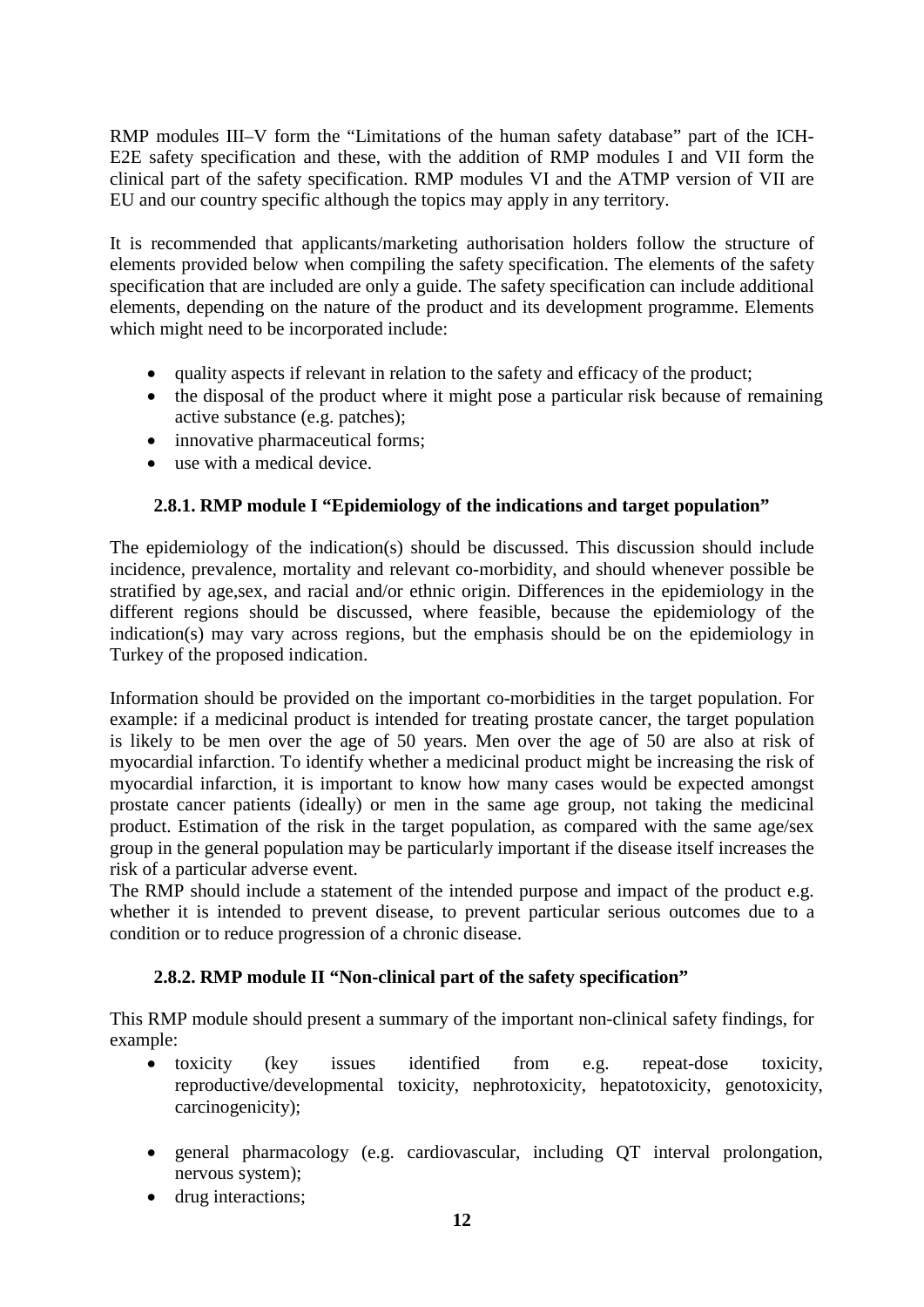RMP modules III–V form the "Limitations of the human safety database" part of the ICH-E2E safety specification and these, with the addition of RMP modules I and VII form the clinical part of the safety specification. RMP modules VI and the ATMP version of VII are EU and our country specific although the topics may apply in any territory.

It is recommended that applicants/marketing authorisation holders follow the structure of elements provided below when compiling the safety specification. The elements of the safety specification that are included are only a guide. The safety specification can include additional elements, depending on the nature of the product and its development programme. Elements which might need to be incorporated include:

- quality aspects if relevant in relation to the safety and efficacy of the product;
- the disposal of the product where it might pose a particular risk because of remaining active substance (e.g. patches);
- innovative pharmaceutical forms;
- use with a medical device.

### 2.8.1. RMP module I "Epidemiology of the indications and target population"

The epidemiology of the indication(s) should be discussed. This discussion should include incidence, prevalence, mortality and relevant co-morbidity, and should whenever possible be stratified by age,sex, and racial and/or ethnic origin. Differences in the epidemiology in the different regions should be discussed, where feasible, because the epidemiology of the indication(s) may vary across regions, but the emphasis should be on the epidemiology in Turkey of the proposed indication.

Information should be provided on the important co-morbidities in the target population. For example: if a medicinal product is intended for treating prostate cancer, the target population is likely to be men over the age of 50 years. Men over the age of 50 are also at risk of myocardial infarction. To identify whether a medicinal product might be increasing the risk of myocardial infarction, it is important to know how many cases would be expected amongst prostate cancer patients (ideally) or men in the same age group, not taking the medicinal product. Estimation of the risk in the target population, as compared with the same age/sex group in the general population may be particularly important if the disease itself increases the risk of a particular adverse event.

The RMP should include a statement of the intended purpose and impact of the product e.g. whether it is intended to prevent disease, to prevent particular serious outcomes due to a condition or to reduce progression of a chronic disease.

### 2.8.2. RMP module II "Non-clinical part of the safety specification"

This RMP module should present a summary of the important non-clinical safety findings, for example:

- toxicity (key issues identified from e.g. repeat-dose toxicity, reproductive/developmental toxicity, nephrotoxicity, hepatotoxicity, genotoxicity, carcinogenicity);
- general pharmacology (e.g. cardiovascular, including QT interval prolongation, nervous system);
- drug interactions;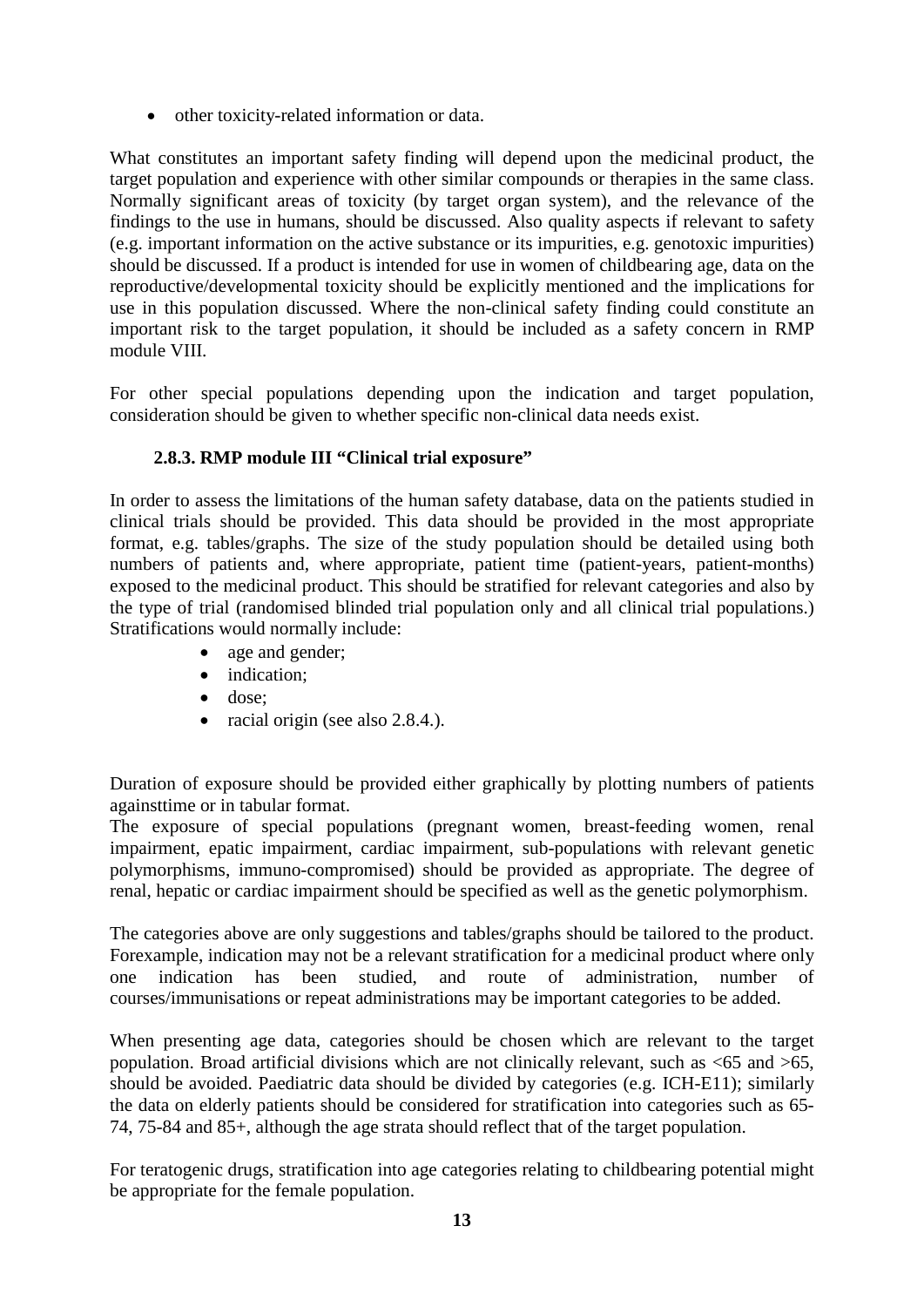- other toxicity-related information or data.

What constitutes an important safety finding will depend upon the medicinal product, the target population and experience with other similar compounds or therapies in the same class. Normally significant areas of toxicity (by target organ system), and the relevance of the findings to the use in humans, should be discussed. Also quality aspects if relevant to safety (e.g. important information on the active substance or its impurities, e.g. genotoxic impurities) should be discussed. If a product is intended for use in women of childbearing age, data on the reproductive/developmental toxicity should be explicitly mentioned and the implications for use in this population discussed. Where the non-clinical safety finding could constitute an important risk to the target population, it should be included as a safety concern in RMP module VIII.

For other special populations depending upon the indication and target population, consideration should be given to whether specific non-clinical data needs exist.

### 2.8.3. RMP module III "Clinical trial exposure"

In order to assess the limitations of the human safety database, data on the patients studied in clinical trials should be provided. This data should be provided in the most appropriate format, e.g. tables/graphs. The size of the study population should be detailed using both numbers of patients and, where appropriate, patient time (patient-years, patient-months) exposed to the medicinal product. This should be stratified for relevant categories and also by the type of trial (randomised blinded trial population only and all clinical trial populations.) Stratifications would normally include:

- age and gender;
- indication;
- dose;
- racial origin (see also 2.8.4.).

Duration of exposure should be provided either graphically by plotting numbers of patients againsttime or in tabular format.
The exposure of special populations (pregnant women, breast-feeding women, renal impairment, epatic impairment, cardiac impairment, sub-populations with relevant genetic polymorphisms, immuno-compromised) should be provided as appropriate. The degree of renal, hepatic or cardiac impairment should be specified as well as the genetic polymorphism.

The categories above are only suggestions and tables/graphs should be tailored to the product. Forexample, indication may not be a relevant stratification for a medicinal product where only one indication has been studied, and route of administration, number of courses/immunisations or repeat administrations may be important categories to be added.

When presenting age data, categories should be chosen which are relevant to the target population. Broad artificial divisions which are not clinically relevant, such as <65 and >65, should be avoided. Paediatric data should be divided by categories (e.g. ICH-E11); similarly the data on elderly patients should be considered for stratification into categories such as 65-74, 75-84 and 85+, although the age strata should reflect that of the target population.

For teratogenic drugs, stratification into age categories relating to childbearing potential might be appropriate for the female population.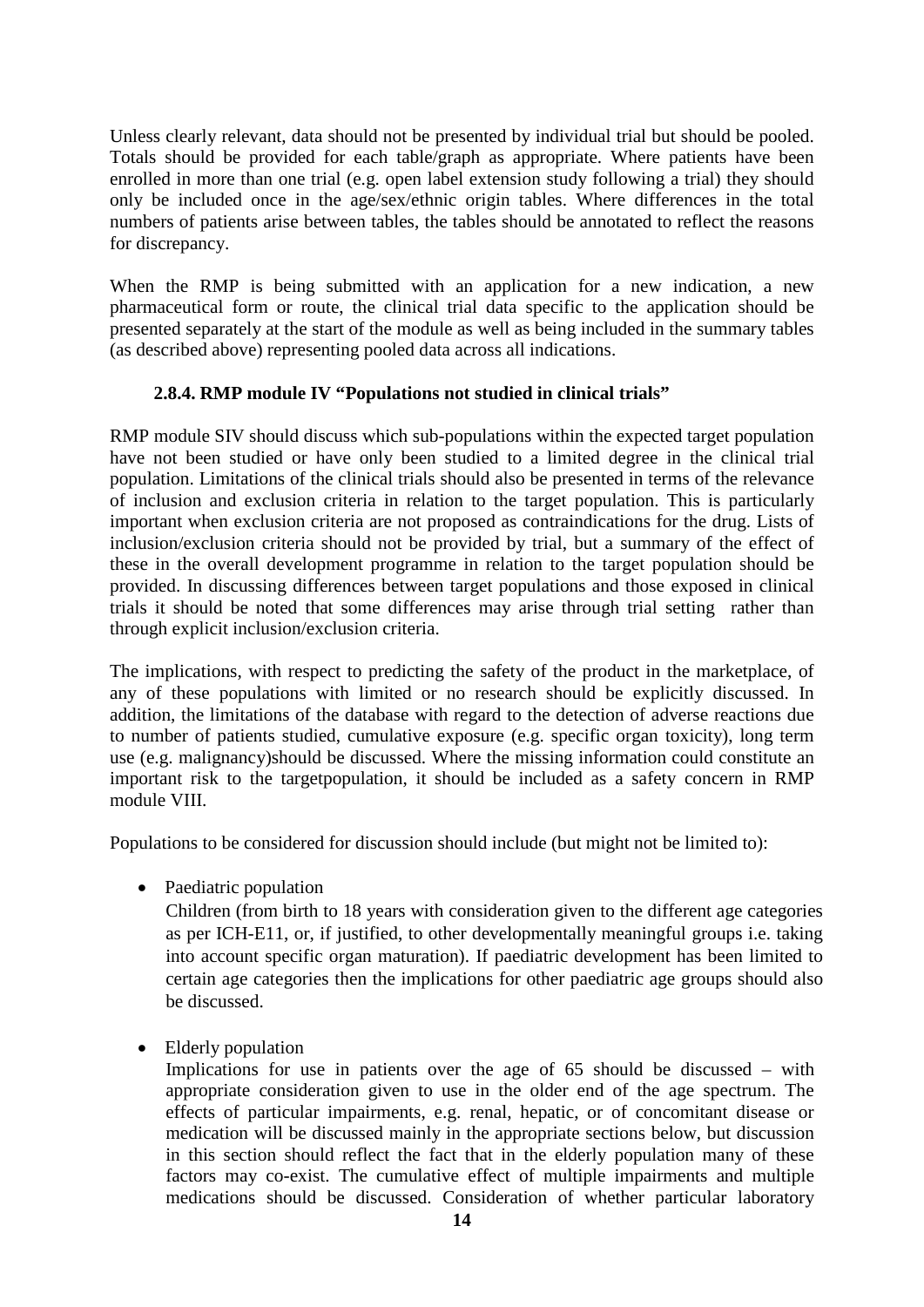Unless clearly relevant, data should not be presented by individual trial but should be pooled. Totals should be provided for each table/graph as appropriate. Where patients have been enrolled in more than one trial (e.g. open label extension study following a trial) they should only be included once in the age/sex/ethnic origin tables. Where differences in the total numbers of patients arise between tables, the tables should be annotated to reflect the reasons for discrepancy.

When the RMP is being submitted with an application for a new indication, a new pharmaceutical form or route, the clinical trial data specific to the application should be presented separately at the start of the module as well as being included in the summary tables (as described above) representing pooled data across all indications.

### 2.8.4. RMP module IV "Populations not studied in clinical trials"

RMP module SIV should discuss which sub-populations within the expected target population have not been studied or have only been studied to a limited degree in the clinical trial population. Limitations of the clinical trials should also be presented in terms of the relevance of inclusion and exclusion criteria in relation to the target population. This is particularly important when exclusion criteria are not proposed as contraindications for the drug. Lists of inclusion/exclusion criteria should not be provided by trial, but a summary of the effect of these in the overall development programme in relation to the target population should be provided. In discussing differences between target populations and those exposed in clinical trials it should be noted that some differences may arise through trial setting rather than through explicit inclusion/exclusion criteria.

The implications, with respect to predicting the safety of the product in the marketplace, of any of these populations with limited or no research should be explicitly discussed. In addition, the limitations of the database with regard to the detection of adverse reactions due to number of patients studied, cumulative exposure (e.g. specific organ toxicity), long term use (e.g. malignancy)should be discussed. Where the missing information could constitute an important risk to the targetpopulation, it should be included as a safety concern in RMP module VIII.

Populations to be considered for discussion should include (but might not be limited to):

- Paediatric population
  Children (from birth to 18 years with consideration given to the different age categories as per ICH-E11, or, if justified, to other developmentally meaningful groups i.e. taking into account specific organ maturation). If paediatric development has been limited to certain age categories then the implications for other paediatric age groups should also be discussed.

- Elderly population
  Implications for use in patients over the age of 65 should be discussed – with appropriate consideration given to use in the older end of the age spectrum. The effects of particular impairments, e.g. renal, hepatic, or of concomitant disease or medication will be discussed mainly in the appropriate sections below, but discussion in this section should reflect the fact that in the elderly population many of these factors may co-exist. The cumulative effect of multiple impairments and multiple medications should be discussed. Consideration of whether particular laboratory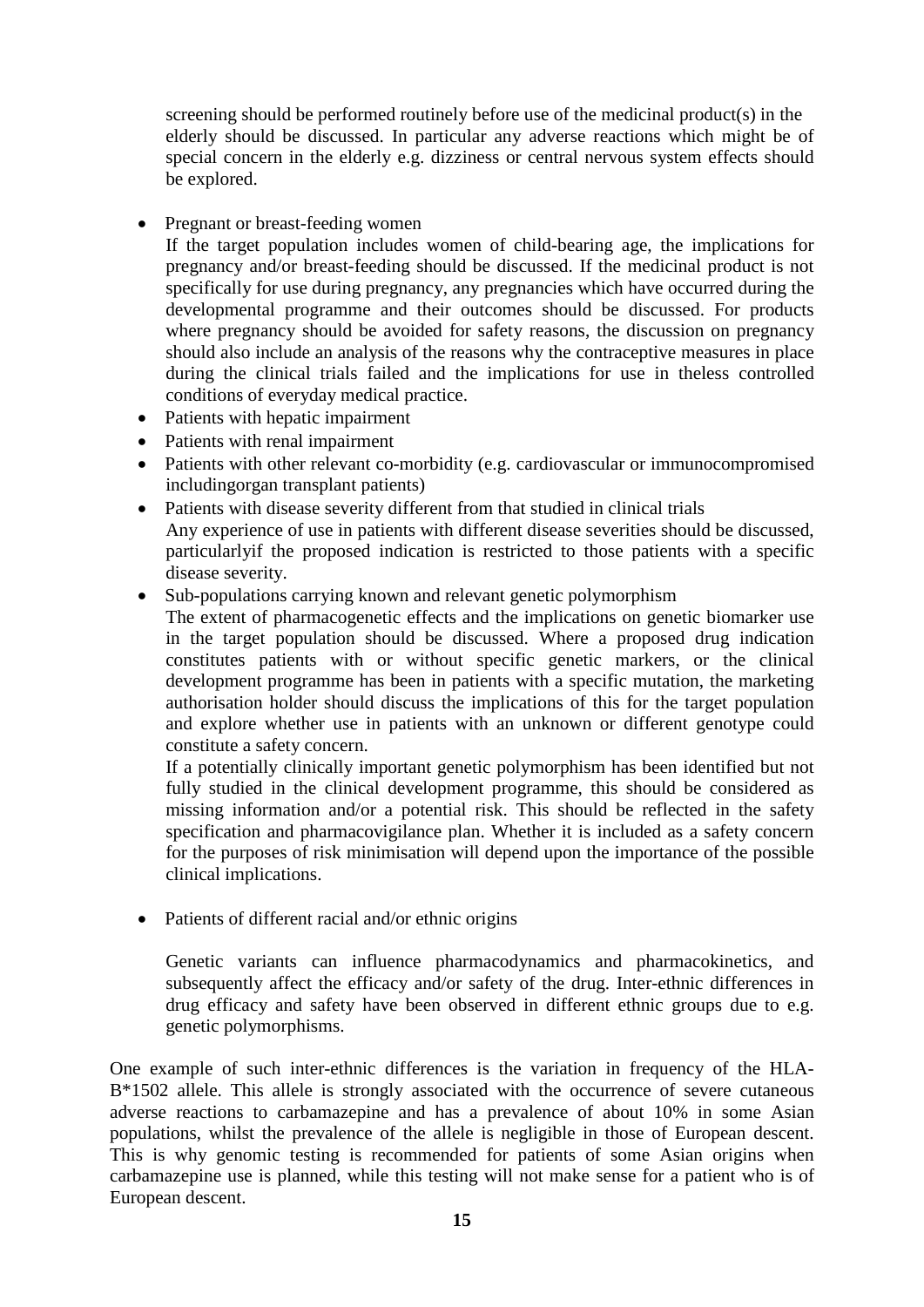screening should be performed routinely before use of the medicinal product(s) in the elderly should be discussed. In particular any adverse reactions which might be of special concern in the elderly e.g. dizziness or central nervous system effects should be explored.

- Pregnant or breast-feeding women
  If the target population includes women of child-bearing age, the implications for pregnancy and/or breast-feeding should be discussed. If the medicinal product is not specifically for use during pregnancy, any pregnancies which have occurred during the developmental programme and their outcomes should be discussed. For products where pregnancy should be avoided for safety reasons, the discussion on pregnancy should also include an analysis of the reasons why the contraceptive measures in place during the clinical trials failed and the implications for use in theless controlled conditions of everyday medical practice.
- Patients with hepatic impairment
- Patients with renal impairment
- Patients with other relevant co-morbidity (e.g. cardiovascular or immunocompromised includingorgan transplant patients)
- Patients with disease severity different from that studied in clinical trials
  Any experience of use in patients with different disease severities should be discussed, particularlyif the proposed indication is restricted to those patients with a specific disease severity.
- Sub-populations carrying known and relevant genetic polymorphism
  The extent of pharmacogenetic effects and the implications on genetic biomarker use in the target population should be discussed. Where a proposed drug indication constitutes patients with or without specific genetic markers, or the clinical development programme has been in patients with a specific mutation, the marketing authorisation holder should discuss the implications of this for the target population and explore whether use in patients with an unknown or different genotype could constitute a safety concern.
  If a potentially clinically important genetic polymorphism has been identified but not fully studied in the clinical development programme, this should be considered as missing information and/or a potential risk. This should be reflected in the safety specification and pharmacovigilance plan. Whether it is included as a safety concern for the purposes of risk minimisation will depend upon the importance of the possible clinical implications.

- Patients of different racial and/or ethnic origins

  Genetic variants can influence pharmacodynamics and pharmacokinetics, and subsequently affect the efficacy and/or safety of the drug. Inter-ethnic differences in drug efficacy and safety have been observed in different ethnic groups due to e.g. genetic polymorphisms.

One example of such inter-ethnic differences is the variation in frequency of the HLA-B*1502 allele. This allele is strongly associated with the occurrence of severe cutaneous adverse reactions to carbamazepine and has a prevalence of about 10% in some Asian populations, whilst the prevalence of the allele is negligible in those of European descent. This is why genomic testing is recommended for patients of some Asian origins when carbamazepine use is planned, while this testing will not make sense for a patient who is of European descent.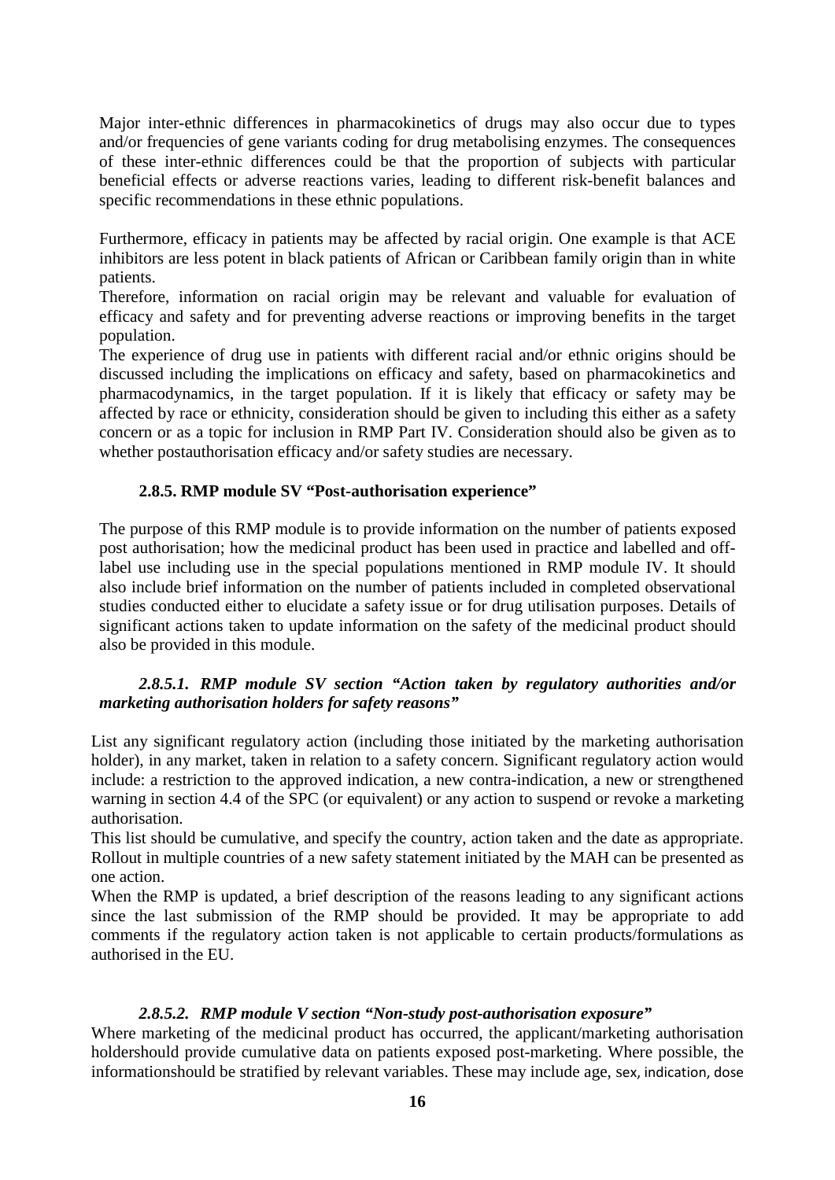Major inter-ethnic differences in pharmacokinetics of drugs may also occur due to types and/or frequencies of gene variants coding for drug metabolising enzymes. The consequences of these inter-ethnic differences could be that the proportion of subjects with particular beneficial effects or adverse reactions varies, leading to different risk-benefit balances and specific recommendations in these ethnic populations.

Furthermore, efficacy in patients may be affected by racial origin. One example is that ACE inhibitors are less potent in black patients of African or Caribbean family origin than in white patients.

Therefore, information on racial origin may be relevant and valuable for evaluation of efficacy and safety and for preventing adverse reactions or improving benefits in the target population.

The experience of drug use in patients with different racial and/or ethnic origins should be discussed including the implications on efficacy and safety, based on pharmacokinetics and pharmacodynamics, in the target population. If it is likely that efficacy or safety may be affected by race or ethnicity, consideration should be given to including this either as a safety concern or as a topic for inclusion in RMP Part IV. Consideration should also be given as to whether postauthorisation efficacy and/or safety studies are necessary.

### 2.8.5. RMP module SV "Post-authorisation experience"

The purpose of this RMP module is to provide information on the number of patients exposed post authorisation; how the medicinal product has been used in practice and labelled and off-label use including use in the special populations mentioned in RMP module IV. It should also include brief information on the number of patients included in completed observational studies conducted either to elucidate a safety issue or for drug utilisation purposes. Details of significant actions taken to update information on the safety of the medicinal product should also be provided in this module.

#### *2.8.5.1. RMP module SV section "Action taken by regulatory authorities and/or marketing authorisation holders for safety reasons"*

List any significant regulatory action (including those initiated by the marketing authorisation holder), in any market, taken in relation to a safety concern. Significant regulatory action would include: a restriction to the approved indication, a new contra-indication, a new or strengthened warning in section 4.4 of the SPC (or equivalent) or any action to suspend or revoke a marketing authorisation.

This list should be cumulative, and specify the country, action taken and the date as appropriate. Rollout in multiple countries of a new safety statement initiated by the MAH can be presented as one action.

When the RMP is updated, a brief description of the reasons leading to any significant actions since the last submission of the RMP should be provided. It may be appropriate to add comments if the regulatory action taken is not applicable to certain products/formulations as authorised in the EU.

#### *2.8.5.2. RMP module V section "Non-study post-authorisation exposure"*

Where marketing of the medicinal product has occurred, the applicant/marketing authorisation holdershould provide cumulative data on patients exposed post-marketing. Where possible, the informationshould be stratified by relevant variables. These may include age, sex, indication, dose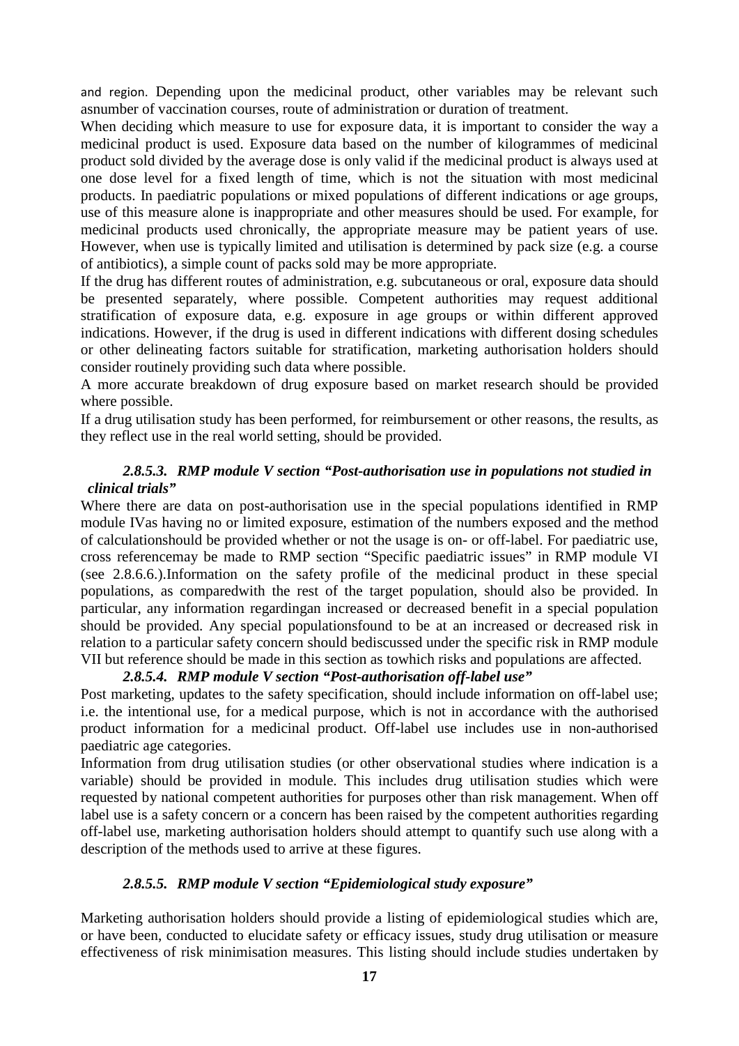and region. Depending upon the medicinal product, other variables may be relevant such asnumber of vaccination courses, route of administration or duration of treatment.

When deciding which measure to use for exposure data, it is important to consider the way a medicinal product is used. Exposure data based on the number of kilogrammes of medicinal product sold divided by the average dose is only valid if the medicinal product is always used at one dose level for a fixed length of time, which is not the situation with most medicinal products. In paediatric populations or mixed populations of different indications or age groups, use of this measure alone is inappropriate and other measures should be used. For example, for medicinal products used chronically, the appropriate measure may be patient years of use. However, when use is typically limited and utilisation is determined by pack size (e.g. a course of antibiotics), a simple count of packs sold may be more appropriate.

If the drug has different routes of administration, e.g. subcutaneous or oral, exposure data should be presented separately, where possible. Competent authorities may request additional stratification of exposure data, e.g. exposure in age groups or within different approved indications. However, if the drug is used in different indications with different dosing schedules or other delineating factors suitable for stratification, marketing authorisation holders should consider routinely providing such data where possible.

A more accurate breakdown of drug exposure based on market research should be provided where possible.

If a drug utilisation study has been performed, for reimbursement or other reasons, the results, as they reflect use in the real world setting, should be provided.

#### *2.8.5.3. RMP module V section "Post-authorisation use in populations not studied in clinical trials"*

Where there are data on post-authorisation use in the special populations identified in RMP module IVas having no or limited exposure, estimation of the numbers exposed and the method of calculationshould be provided whether or not the usage is on- or off-label. For paediatric use, cross referencemay be made to RMP section "Specific paediatric issues" in RMP module VI (see 2.8.6.6.).Information on the safety profile of the medicinal product in these special populations, as comparedwith the rest of the target population, should also be provided. In particular, any information regardingan increased or decreased benefit in a special population should be provided. Any special populationsfound to be at an increased or decreased risk in relation to a particular safety concern should bediscussed under the specific risk in RMP module VII but reference should be made in this section as towhich risks and populations are affected.

#### *2.8.5.4. RMP module V section "Post-authorisation off-label use"*

Post marketing, updates to the safety specification, should include information on off-label use; i.e. the intentional use, for a medical purpose, which is not in accordance with the authorised product information for a medicinal product. Off-label use includes use in non-authorised paediatric age categories.

Information from drug utilisation studies (or other observational studies where indication is a variable) should be provided in module. This includes drug utilisation studies which were requested by national competent authorities for purposes other than risk management. When off label use is a safety concern or a concern has been raised by the competent authorities regarding off-label use, marketing authorisation holders should attempt to quantify such use along with a description of the methods used to arrive at these figures.

#### *2.8.5.5. RMP module V section "Epidemiological study exposure"*

Marketing authorisation holders should provide a listing of epidemiological studies which are, or have been, conducted to elucidate safety or efficacy issues, study drug utilisation or measure effectiveness of risk minimisation measures. This listing should include studies undertaken by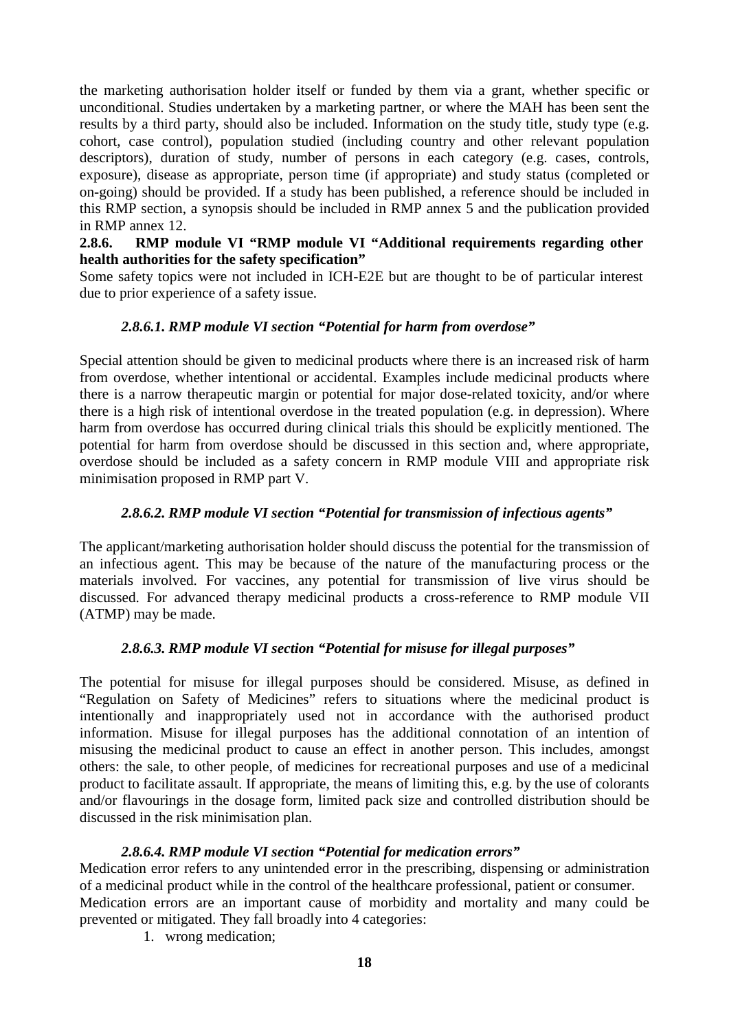the marketing authorisation holder itself or funded by them via a grant, whether specific or unconditional. Studies undertaken by a marketing partner, or where the MAH has been sent the results by a third party, should also be included. Information on the study title, study type (e.g. cohort, case control), population studied (including country and other relevant population descriptors), duration of study, number of persons in each category (e.g. cases, controls, exposure), disease as appropriate, person time (if appropriate) and study status (completed or on-going) should be provided. If a study has been published, a reference should be included in this RMP section, a synopsis should be included in RMP annex 5 and the publication provided in RMP annex 12.

### 2.8.6. RMP module VI "RMP module VI "Additional requirements regarding other health authorities for the safety specification"

Some safety topics were not included in ICH-E2E but are thought to be of particular interest due to prior experience of a safety issue.

#### *2.8.6.1. RMP module VI section "Potential for harm from overdose"*

Special attention should be given to medicinal products where there is an increased risk of harm from overdose, whether intentional or accidental. Examples include medicinal products where there is a narrow therapeutic margin or potential for major dose-related toxicity, and/or where there is a high risk of intentional overdose in the treated population (e.g. in depression). Where harm from overdose has occurred during clinical trials this should be explicitly mentioned. The potential for harm from overdose should be discussed in this section and, where appropriate, overdose should be included as a safety concern in RMP module VIII and appropriate risk minimisation proposed in RMP part V.

#### *2.8.6.2. RMP module VI section "Potential for transmission of infectious agents"*

The applicant/marketing authorisation holder should discuss the potential for the transmission of an infectious agent. This may be because of the nature of the manufacturing process or the materials involved. For vaccines, any potential for transmission of live virus should be discussed. For advanced therapy medicinal products a cross-reference to RMP module VII (ATMP) may be made.

#### *2.8.6.3. RMP module VI section "Potential for misuse for illegal purposes"*

The potential for misuse for illegal purposes should be considered. Misuse, as defined in "Regulation on Safety of Medicines" refers to situations where the medicinal product is intentionally and inappropriately used not in accordance with the authorised product information. Misuse for illegal purposes has the additional connotation of an intention of misusing the medicinal product to cause an effect in another person. This includes, amongst others: the sale, to other people, of medicines for recreational purposes and use of a medicinal product to facilitate assault. If appropriate, the means of limiting this, e.g. by the use of colorants and/or flavourings in the dosage form, limited pack size and controlled distribution should be discussed in the risk minimisation plan.

#### *2.8.6.4. RMP module VI section "Potential for medication errors"*

Medication error refers to any unintended error in the prescribing, dispensing or administration of a medicinal product while in the control of the healthcare professional, patient or consumer. Medication errors are an important cause of morbidity and mortality and many could be prevented or mitigated. They fall broadly into 4 categories:

1. wrong medication;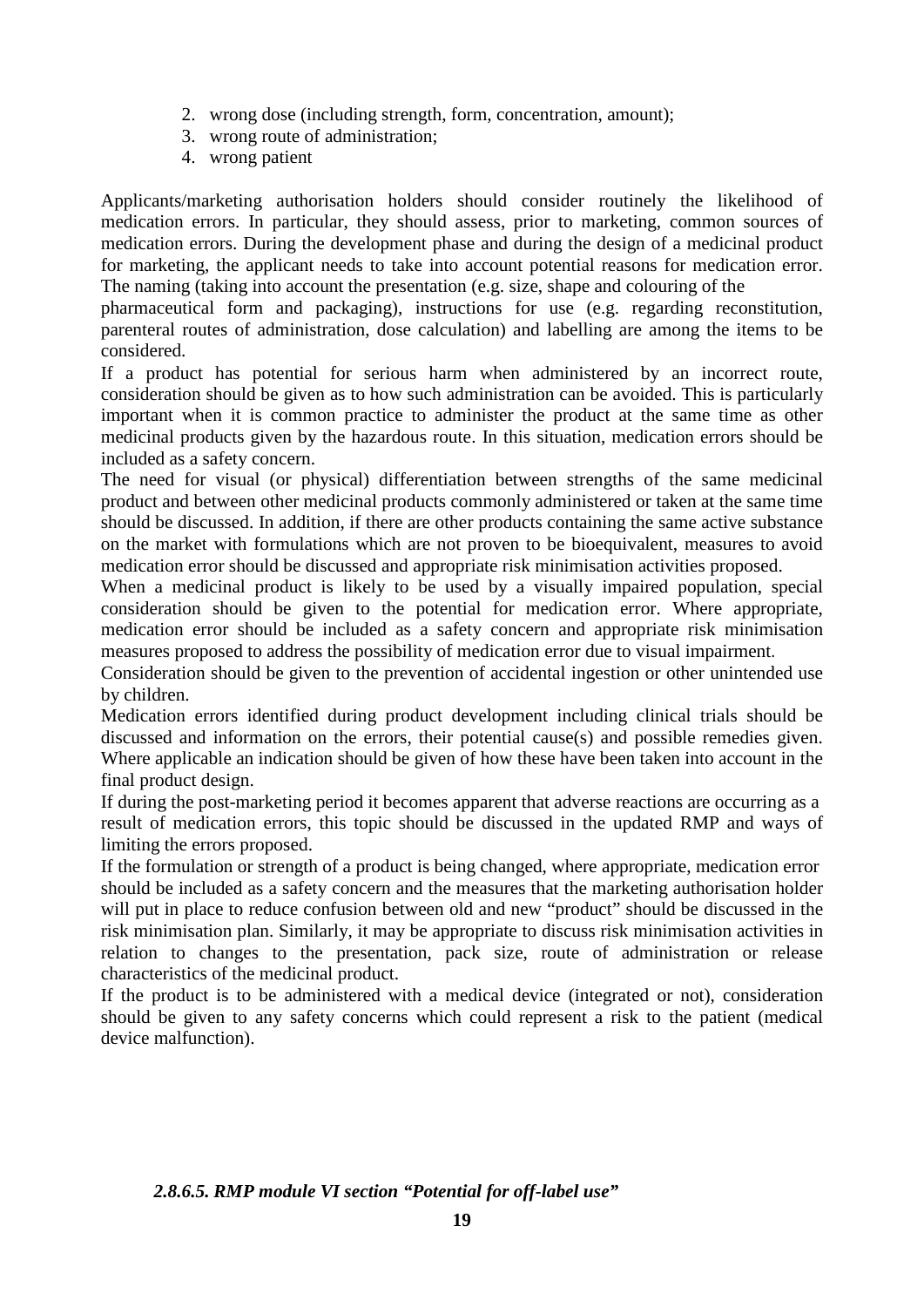2. wrong dose (including strength, form, concentration, amount);
3. wrong route of administration;
4. wrong patient

Applicants/marketing authorisation holders should consider routinely the likelihood of medication errors. In particular, they should assess, prior to marketing, common sources of medication errors. During the development phase and during the design of a medicinal product for marketing, the applicant needs to take into account potential reasons for medication error. The naming (taking into account the presentation (e.g. size, shape and colouring of the pharmaceutical form and packaging), instructions for use (e.g. regarding reconstitution, parenteral routes of administration, dose calculation) and labelling are among the items to be considered.

If a product has potential for serious harm when administered by an incorrect route, consideration should be given as to how such administration can be avoided. This is particularly important when it is common practice to administer the product at the same time as other medicinal products given by the hazardous route. In this situation, medication errors should be included as a safety concern.

The need for visual (or physical) differentiation between strengths of the same medicinal product and between other medicinal products commonly administered or taken at the same time should be discussed. In addition, if there are other products containing the same active substance on the market with formulations which are not proven to be bioequivalent, measures to avoid medication error should be discussed and appropriate risk minimisation activities proposed.

When a medicinal product is likely to be used by a visually impaired population, special consideration should be given to the potential for medication error. Where appropriate, medication error should be included as a safety concern and appropriate risk minimisation measures proposed to address the possibility of medication error due to visual impairment.

Consideration should be given to the prevention of accidental ingestion or other unintended use by children.

Medication errors identified during product development including clinical trials should be discussed and information on the errors, their potential cause(s) and possible remedies given. Where applicable an indication should be given of how these have been taken into account in the final product design.

If during the post-marketing period it becomes apparent that adverse reactions are occurring as a result of medication errors, this topic should be discussed in the updated RMP and ways of limiting the errors proposed.

If the formulation or strength of a product is being changed, where appropriate, medication error should be included as a safety concern and the measures that the marketing authorisation holder will put in place to reduce confusion between old and new "product" should be discussed in the risk minimisation plan. Similarly, it may be appropriate to discuss risk minimisation activities in relation to changes to the presentation, pack size, route of administration or release characteristics of the medicinal product.

If the product is to be administered with a medical device (integrated or not), consideration should be given to any safety concerns which could represent a risk to the patient (medical device malfunction).

#### *2.8.6.5. RMP module VI section "Potential for off-label use"*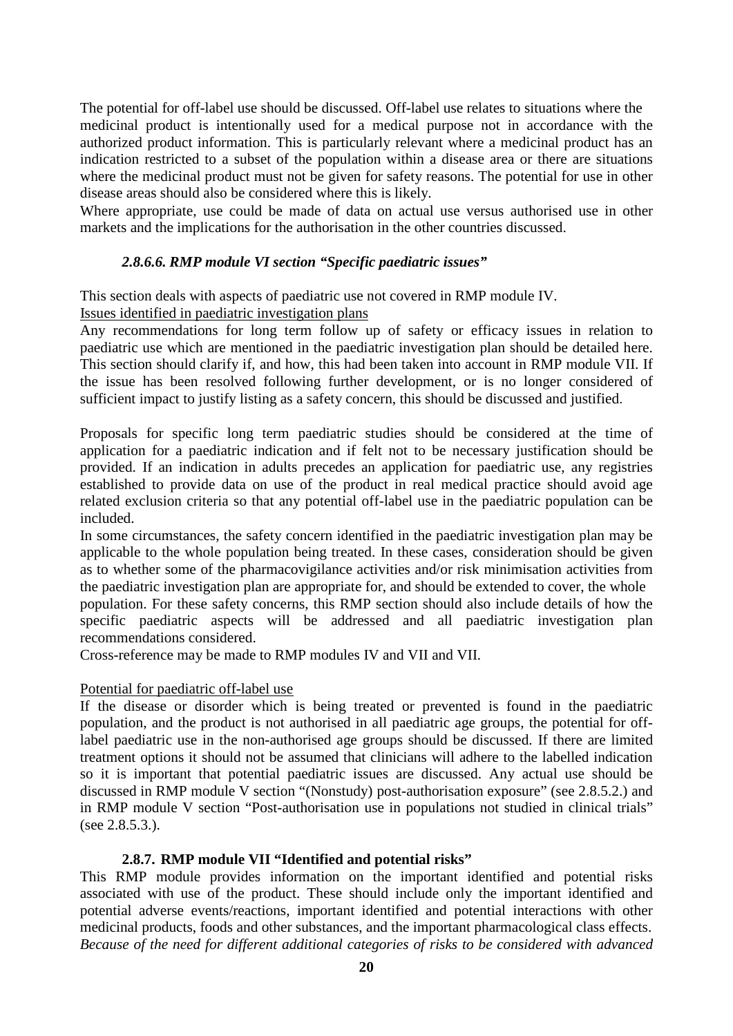The potential for off-label use should be discussed. Off-label use relates to situations where the medicinal product is intentionally used for a medical purpose not in accordance with the authorized product information. This is particularly relevant where a medicinal product has an indication restricted to a subset of the population within a disease area or there are situations where the medicinal product must not be given for safety reasons. The potential for use in other disease areas should also be considered where this is likely.

Where appropriate, use could be made of data on actual use versus authorised use in other markets and the implications for the authorisation in the other countries discussed.

#### *2.8.6.6. RMP module VI section "Specific paediatric issues"*

This section deals with aspects of paediatric use not covered in RMP module IV.

<u>Issues identified in paediatric investigation plans</u>

Any recommendations for long term follow up of safety or efficacy issues in relation to paediatric use which are mentioned in the paediatric investigation plan should be detailed here. This section should clarify if, and how, this had been taken into account in RMP module VII. If the issue has been resolved following further development, or is no longer considered of sufficient impact to justify listing as a safety concern, this should be discussed and justified.

Proposals for specific long term paediatric studies should be considered at the time of application for a paediatric indication and if felt not to be necessary justification should be provided. If an indication in adults precedes an application for paediatric use, any registries established to provide data on use of the product in real medical practice should avoid age related exclusion criteria so that any potential off-label use in the paediatric population can be included.

In some circumstances, the safety concern identified in the paediatric investigation plan may be applicable to the whole population being treated. In these cases, consideration should be given as to whether some of the pharmacovigilance activities and/or risk minimisation activities from the paediatric investigation plan are appropriate for, and should be extended to cover, the whole population. For these safety concerns, this RMP section should also include details of how the specific paediatric aspects will be addressed and all paediatric investigation plan recommendations considered.

Cross-reference may be made to RMP modules IV and VII and VII.

<u>Potential for paediatric off-label use</u>

If the disease or disorder which is being treated or prevented is found in the paediatric population, and the product is not authorised in all paediatric age groups, the potential for off-label paediatric use in the non-authorised age groups should be discussed. If there are limited treatment options it should not be assumed that clinicians will adhere to the labelled indication so it is important that potential paediatric issues are discussed. Any actual use should be discussed in RMP module V section "(Nonstudy) post-authorisation exposure" (see 2.8.5.2.) and in RMP module V section "Post-authorisation use in populations not studied in clinical trials" (see 2.8.5.3.).

### 2.8.7. RMP module VII "Identified and potential risks"

This RMP module provides information on the important identified and potential risks associated with use of the product. These should include only the important identified and potential adverse events/reactions, important identified and potential interactions with other medicinal products, foods and other substances, and the important pharmacological class effects. *Because of the need for different additional categories of risks to be considered with advanced*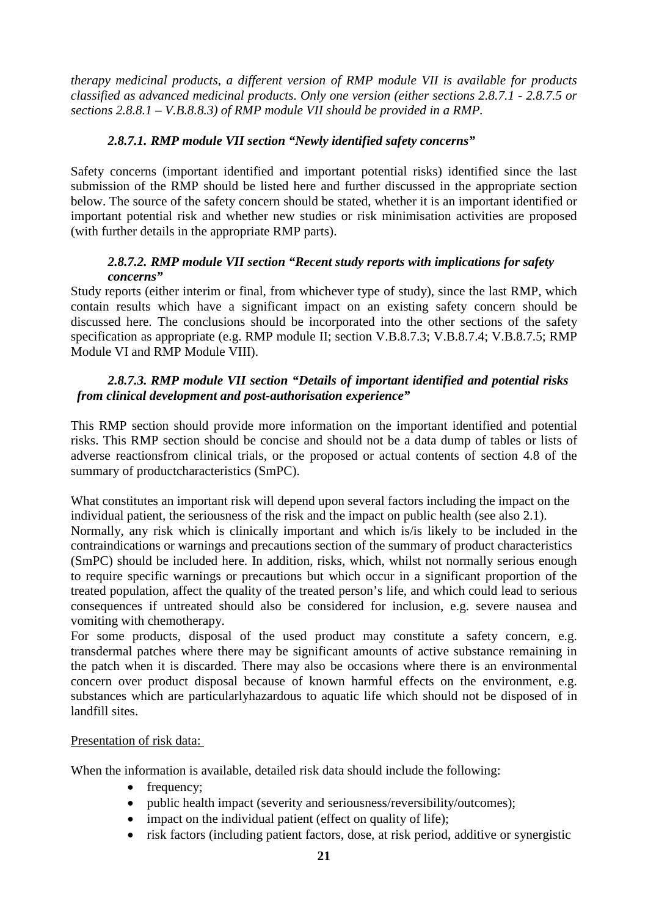*therapy medicinal products, a different version of RMP module VII is available for products classified as advanced medicinal products. Only one version (either sections 2.8.7.1 - 2.8.7.5 or sections 2.8.8.1 – V.B.8.8.3) of RMP module VII should be provided in a RMP.*

### *2.8.7.1. RMP module VII section "Newly identified safety concerns"*

Safety concerns (important identified and important potential risks) identified since the last submission of the RMP should be listed here and further discussed in the appropriate section below. The source of the safety concern should be stated, whether it is an important identified or important potential risk and whether new studies or risk minimisation activities are proposed (with further details in the appropriate RMP parts).

### *2.8.7.2. RMP module VII section "Recent study reports with implications for safety concerns"*

Study reports (either interim or final, from whichever type of study), since the last RMP, which contain results which have a significant impact on an existing safety concern should be discussed here. The conclusions should be incorporated into the other sections of the safety specification as appropriate (e.g. RMP module II; section V.B.8.7.3; V.B.8.7.4; V.B.8.7.5; RMP Module VI and RMP Module VIII).

### *2.8.7.3. RMP module VII section "Details of important identified and potential risks from clinical development and post-authorisation experience"*

This RMP section should provide more information on the important identified and potential risks. This RMP section should be concise and should not be a data dump of tables or lists of adverse reactionsfrom clinical trials, or the proposed or actual contents of section 4.8 of the summary of productcharacteristics (SmPC).

What constitutes an important risk will depend upon several factors including the impact on the individual patient, the seriousness of the risk and the impact on public health (see also 2.1).
Normally, any risk which is clinically important and which is/is likely to be included in the contraindications or warnings and precautions section of the summary of product characteristics (SmPC) should be included here. In addition, risks, which, whilst not normally serious enough to require specific warnings or precautions but which occur in a significant proportion of the treated population, affect the quality of the treated person's life, and which could lead to serious consequences if untreated should also be considered for inclusion, e.g. severe nausea and vomiting with chemotherapy.
For some products, disposal of the used product may constitute a safety concern, e.g. transdermal patches where there may be significant amounts of active substance remaining in the patch when it is discarded. There may also be occasions where there is an environmental concern over product disposal because of known harmful effects on the environment, e.g. substances which are particularlyhazardous to aquatic life which should not be disposed of in landfill sites.

Presentation of risk data:

When the information is available, detailed risk data should include the following:

- frequency;
- public health impact (severity and seriousness/reversibility/outcomes);
- impact on the individual patient (effect on quality of life);
- risk factors (including patient factors, dose, at risk period, additive or synergistic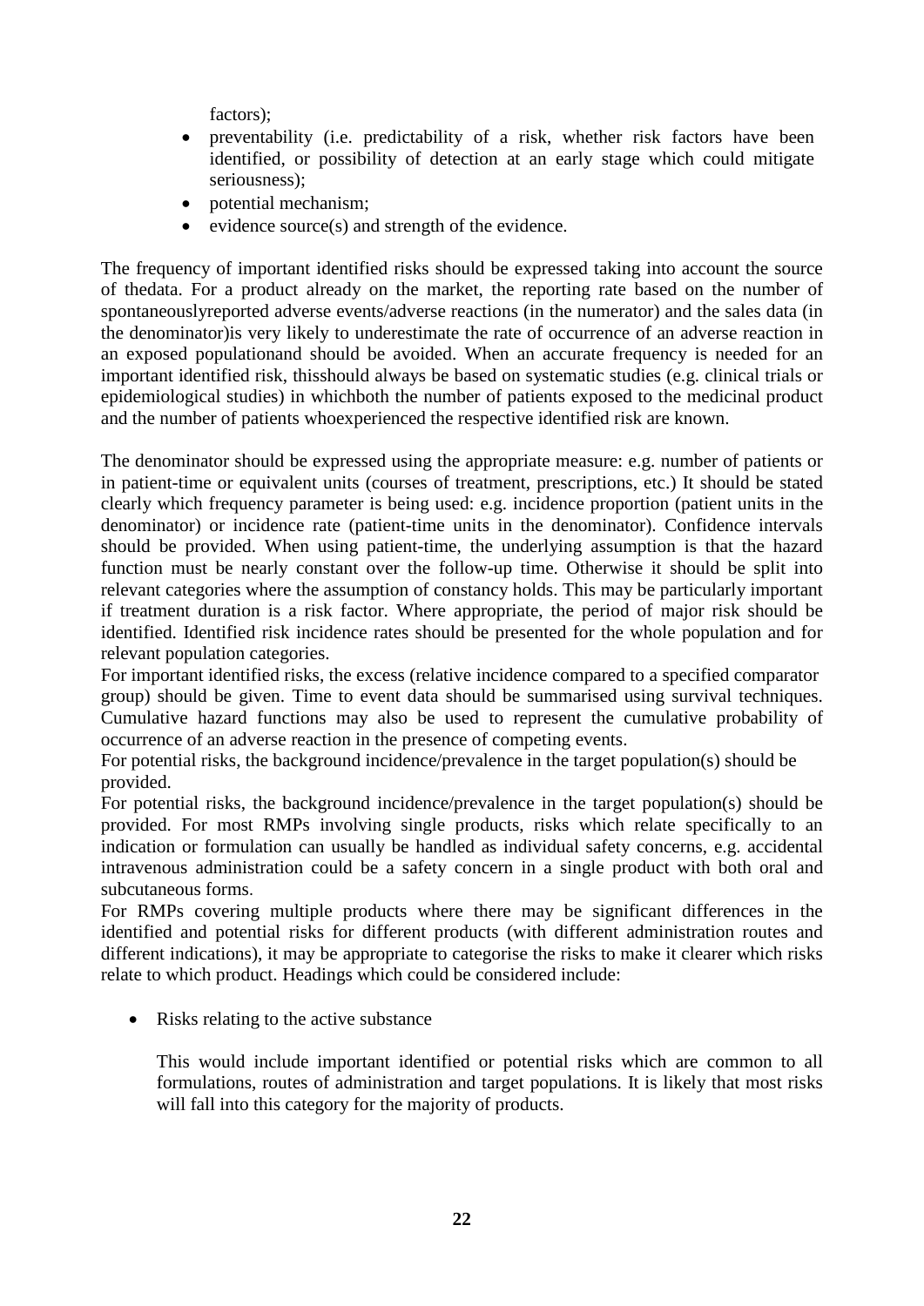factors);

- preventability (i.e. predictability of a risk, whether risk factors have been identified, or possibility of detection at an early stage which could mitigate seriousness);
- potential mechanism;
- evidence source(s) and strength of the evidence.

The frequency of important identified risks should be expressed taking into account the source of thedata. For a product already on the market, the reporting rate based on the number of spontaneouslyreported adverse events/adverse reactions (in the numerator) and the sales data (in the denominator)is very likely to underestimate the rate of occurrence of an adverse reaction in an exposed populationand should be avoided. When an accurate frequency is needed for an important identified risk, thisshould always be based on systematic studies (e.g. clinical trials or epidemiological studies) in whichboth the number of patients exposed to the medicinal product and the number of patients whoexperienced the respective identified risk are known.

The denominator should be expressed using the appropriate measure: e.g. number of patients or in patient-time or equivalent units (courses of treatment, prescriptions, etc.) It should be stated clearly which frequency parameter is being used: e.g. incidence proportion (patient units in the denominator) or incidence rate (patient-time units in the denominator). Confidence intervals should be provided. When using patient-time, the underlying assumption is that the hazard function must be nearly constant over the follow-up time. Otherwise it should be split into relevant categories where the assumption of constancy holds. This may be particularly important if treatment duration is a risk factor. Where appropriate, the period of major risk should be identified. Identified risk incidence rates should be presented for the whole population and for relevant population categories.
For important identified risks, the excess (relative incidence compared to a specified comparator group) should be given. Time to event data should be summarised using survival techniques. Cumulative hazard functions may also be used to represent the cumulative probability of occurrence of an adverse reaction in the presence of competing events.
For potential risks, the background incidence/prevalence in the target population(s) should be provided.
For potential risks, the background incidence/prevalence in the target population(s) should be provided. For most RMPs involving single products, risks which relate specifically to an indication or formulation can usually be handled as individual safety concerns, e.g. accidental intravenous administration could be a safety concern in a single product with both oral and subcutaneous forms.
For RMPs covering multiple products where there may be significant differences in the identified and potential risks for different products (with different administration routes and different indications), it may be appropriate to categorise the risks to make it clearer which risks relate to which product. Headings which could be considered include:

- Risks relating to the active substance

  This would include important identified or potential risks which are common to all formulations, routes of administration and target populations. It is likely that most risks will fall into this category for the majority of products.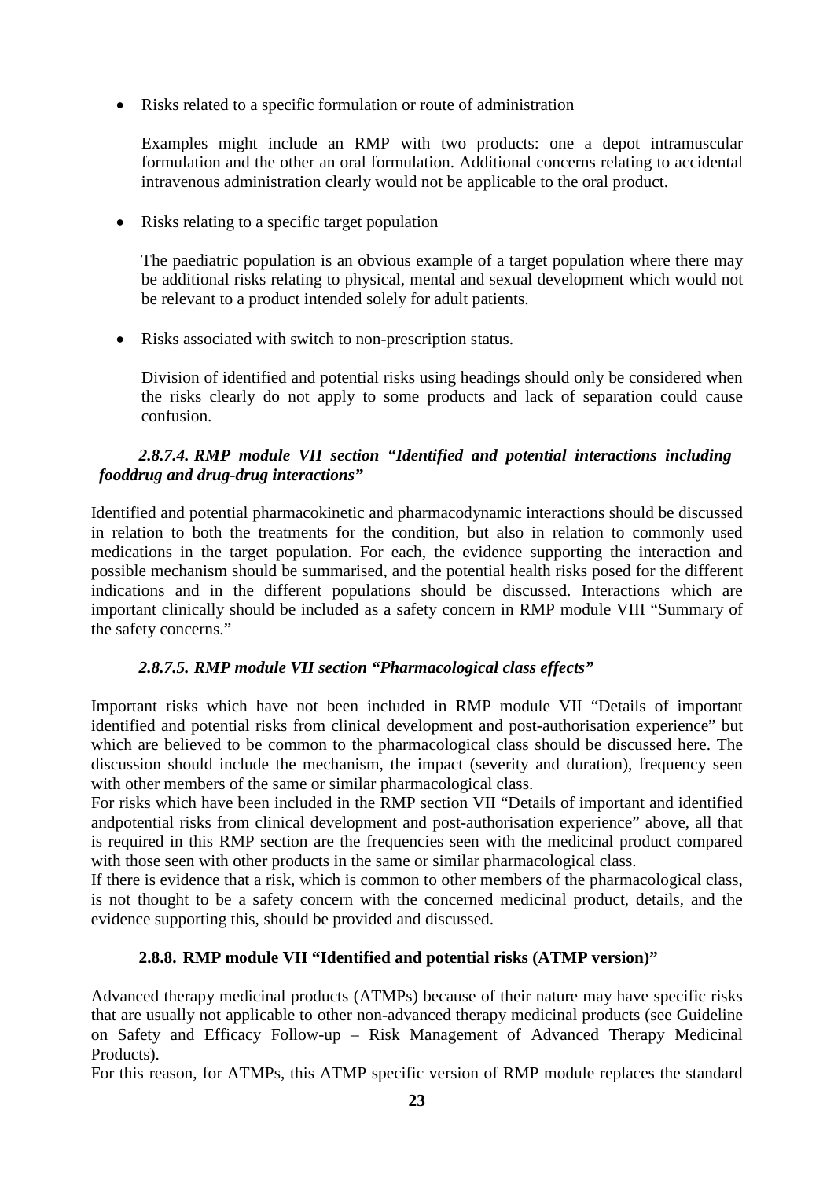- Risks related to a specific formulation or route of administration

  Examples might include an RMP with two products: one a depot intramuscular formulation and the other an oral formulation. Additional concerns relating to accidental intravenous administration clearly would not be applicable to the oral product.

- Risks relating to a specific target population

  The paediatric population is an obvious example of a target population where there may be additional risks relating to physical, mental and sexual development which would not be relevant to a product intended solely for adult patients.

- Risks associated with switch to non-prescription status.

  Division of identified and potential risks using headings should only be considered when the risks clearly do not apply to some products and lack of separation could cause confusion.

#### *2.8.7.4. RMP module VII section "Identified and potential interactions including fooddrug and drug-drug interactions"*

Identified and potential pharmacokinetic and pharmacodynamic interactions should be discussed in relation to both the treatments for the condition, but also in relation to commonly used medications in the target population. For each, the evidence supporting the interaction and possible mechanism should be summarised, and the potential health risks posed for the different indications and in the different populations should be discussed. Interactions which are important clinically should be included as a safety concern in RMP module VIII "Summary of the safety concerns."

#### *2.8.7.5. RMP module VII section "Pharmacological class effects"*

Important risks which have not been included in RMP module VII "Details of important identified and potential risks from clinical development and post-authorisation experience" but which are believed to be common to the pharmacological class should be discussed here. The discussion should include the mechanism, the impact (severity and duration), frequency seen with other members of the same or similar pharmacological class.
For risks which have been included in the RMP section VII "Details of important and identified andpotential risks from clinical development and post-authorisation experience" above, all that is required in this RMP section are the frequencies seen with the medicinal product compared with those seen with other products in the same or similar pharmacological class.
If there is evidence that a risk, which is common to other members of the pharmacological class, is not thought to be a safety concern with the concerned medicinal product, details, and the evidence supporting this, should be provided and discussed.

### 2.8.8. RMP module VII "Identified and potential risks (ATMP version)"

Advanced therapy medicinal products (ATMPs) because of their nature may have specific risks that are usually not applicable to other non-advanced therapy medicinal products (see Guideline on Safety and Efficacy Follow-up – Risk Management of Advanced Therapy Medicinal Products).
For this reason, for ATMPs, this ATMP specific version of RMP module replaces the standard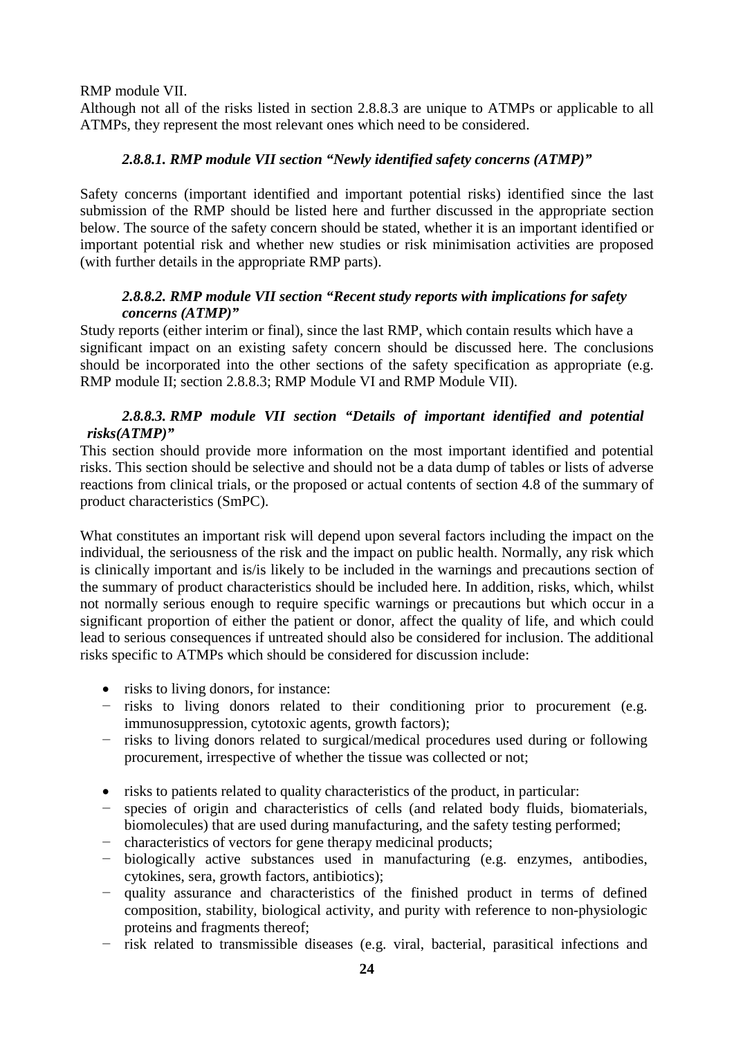RMP module VII.

Although not all of the risks listed in section 2.8.8.3 are unique to ATMPs or applicable to all ATMPs, they represent the most relevant ones which need to be considered.

#### *2.8.8.1. RMP module VII section "Newly identified safety concerns (ATMP)"*

Safety concerns (important identified and important potential risks) identified since the last submission of the RMP should be listed here and further discussed in the appropriate section below. The source of the safety concern should be stated, whether it is an important identified or important potential risk and whether new studies or risk minimisation activities are proposed (with further details in the appropriate RMP parts).

#### *2.8.8.2. RMP module VII section "Recent study reports with implications for safety concerns (ATMP)"*

Study reports (either interim or final), since the last RMP, which contain results which have a significant impact on an existing safety concern should be discussed here. The conclusions should be incorporated into the other sections of the safety specification as appropriate (e.g. RMP module II; section 2.8.8.3; RMP Module VI and RMP Module VII).

#### *2.8.8.3. RMP module VII section "Details of important identified and potential risks(ATMP)"*

This section should provide more information on the most important identified and potential risks. This section should be selective and should not be a data dump of tables or lists of adverse reactions from clinical trials, or the proposed or actual contents of section 4.8 of the summary of product characteristics (SmPC).

What constitutes an important risk will depend upon several factors including the impact on the individual, the seriousness of the risk and the impact on public health. Normally, any risk which is clinically important and is/is likely to be included in the warnings and precautions section of the summary of product characteristics should be included here. In addition, risks, which, whilst not normally serious enough to require specific warnings or precautions but which occur in a significant proportion of either the patient or donor, affect the quality of life, and which could lead to serious consequences if untreated should also be considered for inclusion. The additional risks specific to ATMPs which should be considered for discussion include:

- risks to living donors, for instance:
  - risks to living donors related to their conditioning prior to procurement (e.g. immunosuppression, cytotoxic agents, growth factors);
  - risks to living donors related to surgical/medical procedures used during or following procurement, irrespective of whether the tissue was collected or not;
- risks to patients related to quality characteristics of the product, in particular:
  - species of origin and characteristics of cells (and related body fluids, biomaterials, biomolecules) that are used during manufacturing, and the safety testing performed;
  - characteristics of vectors for gene therapy medicinal products;
  - biologically active substances used in manufacturing (e.g. enzymes, antibodies, cytokines, sera, growth factors, antibiotics);
  - quality assurance and characteristics of the finished product in terms of defined composition, stability, biological activity, and purity with reference to non-physiologic proteins and fragments thereof;
  - risk related to transmissible diseases (e.g. viral, bacterial, parasitical infections and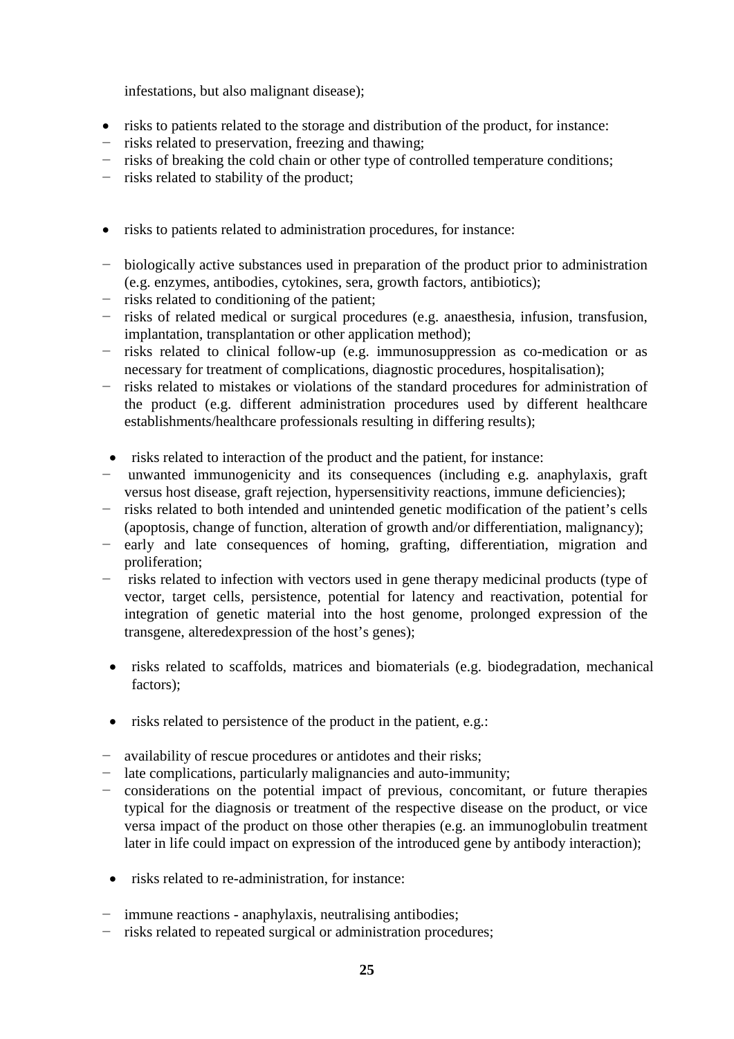infestations, but also malignant disease);

- risks to patients related to the storage and distribution of the product, for instance:
  - risks related to preservation, freezing and thawing;
  - risks of breaking the cold chain or other type of controlled temperature conditions;
  - risks related to stability of the product;

- risks to patients related to administration procedures, for instance:
  - biologically active substances used in preparation of the product prior to administration (e.g. enzymes, antibodies, cytokines, sera, growth factors, antibiotics);
  - risks related to conditioning of the patient;
  - risks of related medical or surgical procedures (e.g. anaesthesia, infusion, transfusion, implantation, transplantation or other application method);
  - risks related to clinical follow-up (e.g. immunosuppression as co-medication or as necessary for treatment of complications, diagnostic procedures, hospitalisation);
  - risks related to mistakes or violations of the standard procedures for administration of the product (e.g. different administration procedures used by different healthcare establishments/healthcare professionals resulting in differing results);

- risks related to interaction of the product and the patient, for instance:
  - unwanted immunogenicity and its consequences (including e.g. anaphylaxis, graft versus host disease, graft rejection, hypersensitivity reactions, immune deficiencies);
  - risks related to both intended and unintended genetic modification of the patient's cells (apoptosis, change of function, alteration of growth and/or differentiation, malignancy);
  - early and late consequences of homing, grafting, differentiation, migration and proliferation;
  - risks related to infection with vectors used in gene therapy medicinal products (type of vector, target cells, persistence, potential for latency and reactivation, potential for integration of genetic material into the host genome, prolonged expression of the transgene, alteredexpression of the host's genes);

- risks related to scaffolds, matrices and biomaterials (e.g. biodegradation, mechanical factors);

- risks related to persistence of the product in the patient, e.g.:
  - availability of rescue procedures or antidotes and their risks;
  - late complications, particularly malignancies and auto-immunity;
  - considerations on the potential impact of previous, concomitant, or future therapies typical for the diagnosis or treatment of the respective disease on the product, or vice versa impact of the product on those other therapies (e.g. an immunoglobulin treatment later in life could impact on expression of the introduced gene by antibody interaction);

- risks related to re-administration, for instance:
  - immune reactions - anaphylaxis, neutralising antibodies;
  - risks related to repeated surgical or administration procedures;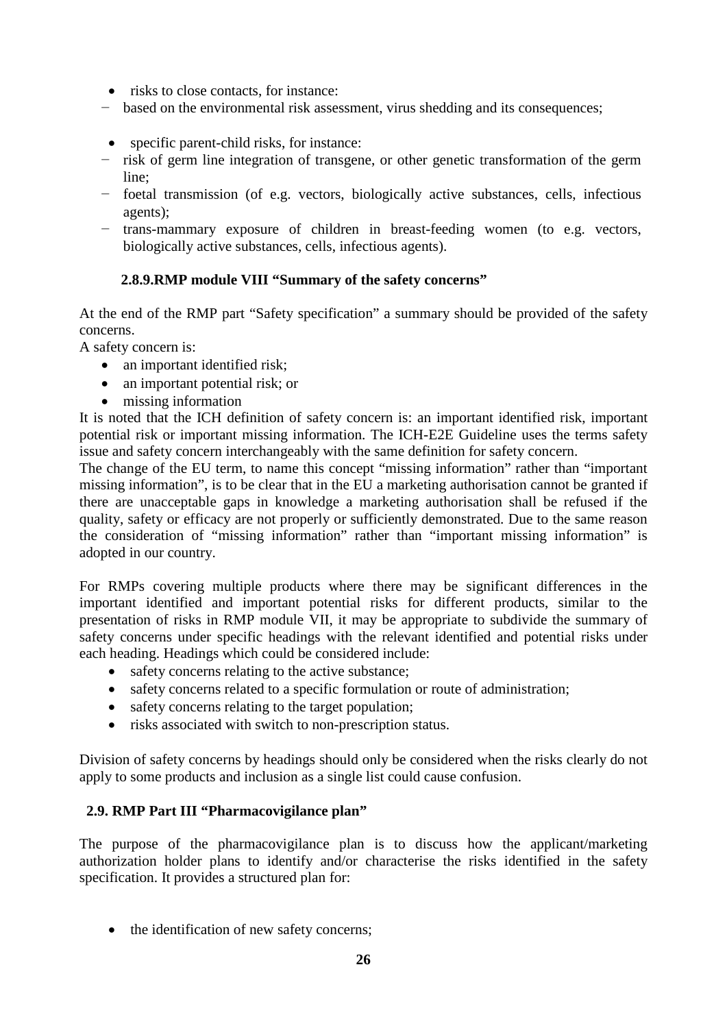- risks to close contacts, for instance:
  - based on the environmental risk assessment, virus shedding and its consequences;

- specific parent-child risks, for instance:
  - risk of germ line integration of transgene, or other genetic transformation of the germ line;
  - foetal transmission (of e.g. vectors, biologically active substances, cells, infectious agents);
  - trans-mammary exposure of children in breast-feeding women (to e.g. vectors, biologically active substances, cells, infectious agents).

### 2.8.9.RMP module VIII "Summary of the safety concerns"

At the end of the RMP part "Safety specification" a summary should be provided of the safety concerns.

A safety concern is:

- an important identified risk;
- an important potential risk; or
- missing information

It is noted that the ICH definition of safety concern is: an important identified risk, important potential risk or important missing information. The ICH-E2E Guideline uses the terms safety issue and safety concern interchangeably with the same definition for safety concern.

The change of the EU term, to name this concept "missing information" rather than "important missing information", is to be clear that in the EU a marketing authorisation cannot be granted if there are unacceptable gaps in knowledge a marketing authorisation shall be refused if the quality, safety or efficacy are not properly or sufficiently demonstrated. Due to the same reason the consideration of "missing information" rather than "important missing information" is adopted in our country.

For RMPs covering multiple products where there may be significant differences in the important identified and important potential risks for different products, similar to the presentation of risks in RMP module VII, it may be appropriate to subdivide the summary of safety concerns under specific headings with the relevant identified and potential risks under each heading. Headings which could be considered include:

- safety concerns relating to the active substance;
- safety concerns related to a specific formulation or route of administration;
- safety concerns relating to the target population;
- risks associated with switch to non-prescription status.

Division of safety concerns by headings should only be considered when the risks clearly do not apply to some products and inclusion as a single list could cause confusion.

## 2.9. RMP Part III "Pharmacovigilance plan"

The purpose of the pharmacovigilance plan is to discuss how the applicant/marketing authorization holder plans to identify and/or characterise the risks identified in the safety specification. It provides a structured plan for:

- the identification of new safety concerns;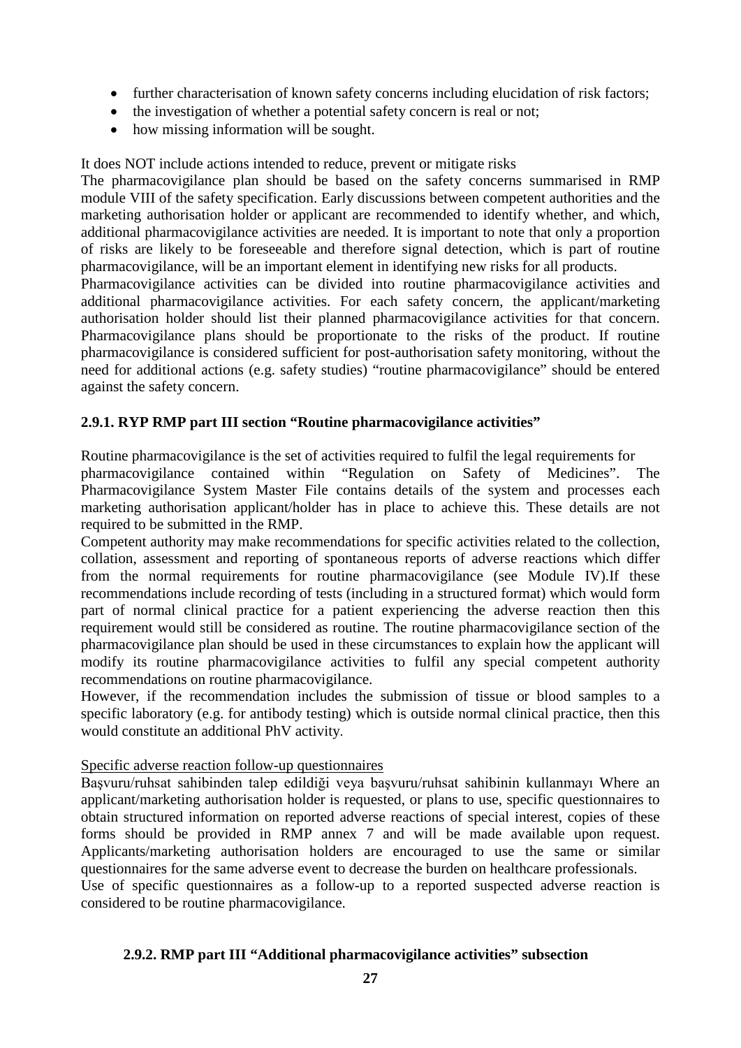- further characterisation of known safety concerns including elucidation of risk factors;
- the investigation of whether a potential safety concern is real or not;
- how missing information will be sought.

It does NOT include actions intended to reduce, prevent or mitigate risks

The pharmacovigilance plan should be based on the safety concerns summarised in RMP module VIII of the safety specification. Early discussions between competent authorities and the marketing authorisation holder or applicant are recommended to identify whether, and which, additional pharmacovigilance activities are needed. It is important to note that only a proportion of risks are likely to be foreseeable and therefore signal detection, which is part of routine pharmacovigilance, will be an important element in identifying new risks for all products.

Pharmacovigilance activities can be divided into routine pharmacovigilance activities and additional pharmacovigilance activities. For each safety concern, the applicant/marketing authorisation holder should list their planned pharmacovigilance activities for that concern. Pharmacovigilance plans should be proportionate to the risks of the product. If routine pharmacovigilance is considered sufficient for post-authorisation safety monitoring, without the need for additional actions (e.g. safety studies) "routine pharmacovigilance" should be entered against the safety concern.

### 2.9.1. RYP RMP part III section "Routine pharmacovigilance activities"

Routine pharmacovigilance is the set of activities required to fulfil the legal requirements for pharmacovigilance contained within "Regulation on Safety of Medicines". The Pharmacovigilance System Master File contains details of the system and processes each marketing authorisation applicant/holder has in place to achieve this. These details are not required to be submitted in the RMP.

Competent authority may make recommendations for specific activities related to the collection, collation, assessment and reporting of spontaneous reports of adverse reactions which differ from the normal requirements for routine pharmacovigilance (see Module IV).If these recommendations include recording of tests (including in a structured format) which would form part of normal clinical practice for a patient experiencing the adverse reaction then this requirement would still be considered as routine. The routine pharmacovigilance section of the pharmacovigilance plan should be used in these circumstances to explain how the applicant will modify its routine pharmacovigilance activities to fulfil any special competent authority recommendations on routine pharmacovigilance.

However, if the recommendation includes the submission of tissue or blood samples to a specific laboratory (e.g. for antibody testing) which is outside normal clinical practice, then this would constitute an additional PhV activity.

<u>Specific adverse reaction follow-up questionnaires</u>

Başvuru/ruhsat sahibinden talep edildiği veya başvuru/ruhsat sahibinin kullanmayı Where an applicant/marketing authorisation holder is requested, or plans to use, specific questionnaires to obtain structured information on reported adverse reactions of special interest, copies of these forms should be provided in RMP annex 7 and will be made available upon request. Applicants/marketing authorisation holders are encouraged to use the same or similar questionnaires for the same adverse event to decrease the burden on healthcare professionals.

Use of specific questionnaires as a follow-up to a reported suspected adverse reaction is considered to be routine pharmacovigilance.

### 2.9.2. RMP part III "Additional pharmacovigilance activities" subsection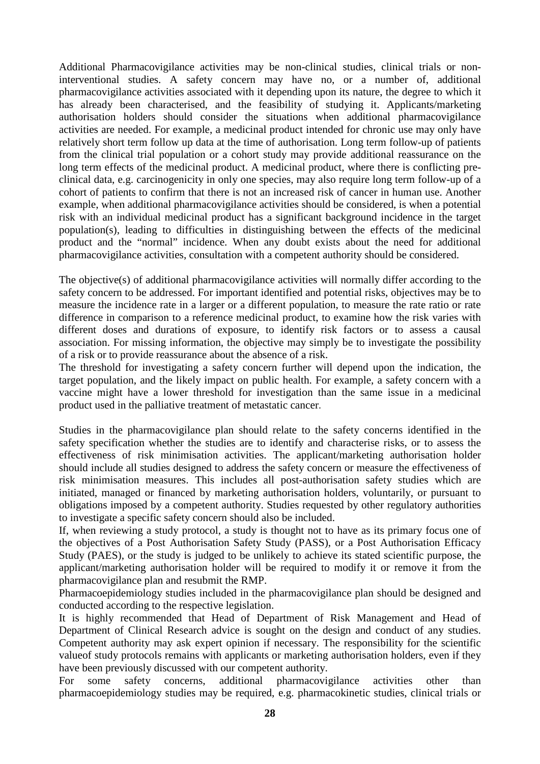Additional Pharmacovigilance activities may be non-clinical studies, clinical trials or non-interventional studies. A safety concern may have no, or a number of, additional pharmacovigilance activities associated with it depending upon its nature, the degree to which it has already been characterised, and the feasibility of studying it. Applicants/marketing authorisation holders should consider the situations when additional pharmacovigilance activities are needed. For example, a medicinal product intended for chronic use may only have relatively short term follow up data at the time of authorisation. Long term follow-up of patients from the clinical trial population or a cohort study may provide additional reassurance on the long term effects of the medicinal product. A medicinal product, where there is conflicting pre-clinical data, e.g. carcinogenicity in only one species, may also require long term follow-up of a cohort of patients to confirm that there is not an increased risk of cancer in human use. Another example, when additional pharmacovigilance activities should be considered, is when a potential risk with an individual medicinal product has a significant background incidence in the target population(s), leading to difficulties in distinguishing between the effects of the medicinal product and the "normal" incidence. When any doubt exists about the need for additional pharmacovigilance activities, consultation with a competent authority should be considered.

The objective(s) of additional pharmacovigilance activities will normally differ according to the safety concern to be addressed. For important identified and potential risks, objectives may be to measure the incidence rate in a larger or a different population, to measure the rate ratio or rate difference in comparison to a reference medicinal product, to examine how the risk varies with different doses and durations of exposure, to identify risk factors or to assess a causal association. For missing information, the objective may simply be to investigate the possibility of a risk or to provide reassurance about the absence of a risk.
The threshold for investigating a safety concern further will depend upon the indication, the target population, and the likely impact on public health. For example, a safety concern with a vaccine might have a lower threshold for investigation than the same issue in a medicinal product used in the palliative treatment of metastatic cancer.

Studies in the pharmacovigilance plan should relate to the safety concerns identified in the safety specification whether the studies are to identify and characterise risks, or to assess the effectiveness of risk minimisation activities. The applicant/marketing authorisation holder should include all studies designed to address the safety concern or measure the effectiveness of risk minimisation measures. This includes all post-authorisation safety studies which are initiated, managed or financed by marketing authorisation holders, voluntarily, or pursuant to obligations imposed by a competent authority. Studies requested by other regulatory authorities to investigate a specific safety concern should also be included.
If, when reviewing a study protocol, a study is thought not to have as its primary focus one of the objectives of a Post Authorisation Safety Study (PASS), or a Post Authorisation Efficacy Study (PAES), or the study is judged to be unlikely to achieve its stated scientific purpose, the applicant/marketing authorisation holder will be required to modify it or remove it from the pharmacovigilance plan and resubmit the RMP.
Pharmacoepidemiology studies included in the pharmacovigilance plan should be designed and conducted according to the respective legislation.
It is highly recommended that Head of Department of Risk Management and Head of Department of Clinical Research advice is sought on the design and conduct of any studies. Competent authority may ask expert opinion if necessary. The responsibility for the scientific valueof study protocols remains with applicants or marketing authorisation holders, even if they have been previously discussed with our competent authority.
For some safety concerns, additional pharmacovigilance activities other than pharmacoepidemiology studies may be required, e.g. pharmacokinetic studies, clinical trials or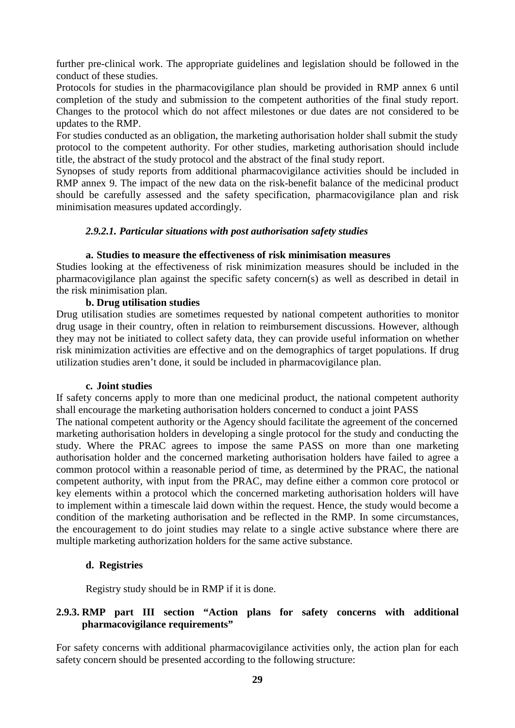further pre-clinical work. The appropriate guidelines and legislation should be followed in the conduct of these studies.

Protocols for studies in the pharmacovigilance plan should be provided in RMP annex 6 until completion of the study and submission to the competent authorities of the final study report. Changes to the protocol which do not affect milestones or due dates are not considered to be updates to the RMP.

For studies conducted as an obligation, the marketing authorisation holder shall submit the study protocol to the competent authority. For other studies, marketing authorisation should include title, the abstract of the study protocol and the abstract of the final study report.

Synopses of study reports from additional pharmacovigilance activities should be included in RMP annex 9. The impact of the new data on the risk-benefit balance of the medicinal product should be carefully assessed and the safety specification, pharmacovigilance plan and risk minimisation measures updated accordingly.

#### *2.9.2.1. Particular situations with post authorisation safety studies*

**a. Studies to measure the effectiveness of risk minimisation measures**

Studies looking at the effectiveness of risk minimization measures should be included in the pharmacovigilance plan against the specific safety concern(s) as well as described in detail in the risk minimisation plan.

**b. Drug utilisation studies**

Drug utilisation studies are sometimes requested by national competent authorities to monitor drug usage in their country, often in relation to reimbursement discussions. However, although they may not be initiated to collect safety data, they can provide useful information on whether risk minimization activities are effective and on the demographics of target populations. If drug utilization studies aren't done, it sould be included in pharmacovigilance plan.

**c. Joint studies**

If safety concerns apply to more than one medicinal product, the national competent authority shall encourage the marketing authorisation holders concerned to conduct a joint PASS

The national competent authority or the Agency should facilitate the agreement of the concerned marketing authorisation holders in developing a single protocol for the study and conducting the study. Where the PRAC agrees to impose the same PASS on more than one marketing authorisation holder and the concerned marketing authorisation holders have failed to agree a common protocol within a reasonable period of time, as determined by the PRAC, the national competent authority, with input from the PRAC, may define either a common core protocol or key elements within a protocol which the concerned marketing authorisation holders will have to implement within a timescale laid down within the request. Hence, the study would become a condition of the marketing authorisation and be reflected in the RMP. In some circumstances, the encouragement to do joint studies may relate to a single active substance where there are multiple marketing authorization holders for the same active substance.

**d. Registries**

Registry study should be in RMP if it is done.

### 2.9.3. RMP part III section "Action plans for safety concerns with additional pharmacovigilance requirements"

For safety concerns with additional pharmacovigilance activities only, the action plan for each safety concern should be presented according to the following structure: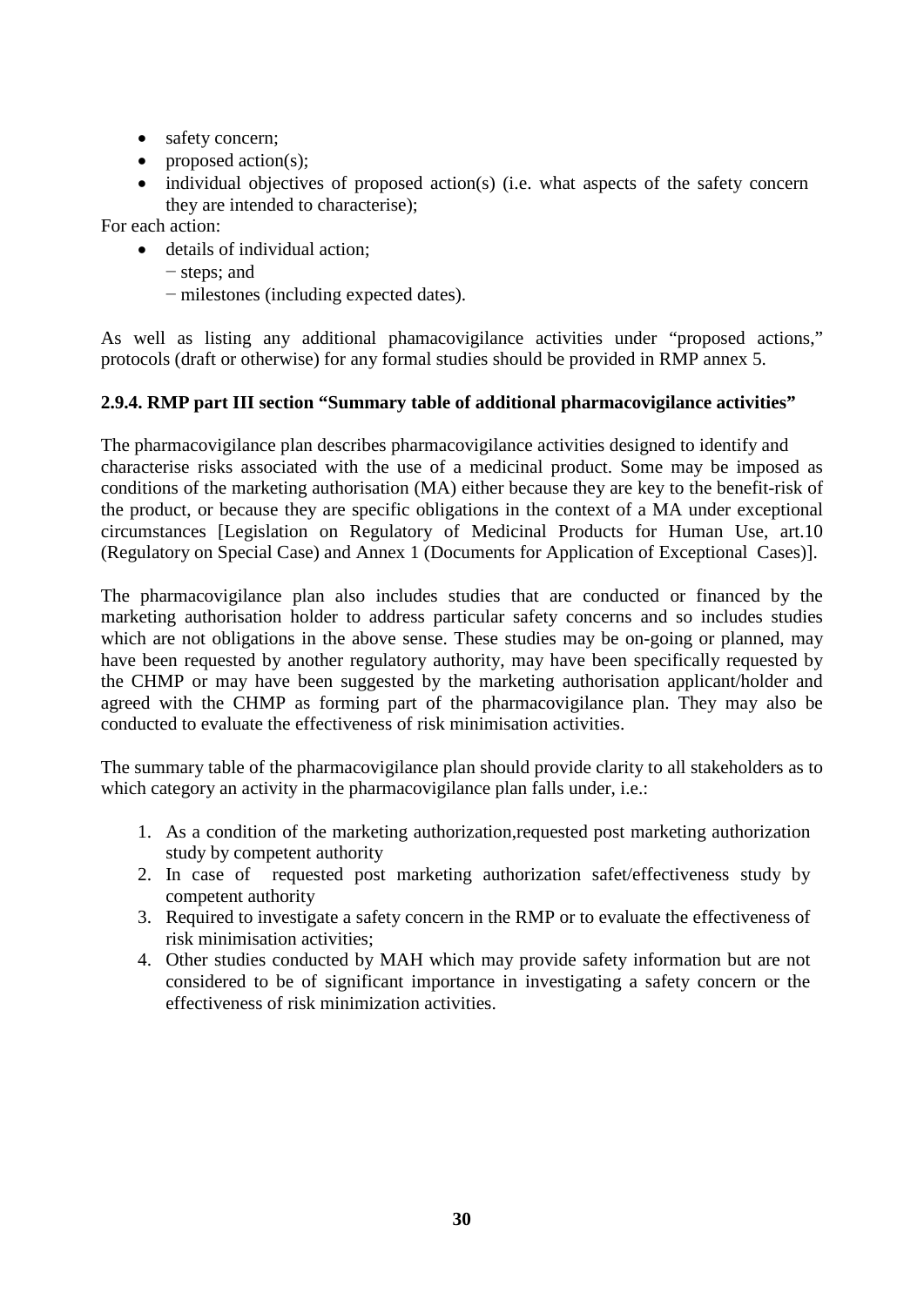- safety concern;
- proposed action(s);
- individual objectives of proposed action(s) (i.e. what aspects of the safety concern they are intended to characterise);

For each action:

- details of individual action;
  − steps; and
  − milestones (including expected dates).

As well as listing any additional phamacovigilance activities under "proposed actions," protocols (draft or otherwise) for any formal studies should be provided in RMP annex 5.

#### 2.9.4. RMP part III section "Summary table of additional pharmacovigilance activities"

The pharmacovigilance plan describes pharmacovigilance activities designed to identify and characterise risks associated with the use of a medicinal product. Some may be imposed as conditions of the marketing authorisation (MA) either because they are key to the benefit-risk of the product, or because they are specific obligations in the context of a MA under exceptional circumstances [Legislation on Regulatory of Medicinal Products for Human Use, art.10 (Regulatory on Special Case) and Annex 1 (Documents for Application of Exceptional Cases)].

The pharmacovigilance plan also includes studies that are conducted or financed by the marketing authorisation holder to address particular safety concerns and so includes studies which are not obligations in the above sense. These studies may be on-going or planned, may have been requested by another regulatory authority, may have been specifically requested by the CHMP or may have been suggested by the marketing authorisation applicant/holder and agreed with the CHMP as forming part of the pharmacovigilance plan. They may also be conducted to evaluate the effectiveness of risk minimisation activities.

The summary table of the pharmacovigilance plan should provide clarity to all stakeholders as to which category an activity in the pharmacovigilance plan falls under, i.e.:

1. As a condition of the marketing authorization,requested post marketing authorization study by competent authority
2. In case of requested post marketing authorization safet/effectiveness study by competent authority
3. Required to investigate a safety concern in the RMP or to evaluate the effectiveness of risk minimisation activities;
4. Other studies conducted by MAH which may provide safety information but are not considered to be of significant importance in investigating a safety concern or the effectiveness of risk minimization activities.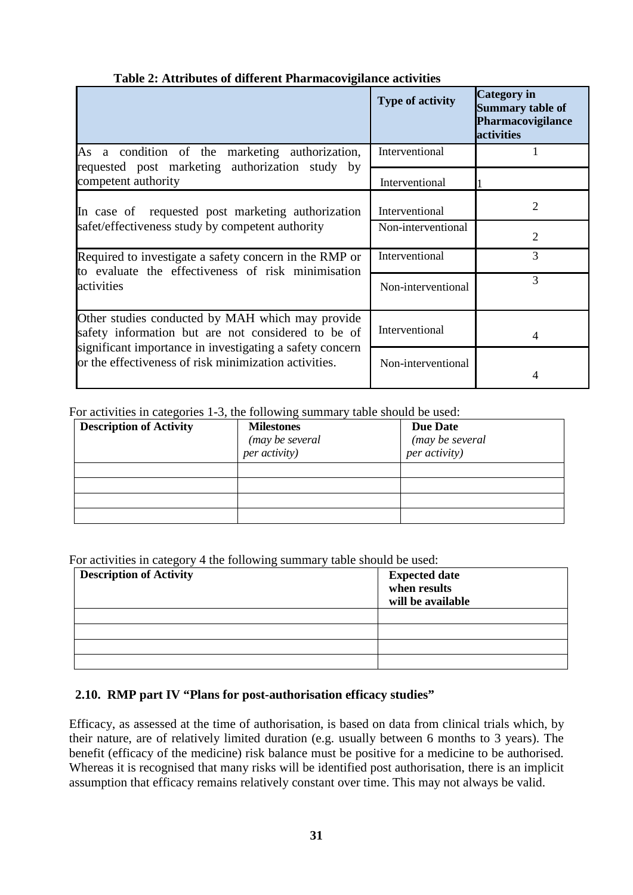**Table 2: Attributes of different Pharmacovigilance activities**

| | Type of activity | Category in Summary table of Pharmacovigilance activities |
|---|---|---|
| As a condition of the marketing authorization, requested post marketing authorization study by competent authority | Interventional | 1 |
| | Interventional | 1 |
| In case of requested post marketing authorization safet/effectiveness study by competent authority | Interventional | 2 |
| | Non-interventional | 2 |
| Required to investigate a safety concern in the RMP or to evaluate the effectiveness of risk minimisation activities | Interventional | 3 |
| | Non-interventional | 3 |
| Other studies conducted by MAH which may provide safety information but are not considered to be of significant importance in investigating a safety concern or the effectiveness of risk minimization activities. | Interventional | 4 |
| | Non-interventional | 4 |

For activities in categories 1-3, the following summary table should be used:

| Description of Activity | Milestones *(may be several per activity)* | Due Date *(may be several per activity)* |
|---|---|---|
| | | |
| | | |
| | | |
| | | |

For activities in category 4 the following summary table should be used:

| Description of Activity | Expected date when results will be available |
|---|---|
| | |
| | |
| | |
| | |

## 2.10. RMP part IV "Plans for post-authorisation efficacy studies"

Efficacy, as assessed at the time of authorisation, is based on data from clinical trials which, by their nature, are of relatively limited duration (e.g. usually between 6 months to 3 years). The benefit (efficacy of the medicine) risk balance must be positive for a medicine to be authorised. Whereas it is recognised that many risks will be identified post authorisation, there is an implicit assumption that efficacy remains relatively constant over time. This may not always be valid.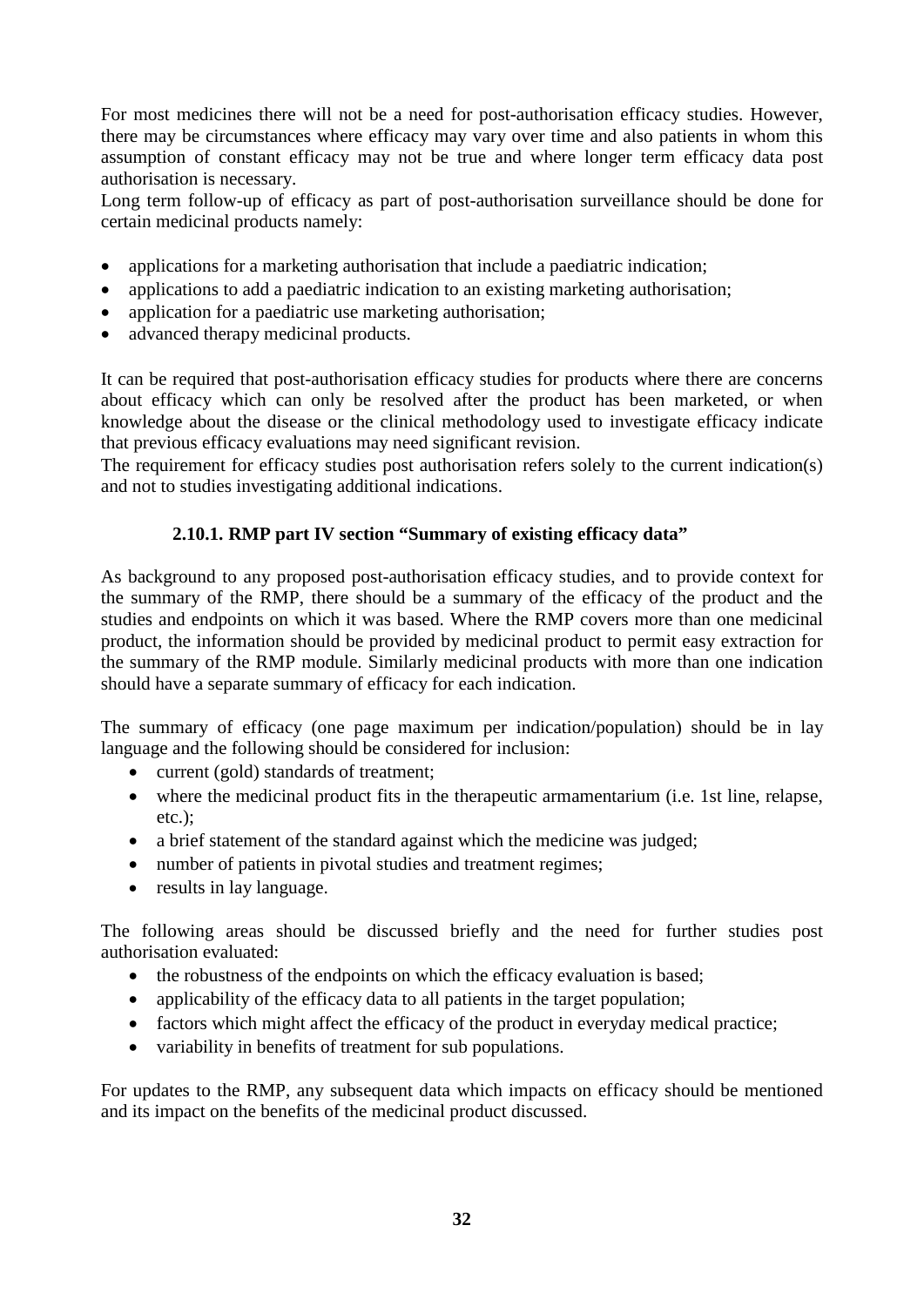For most medicines there will not be a need for post-authorisation efficacy studies. However, there may be circumstances where efficacy may vary over time and also patients in whom this assumption of constant efficacy may not be true and where longer term efficacy data post authorisation is necessary.

Long term follow-up of efficacy as part of post-authorisation surveillance should be done for certain medicinal products namely:

- applications for a marketing authorisation that include a paediatric indication;
- applications to add a paediatric indication to an existing marketing authorisation;
- application for a paediatric use marketing authorisation;
- advanced therapy medicinal products.

It can be required that post-authorisation efficacy studies for products where there are concerns about efficacy which can only be resolved after the product has been marketed, or when knowledge about the disease or the clinical methodology used to investigate efficacy indicate that previous efficacy evaluations may need significant revision.

The requirement for efficacy studies post authorisation refers solely to the current indication(s) and not to studies investigating additional indications.

### 2.10.1. RMP part IV section "Summary of existing efficacy data"

As background to any proposed post-authorisation efficacy studies, and to provide context for the summary of the RMP, there should be a summary of the efficacy of the product and the studies and endpoints on which it was based. Where the RMP covers more than one medicinal product, the information should be provided by medicinal product to permit easy extraction for the summary of the RMP module. Similarly medicinal products with more than one indication should have a separate summary of efficacy for each indication.

The summary of efficacy (one page maximum per indication/population) should be in lay language and the following should be considered for inclusion:

- current (gold) standards of treatment;
- where the medicinal product fits in the therapeutic armamentarium (i.e. 1st line, relapse, etc.);
- a brief statement of the standard against which the medicine was judged;
- number of patients in pivotal studies and treatment regimes;
- results in lay language.

The following areas should be discussed briefly and the need for further studies post authorisation evaluated:

- the robustness of the endpoints on which the efficacy evaluation is based;
- applicability of the efficacy data to all patients in the target population;
- factors which might affect the efficacy of the product in everyday medical practice;
- variability in benefits of treatment for sub populations.

For updates to the RMP, any subsequent data which impacts on efficacy should be mentioned and its impact on the benefits of the medicinal product discussed.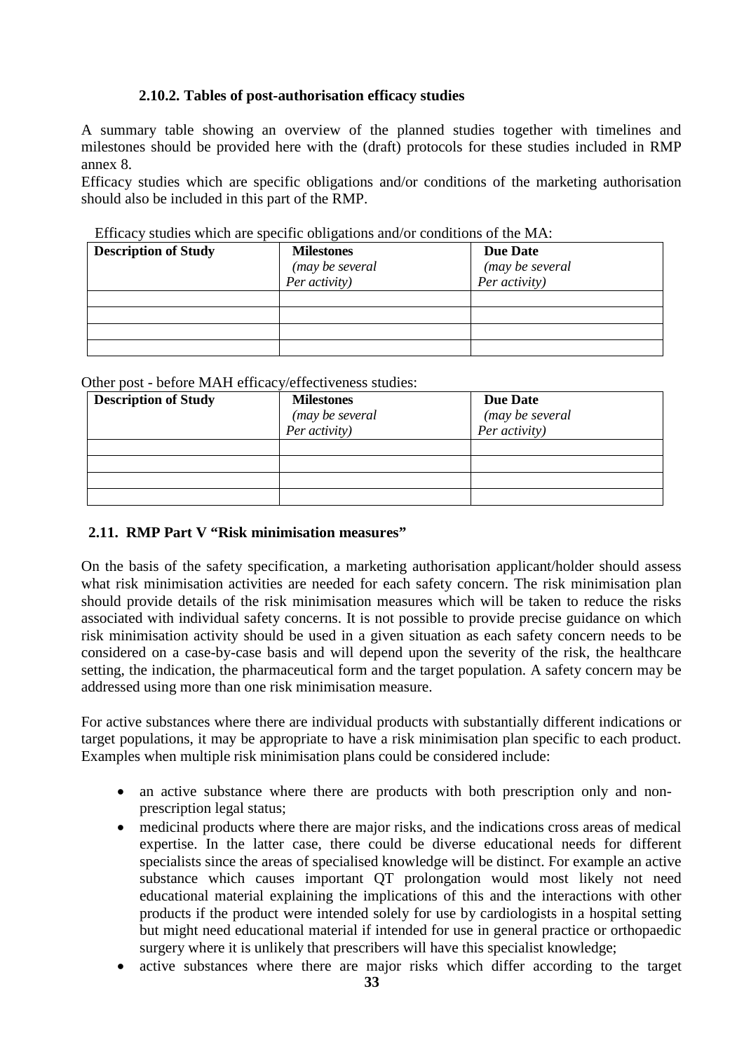#### 2.10.2. Tables of post-authorisation efficacy studies

A summary table showing an overview of the planned studies together with timelines and milestones should be provided here with the (draft) protocols for these studies included in RMP annex 8.

Efficacy studies which are specific obligations and/or conditions of the marketing authorisation should also be included in this part of the RMP.

Efficacy studies which are specific obligations and/or conditions of the MA:

| **Description of Study** | **Milestones** *(may be several Per activity)* | **Due Date** *(may be several Per activity)* |
|---|---|---|
| | | |
| | | |
| | | |
| | | |

Other post - before MAH efficacy/effectiveness studies:

| **Description of Study** | **Milestones** *(may be several Per activity)* | **Due Date** *(may be several Per activity)* |
|---|---|---|
| | | |
| | | |
| | | |
| | | |

### 2.11. RMP Part V "Risk minimisation measures"

On the basis of the safety specification, a marketing authorisation applicant/holder should assess what risk minimisation activities are needed for each safety concern. The risk minimisation plan should provide details of the risk minimisation measures which will be taken to reduce the risks associated with individual safety concerns. It is not possible to provide precise guidance on which risk minimisation activity should be used in a given situation as each safety concern needs to be considered on a case-by-case basis and will depend upon the severity of the risk, the healthcare setting, the indication, the pharmaceutical form and the target population. A safety concern may be addressed using more than one risk minimisation measure.

For active substances where there are individual products with substantially different indications or target populations, it may be appropriate to have a risk minimisation plan specific to each product. Examples when multiple risk minimisation plans could be considered include:

- an active substance where there are products with both prescription only and non-prescription legal status;
- medicinal products where there are major risks, and the indications cross areas of medical expertise. In the latter case, there could be diverse educational needs for different specialists since the areas of specialised knowledge will be distinct. For example an active substance which causes important QT prolongation would most likely not need educational material explaining the implications of this and the interactions with other products if the product were intended solely for use by cardiologists in a hospital setting but might need educational material if intended for use in general practice or orthopaedic surgery where it is unlikely that prescribers will have this specialist knowledge;
- active substances where there are major risks which differ according to the target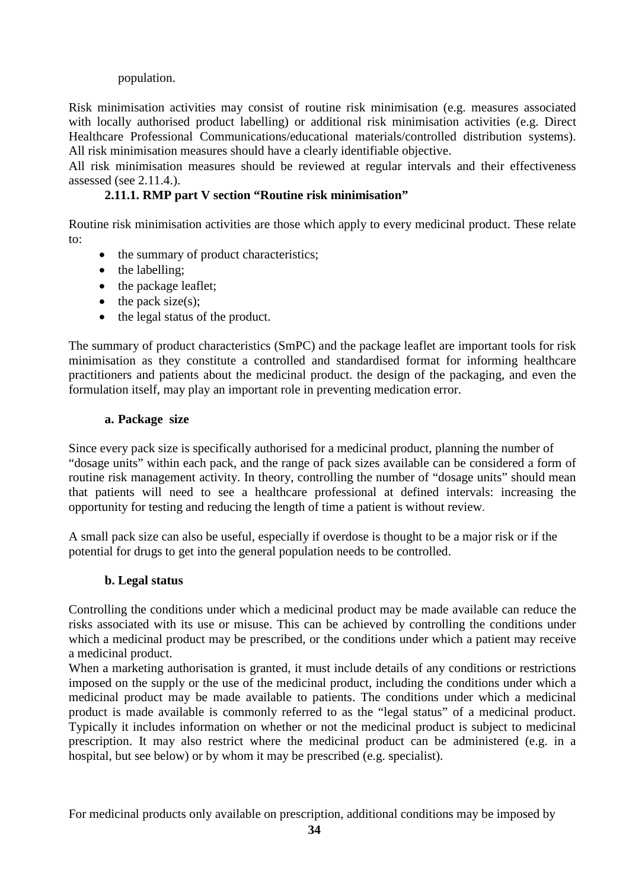population.

Risk minimisation activities may consist of routine risk minimisation (e.g. measures associated with locally authorised product labelling) or additional risk minimisation activities (e.g. Direct Healthcare Professional Communications/educational materials/controlled distribution systems). All risk minimisation measures should have a clearly identifiable objective.

All risk minimisation measures should be reviewed at regular intervals and their effectiveness assessed (see 2.11.4.).

### 2.11.1. RMP part V section "Routine risk minimisation"

Routine risk minimisation activities are those which apply to every medicinal product. These relate to:

- the summary of product characteristics;
- the labelling;
- the package leaflet;
- the pack size(s);
- the legal status of the product.

The summary of product characteristics (SmPC) and the package leaflet are important tools for risk minimisation as they constitute a controlled and standardised format for informing healthcare practitioners and patients about the medicinal product. the design of the packaging, and even the formulation itself, may play an important role in preventing medication error.

#### a. Package size

Since every pack size is specifically authorised for a medicinal product, planning the number of "dosage units" within each pack, and the range of pack sizes available can be considered a form of routine risk management activity. In theory, controlling the number of "dosage units" should mean that patients will need to see a healthcare professional at defined intervals: increasing the opportunity for testing and reducing the length of time a patient is without review.

A small pack size can also be useful, especially if overdose is thought to be a major risk or if the potential for drugs to get into the general population needs to be controlled.

#### b. Legal status

Controlling the conditions under which a medicinal product may be made available can reduce the risks associated with its use or misuse. This can be achieved by controlling the conditions under which a medicinal product may be prescribed, or the conditions under which a patient may receive a medicinal product.

When a marketing authorisation is granted, it must include details of any conditions or restrictions imposed on the supply or the use of the medicinal product, including the conditions under which a medicinal product may be made available to patients. The conditions under which a medicinal product is made available is commonly referred to as the "legal status" of a medicinal product. Typically it includes information on whether or not the medicinal product is subject to medicinal prescription. It may also restrict where the medicinal product can be administered (e.g. in a hospital, but see below) or by whom it may be prescribed (e.g. specialist).

For medicinal products only available on prescription, additional conditions may be imposed by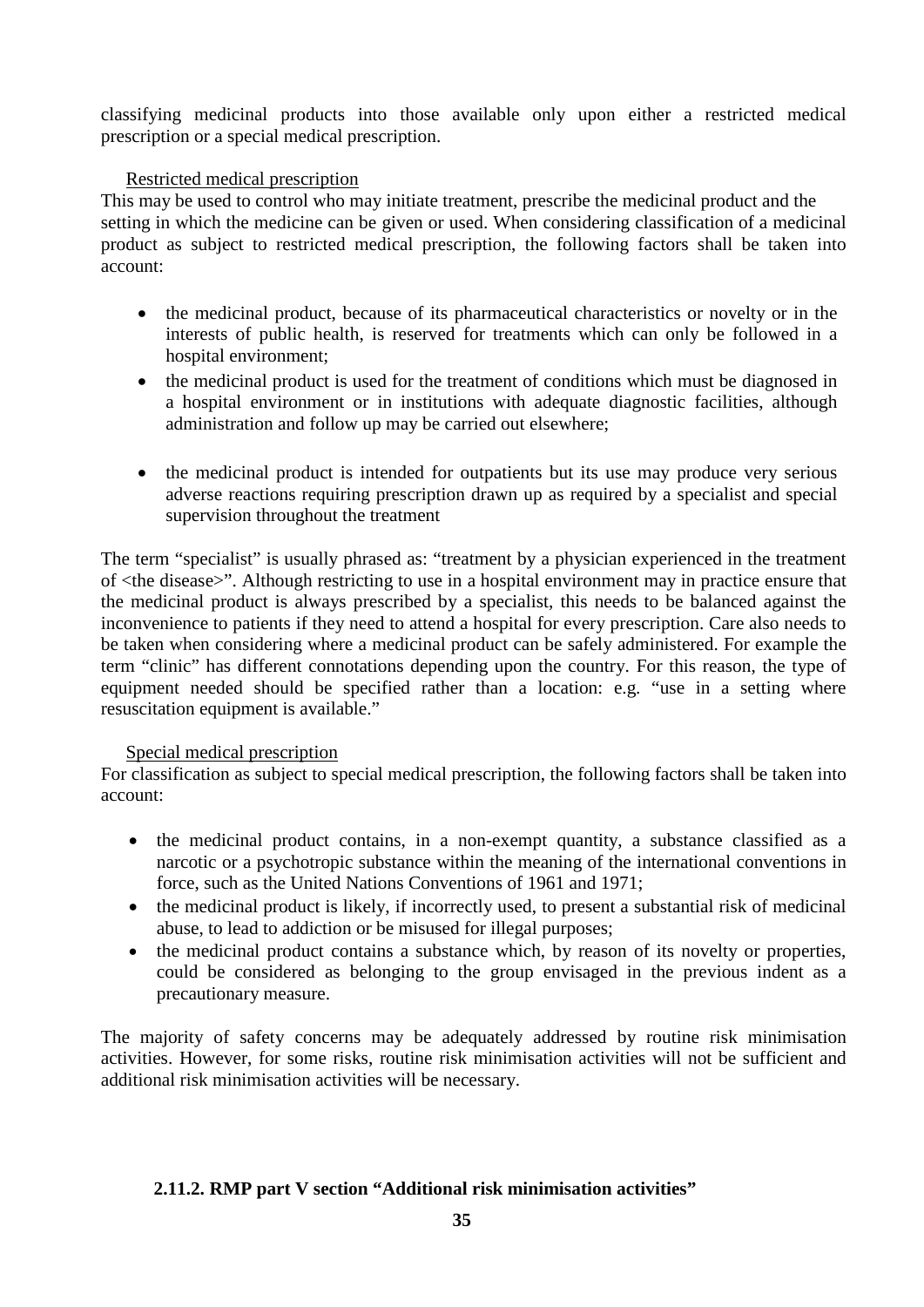classifying medicinal products into those available only upon either a restricted medical prescription or a special medical prescription.

Restricted medical prescription

This may be used to control who may initiate treatment, prescribe the medicinal product and the setting in which the medicine can be given or used. When considering classification of a medicinal product as subject to restricted medical prescription, the following factors shall be taken into account:

- the medicinal product, because of its pharmaceutical characteristics or novelty or in the interests of public health, is reserved for treatments which can only be followed in a hospital environment;
- the medicinal product is used for the treatment of conditions which must be diagnosed in a hospital environment or in institutions with adequate diagnostic facilities, although administration and follow up may be carried out elsewhere;
- the medicinal product is intended for outpatients but its use may produce very serious adverse reactions requiring prescription drawn up as required by a specialist and special supervision throughout the treatment

The term "specialist" is usually phrased as: "treatment by a physician experienced in the treatment of <the disease>". Although restricting to use in a hospital environment may in practice ensure that the medicinal product is always prescribed by a specialist, this needs to be balanced against the inconvenience to patients if they need to attend a hospital for every prescription. Care also needs to be taken when considering where a medicinal product can be safely administered. For example the term "clinic" has different connotations depending upon the country. For this reason, the type of equipment needed should be specified rather than a location: e.g. "use in a setting where resuscitation equipment is available."

Special medical prescription

For classification as subject to special medical prescription, the following factors shall be taken into account:

- the medicinal product contains, in a non-exempt quantity, a substance classified as a narcotic or a psychotropic substance within the meaning of the international conventions in force, such as the United Nations Conventions of 1961 and 1971;
- the medicinal product is likely, if incorrectly used, to present a substantial risk of medicinal abuse, to lead to addiction or be misused for illegal purposes;
- the medicinal product contains a substance which, by reason of its novelty or properties, could be considered as belonging to the group envisaged in the previous indent as a precautionary measure.

The majority of safety concerns may be adequately addressed by routine risk minimisation activities. However, for some risks, routine risk minimisation activities will not be sufficient and additional risk minimisation activities will be necessary.

### 2.11.2. RMP part V section "Additional risk minimisation activities"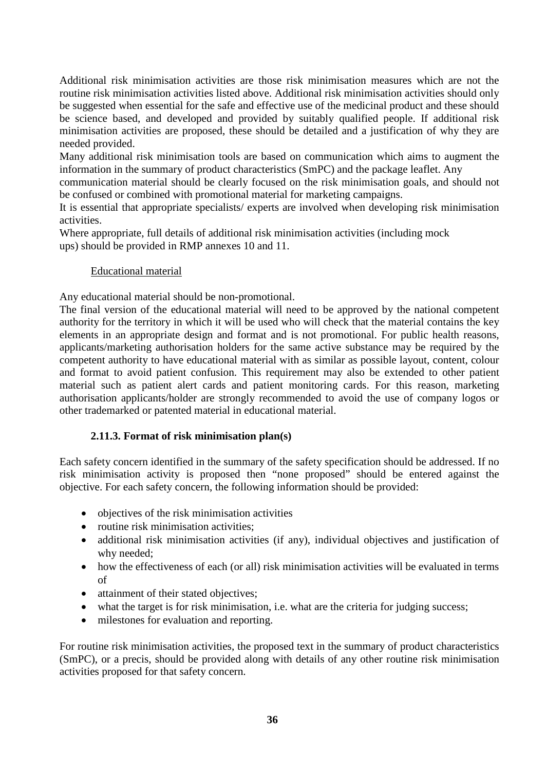Additional risk minimisation activities are those risk minimisation measures which are not the routine risk minimisation activities listed above. Additional risk minimisation activities should only be suggested when essential for the safe and effective use of the medicinal product and these should be science based, and developed and provided by suitably qualified people. If additional risk minimisation activities are proposed, these should be detailed and a justification of why they are needed provided.

Many additional risk minimisation tools are based on communication which aims to augment the information in the summary of product characteristics (SmPC) and the package leaflet. Any communication material should be clearly focused on the risk minimisation goals, and should not be confused or combined with promotional material for marketing campaigns.

It is essential that appropriate specialists/ experts are involved when developing risk minimisation activities.

Where appropriate, full details of additional risk minimisation activities (including mock ups) should be provided in RMP annexes 10 and 11.

Educational material

Any educational material should be non-promotional.

The final version of the educational material will need to be approved by the national competent authority for the territory in which it will be used who will check that the material contains the key elements in an appropriate design and format and is not promotional. For public health reasons, applicants/marketing authorisation holders for the same active substance may be required by the competent authority to have educational material with as similar as possible layout, content, colour and format to avoid patient confusion. This requirement may also be extended to other patient material such as patient alert cards and patient monitoring cards. For this reason, marketing authorisation applicants/holder are strongly recommended to avoid the use of company logos or other trademarked or patented material in educational material.

### 2.11.3. Format of risk minimisation plan(s)

Each safety concern identified in the summary of the safety specification should be addressed. If no risk minimisation activity is proposed then "none proposed" should be entered against the objective. For each safety concern, the following information should be provided:

- objectives of the risk minimisation activities
- routine risk minimisation activities;
- additional risk minimisation activities (if any), individual objectives and justification of why needed;
- how the effectiveness of each (or all) risk minimisation activities will be evaluated in terms of
- attainment of their stated objectives;
- what the target is for risk minimisation, i.e. what are the criteria for judging success;
- milestones for evaluation and reporting.

For routine risk minimisation activities, the proposed text in the summary of product characteristics (SmPC), or a precis, should be provided along with details of any other routine risk minimisation activities proposed for that safety concern.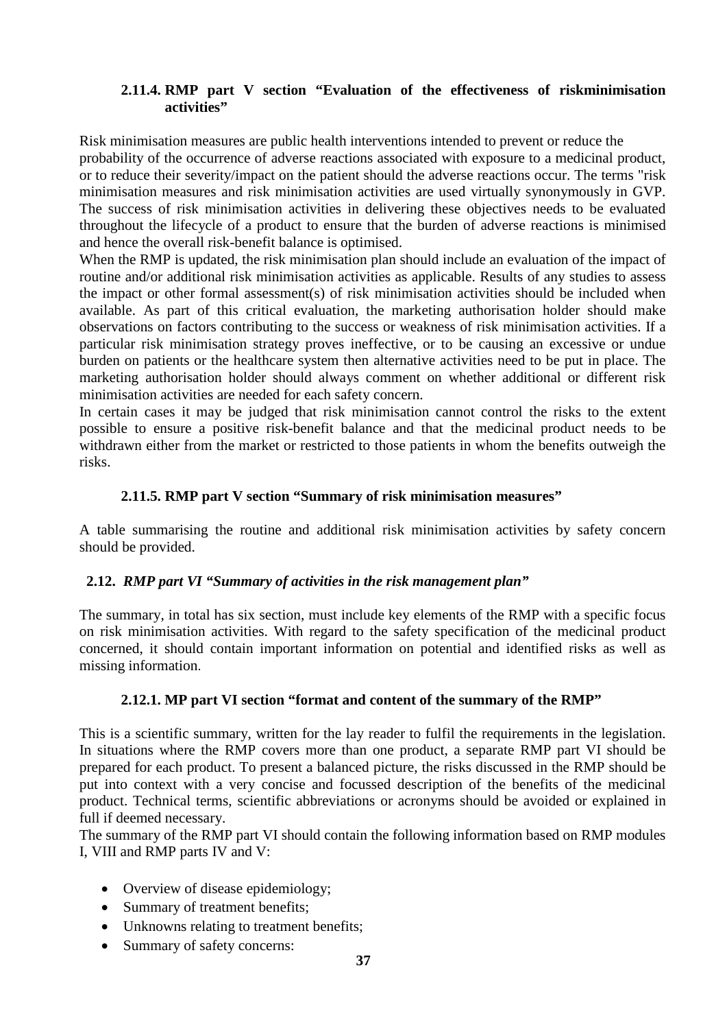### 2.11.4. RMP part V section "Evaluation of the effectiveness of riskminimisation activities"

Risk minimisation measures are public health interventions intended to prevent or reduce the probability of the occurrence of adverse reactions associated with exposure to a medicinal product, or to reduce their severity/impact on the patient should the adverse reactions occur. The terms "risk minimisation measures and risk minimisation activities are used virtually synonymously in GVP. The success of risk minimisation activities in delivering these objectives needs to be evaluated throughout the lifecycle of a product to ensure that the burden of adverse reactions is minimised and hence the overall risk-benefit balance is optimised.

When the RMP is updated, the risk minimisation plan should include an evaluation of the impact of routine and/or additional risk minimisation activities as applicable. Results of any studies to assess the impact or other formal assessment(s) of risk minimisation activities should be included when available. As part of this critical evaluation, the marketing authorisation holder should make observations on factors contributing to the success or weakness of risk minimisation activities. If a particular risk minimisation strategy proves ineffective, or to be causing an excessive or undue burden on patients or the healthcare system then alternative activities need to be put in place. The marketing authorisation holder should always comment on whether additional or different risk minimisation activities are needed for each safety concern.

In certain cases it may be judged that risk minimisation cannot control the risks to the extent possible to ensure a positive risk-benefit balance and that the medicinal product needs to be withdrawn either from the market or restricted to those patients in whom the benefits outweigh the risks.

### 2.11.5. RMP part V section "Summary of risk minimisation measures"

A table summarising the routine and additional risk minimisation activities by safety concern should be provided.

## 2.12. *RMP part VI "Summary of activities in the risk management plan"*

The summary, in total has six section, must include key elements of the RMP with a specific focus on risk minimisation activities. With regard to the safety specification of the medicinal product concerned, it should contain important information on potential and identified risks as well as missing information.

### 2.12.1. MP part VI section "format and content of the summary of the RMP"

This is a scientific summary, written for the lay reader to fulfil the requirements in the legislation. In situations where the RMP covers more than one product, a separate RMP part VI should be prepared for each product. To present a balanced picture, the risks discussed in the RMP should be put into context with a very concise and focussed description of the benefits of the medicinal product. Technical terms, scientific abbreviations or acronyms should be avoided or explained in full if deemed necessary.

The summary of the RMP part VI should contain the following information based on RMP modules I, VIII and RMP parts IV and V:

- Overview of disease epidemiology;
- Summary of treatment benefits;
- Unknowns relating to treatment benefits;
- Summary of safety concerns: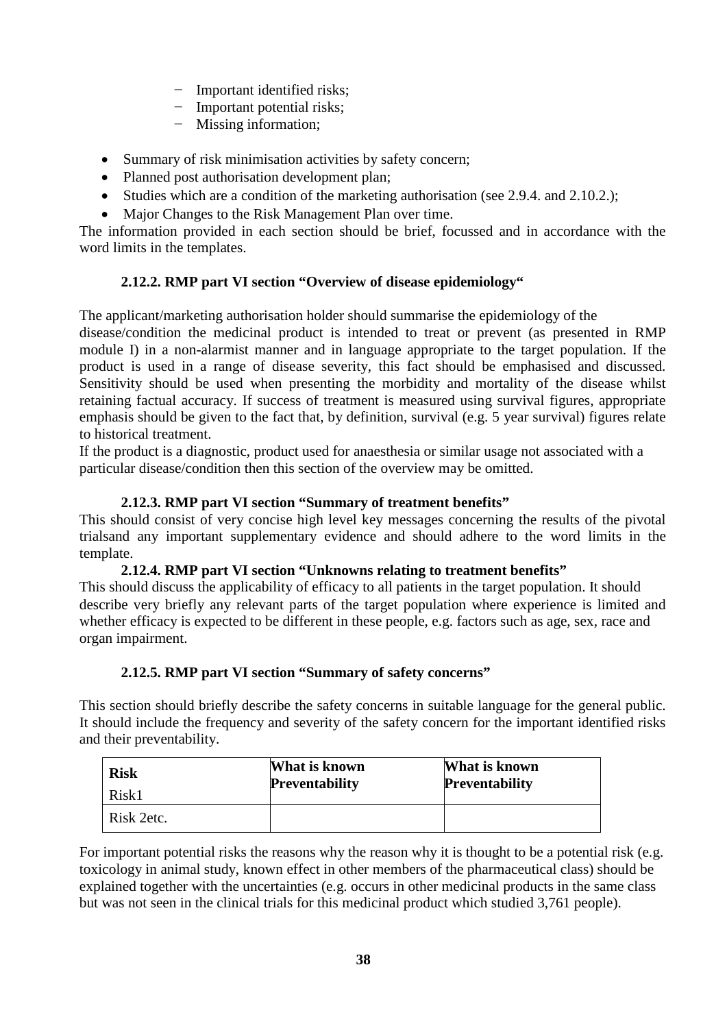- Important identified risks;
  - Important potential risks;
  - Missing information;

- Summary of risk minimisation activities by safety concern;
- Planned post authorisation development plan;
- Studies which are a condition of the marketing authorisation (see 2.9.4. and 2.10.2.);
- Major Changes to the Risk Management Plan over time.

The information provided in each section should be brief, focussed and in accordance with the word limits in the templates.

### 2.12.2. RMP part VI section "Overview of disease epidemiology"

The applicant/marketing authorisation holder should summarise the epidemiology of the disease/condition the medicinal product is intended to treat or prevent (as presented in RMP module I) in a non-alarmist manner and in language appropriate to the target population. If the product is used in a range of disease severity, this fact should be emphasised and discussed. Sensitivity should be used when presenting the morbidity and mortality of the disease whilst retaining factual accuracy. If success of treatment is measured using survival figures, appropriate emphasis should be given to the fact that, by definition, survival (e.g. 5 year survival) figures relate to historical treatment.

If the product is a diagnostic, product used for anaesthesia or similar usage not associated with a particular disease/condition then this section of the overview may be omitted.

### 2.12.3. RMP part VI section "Summary of treatment benefits"

This should consist of very concise high level key messages concerning the results of the pivotal trialsand any important supplementary evidence and should adhere to the word limits in the template.

### 2.12.4. RMP part VI section "Unknowns relating to treatment benefits"

This should discuss the applicability of efficacy to all patients in the target population. It should describe very briefly any relevant parts of the target population where experience is limited and whether efficacy is expected to be different in these people, e.g. factors such as age, sex, race and organ impairment.

### 2.12.5. RMP part VI section "Summary of safety concerns"

This section should briefly describe the safety concerns in suitable language for the general public. It should include the frequency and severity of the safety concern for the important identified risks and their preventability.

| **Risk**<br>Risk1 | **What is known Preventability** | **What is known Preventability** |
|---|---|---|
| Risk 2etc. | | |

For important potential risks the reasons why the reason why it is thought to be a potential risk (e.g. toxicology in animal study, known effect in other members of the pharmaceutical class) should be explained together with the uncertainties (e.g. occurs in other medicinal products in the same class but was not seen in the clinical trials for this medicinal product which studied 3,761 people).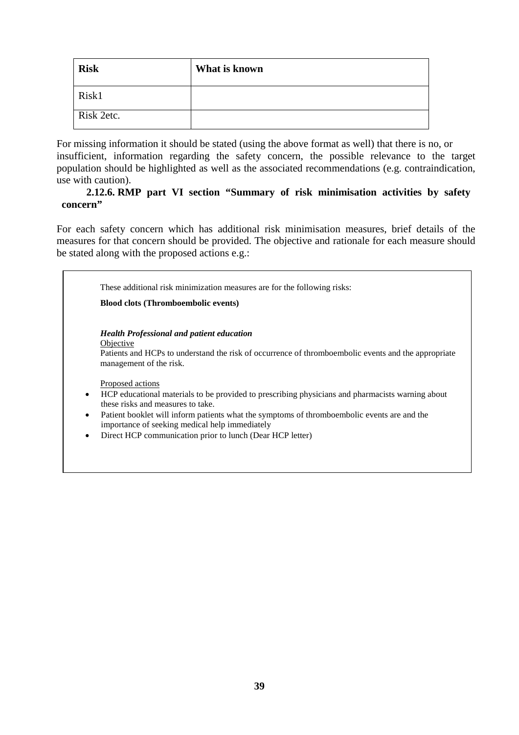| Risk | What is known |
|---|---|
| Risk1 | |
| Risk 2etc. | |

For missing information it should be stated (using the above format as well) that there is no, or insufficient, information regarding the safety concern, the possible relevance to the target population should be highlighted as well as the associated recommendations (e.g. contraindication, use with caution).

### 2.12.6. RMP part VI section "Summary of risk minimisation activities by safety concern"

For each safety concern which has additional risk minimisation measures, brief details of the measures for that concern should be provided. The objective and rationale for each measure should be stated along with the proposed actions e.g.:

These additional risk minimization measures are for the following risks:

**Blood clots (Thromboembolic events)**

***Health Professional and patient education***

Objective

Patients and HCPs to understand the risk of occurrence of thromboembolic events and the appropriate management of the risk.

Proposed actions

- HCP educational materials to be provided to prescribing physicians and pharmacists warning about these risks and measures to take.
- Patient booklet will inform patients what the symptoms of thromboembolic events are and the importance of seeking medical help immediately
- Direct HCP communication prior to lunch (Dear HCP letter)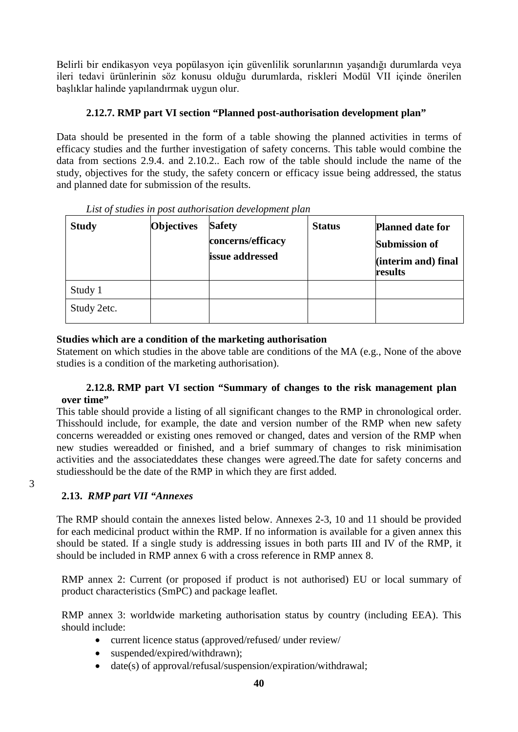Belirli bir endikasyon veya popülasyon için güvenlilik sorunlarının yaşandığı durumlarda veya ileri tedavi ürünlerinin söz konusu olduğu durumlarda, riskleri Modül VII içinde önerilen başlıklar halinde yapılandırmak uygun olur.

### 2.12.7. RMP part VI section "Planned post-authorisation development plan"

Data should be presented in the form of a table showing the planned activities in terms of efficacy studies and the further investigation of safety concerns. This table would combine the data from sections 2.9.4. and 2.10.2.. Each row of the table should include the name of the study, objectives for the study, the safety concern or efficacy issue being addressed, the status and planned date for submission of the results.

*List of studies in post authorisation development plan*

| Study | Objectives | Safety concerns/efficacy issue addressed | Status | Planned date for Submission of (interim and) final results |
|---|---|---|---|---|
| Study 1 | | | | |
| Study 2etc. | | | | |

**Studies which are a condition of the marketing authorisation**

Statement on which studies in the above table are conditions of the MA (e.g., None of the above studies is a condition of the marketing authorisation).

### 2.12.8. RMP part VI section "Summary of changes to the risk management plan over time"

This table should provide a listing of all significant changes to the RMP in chronological order. Thisshould include, for example, the date and version number of the RMP when new safety concerns wereadded or existing ones removed or changed, dates and version of the RMP when new studies wereadded or finished, and a brief summary of changes to risk minimisation activities and the associateddates these changes were agreed.The date for safety concerns and studiesshould be the date of the RMP in which they are first added.

3

## 2.13. *RMP part VII "Annexes*

The RMP should contain the annexes listed below. Annexes 2-3, 10 and 11 should be provided for each medicinal product within the RMP. If no information is available for a given annex this should be stated. If a single study is addressing issues in both parts III and IV of the RMP, it should be included in RMP annex 6 with a cross reference in RMP annex 8.

RMP annex 2: Current (or proposed if product is not authorised) EU or local summary of product characteristics (SmPC) and package leaflet.

RMP annex 3: worldwide marketing authorisation status by country (including EEA). This should include:

- current licence status (approved/refused/ under review/
- suspended/expired/withdrawn);
- date(s) of approval/refusal/suspension/expiration/withdrawal;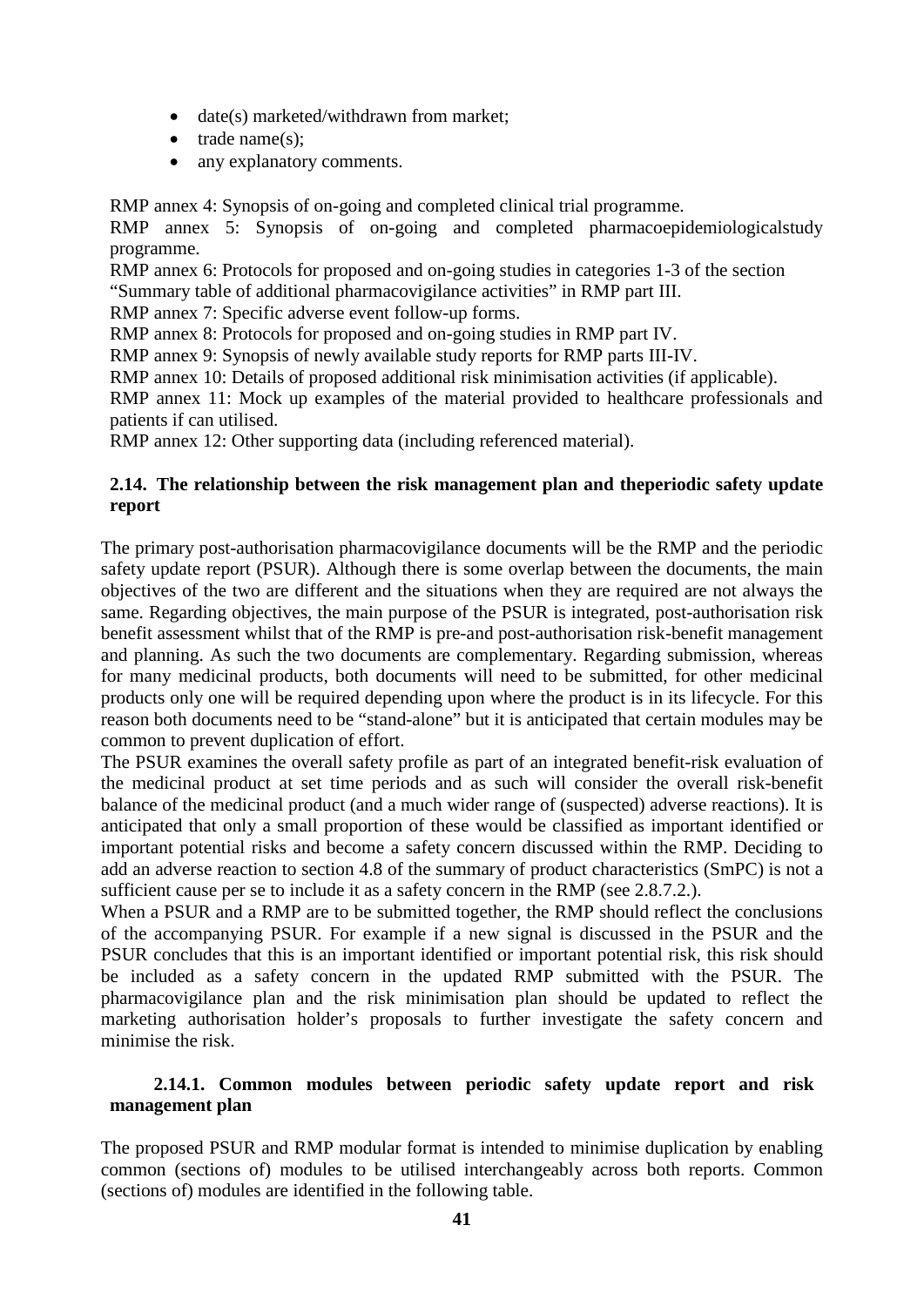- date(s) marketed/withdrawn from market;
- trade name(s);
- any explanatory comments.

RMP annex 4: Synopsis of on-going and completed clinical trial programme.

RMP annex 5: Synopsis of on-going and completed pharmacoepidemiologicalstudy programme.

RMP annex 6: Protocols for proposed and on-going studies in categories 1-3 of the section "Summary table of additional pharmacovigilance activities" in RMP part III.

RMP annex 7: Specific adverse event follow-up forms.

RMP annex 8: Protocols for proposed and on-going studies in RMP part IV.

RMP annex 9: Synopsis of newly available study reports for RMP parts III-IV.

RMP annex 10: Details of proposed additional risk minimisation activities (if applicable).

RMP annex 11: Mock up examples of the material provided to healthcare professionals and patients if can utilised.

RMP annex 12: Other supporting data (including referenced material).

### 2.14. The relationship between the risk management plan and theperiodic safety update report

The primary post-authorisation pharmacovigilance documents will be the RMP and the periodic safety update report (PSUR). Although there is some overlap between the documents, the main objectives of the two are different and the situations when they are required are not always the same. Regarding objectives, the main purpose of the PSUR is integrated, post-authorisation risk benefit assessment whilst that of the RMP is pre-and post-authorisation risk-benefit management and planning. As such the two documents are complementary. Regarding submission, whereas for many medicinal products, both documents will need to be submitted, for other medicinal products only one will be required depending upon where the product is in its lifecycle. For this reason both documents need to be "stand-alone" but it is anticipated that certain modules may be common to prevent duplication of effort.

The PSUR examines the overall safety profile as part of an integrated benefit-risk evaluation of the medicinal product at set time periods and as such will consider the overall risk-benefit balance of the medicinal product (and a much wider range of (suspected) adverse reactions). It is anticipated that only a small proportion of these would be classified as important identified or important potential risks and become a safety concern discussed within the RMP. Deciding to add an adverse reaction to section 4.8 of the summary of product characteristics (SmPC) is not a sufficient cause per se to include it as a safety concern in the RMP (see 2.8.7.2.).

When a PSUR and a RMP are to be submitted together, the RMP should reflect the conclusions of the accompanying PSUR. For example if a new signal is discussed in the PSUR and the PSUR concludes that this is an important identified or important potential risk, this risk should be included as a safety concern in the updated RMP submitted with the PSUR. The pharmacovigilance plan and the risk minimisation plan should be updated to reflect the marketing authorisation holder's proposals to further investigate the safety concern and minimise the risk.

#### 2.14.1. Common modules between periodic safety update report and risk management plan

The proposed PSUR and RMP modular format is intended to minimise duplication by enabling common (sections of) modules to be utilised interchangeably across both reports. Common (sections of) modules are identified in the following table.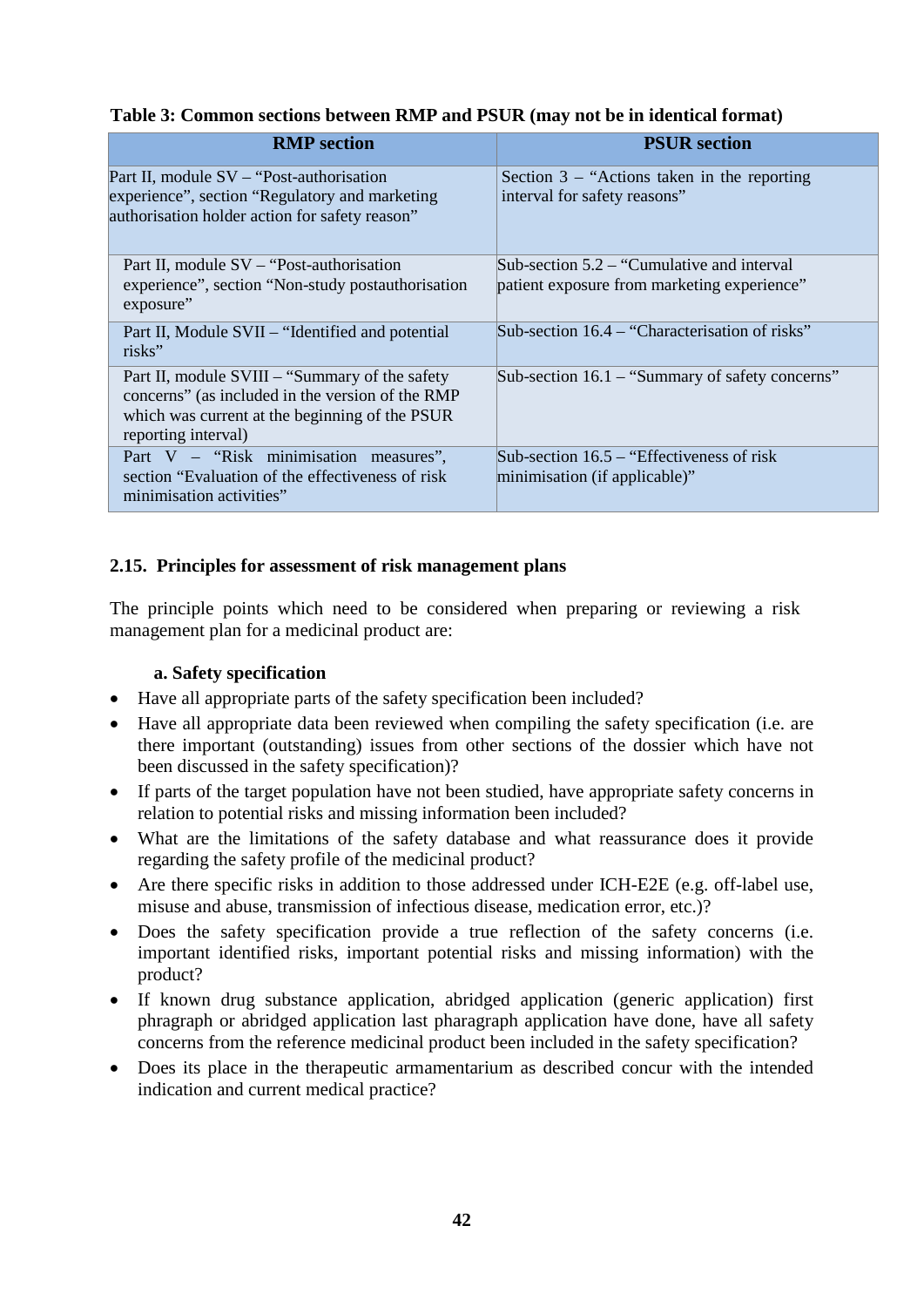**Table 3: Common sections between RMP and PSUR (may not be in identical format)**

| RMP section | PSUR section |
|---|---|
| Part II, module SV – "Post-authorisation experience", section "Regulatory and marketing authorisation holder action for safety reason" | Section 3 – "Actions taken in the reporting interval for safety reasons" |
| Part II, module SV – "Post-authorisation experience", section "Non-study postauthorisation exposure" | Sub-section 5.2 – "Cumulative and interval patient exposure from marketing experience" |
| Part II, Module SVII – "Identified and potential risks" | Sub-section 16.4 – "Characterisation of risks" |
| Part II, module SVIII – "Summary of the safety concerns" (as included in the version of the RMP which was current at the beginning of the PSUR reporting interval) | Sub-section 16.1 – "Summary of safety concerns" |
| Part V – "Risk minimisation measures", section "Evaluation of the effectiveness of risk minimisation activities" | Sub-section 16.5 – "Effectiveness of risk minimisation (if applicable)" |

## 2.15. Principles for assessment of risk management plans

The principle points which need to be considered when preparing or reviewing a risk management plan for a medicinal product are:

**a. Safety specification**

- Have all appropriate parts of the safety specification been included?
- Have all appropriate data been reviewed when compiling the safety specification (i.e. are there important (outstanding) issues from other sections of the dossier which have not been discussed in the safety specification)?
- If parts of the target population have not been studied, have appropriate safety concerns in relation to potential risks and missing information been included?
- What are the limitations of the safety database and what reassurance does it provide regarding the safety profile of the medicinal product?
- Are there specific risks in addition to those addressed under ICH-E2E (e.g. off-label use, misuse and abuse, transmission of infectious disease, medication error, etc.)?
- Does the safety specification provide a true reflection of the safety concerns (i.e. important identified risks, important potential risks and missing information) with the product?
- If known drug substance application, abridged application (generic application) first phragraph or abridged application last pharagraph application have done, have all safety concerns from the reference medicinal product been included in the safety specification?
- Does its place in the therapeutic armamentarium as described concur with the intended indication and current medical practice?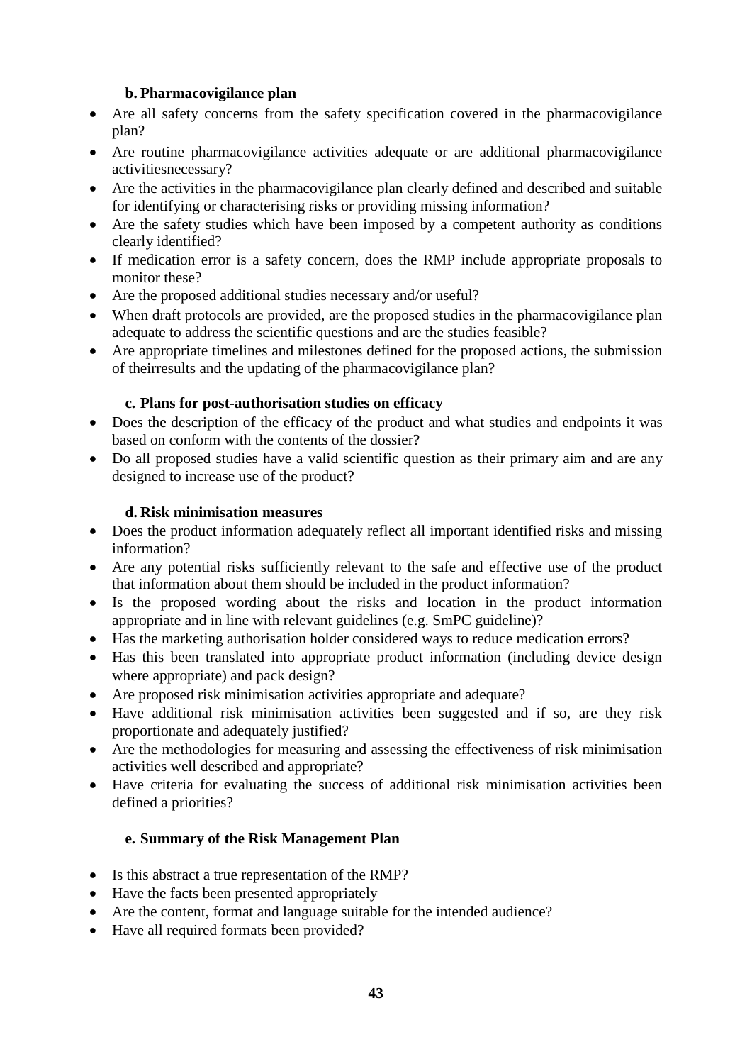#### b. Pharmacovigilance plan

- Are all safety concerns from the safety specification covered in the pharmacovigilance plan?
- Are routine pharmacovigilance activities adequate or are additional pharmacovigilance activitiesnecessary?
- Are the activities in the pharmacovigilance plan clearly defined and described and suitable for identifying or characterising risks or providing missing information?
- Are the safety studies which have been imposed by a competent authority as conditions clearly identified?
- If medication error is a safety concern, does the RMP include appropriate proposals to monitor these?
- Are the proposed additional studies necessary and/or useful?
- When draft protocols are provided, are the proposed studies in the pharmacovigilance plan adequate to address the scientific questions and are the studies feasible?
- Are appropriate timelines and milestones defined for the proposed actions, the submission of theirresults and the updating of the pharmacovigilance plan?

#### c. Plans for post-authorisation studies on efficacy

- Does the description of the efficacy of the product and what studies and endpoints it was based on conform with the contents of the dossier?
- Do all proposed studies have a valid scientific question as their primary aim and are any designed to increase use of the product?

#### d. Risk minimisation measures

- Does the product information adequately reflect all important identified risks and missing information?
- Are any potential risks sufficiently relevant to the safe and effective use of the product that information about them should be included in the product information?
- Is the proposed wording about the risks and location in the product information appropriate and in line with relevant guidelines (e.g. SmPC guideline)?
- Has the marketing authorisation holder considered ways to reduce medication errors?
- Has this been translated into appropriate product information (including device design where appropriate) and pack design?
- Are proposed risk minimisation activities appropriate and adequate?
- Have additional risk minimisation activities been suggested and if so, are they risk proportionate and adequately justified?
- Are the methodologies for measuring and assessing the effectiveness of risk minimisation activities well described and appropriate?
- Have criteria for evaluating the success of additional risk minimisation activities been defined a priorities?

#### e. Summary of the Risk Management Plan

- Is this abstract a true representation of the RMP?
- Have the facts been presented appropriately
- Are the content, format and language suitable for the intended audience?
- Have all required formats been provided?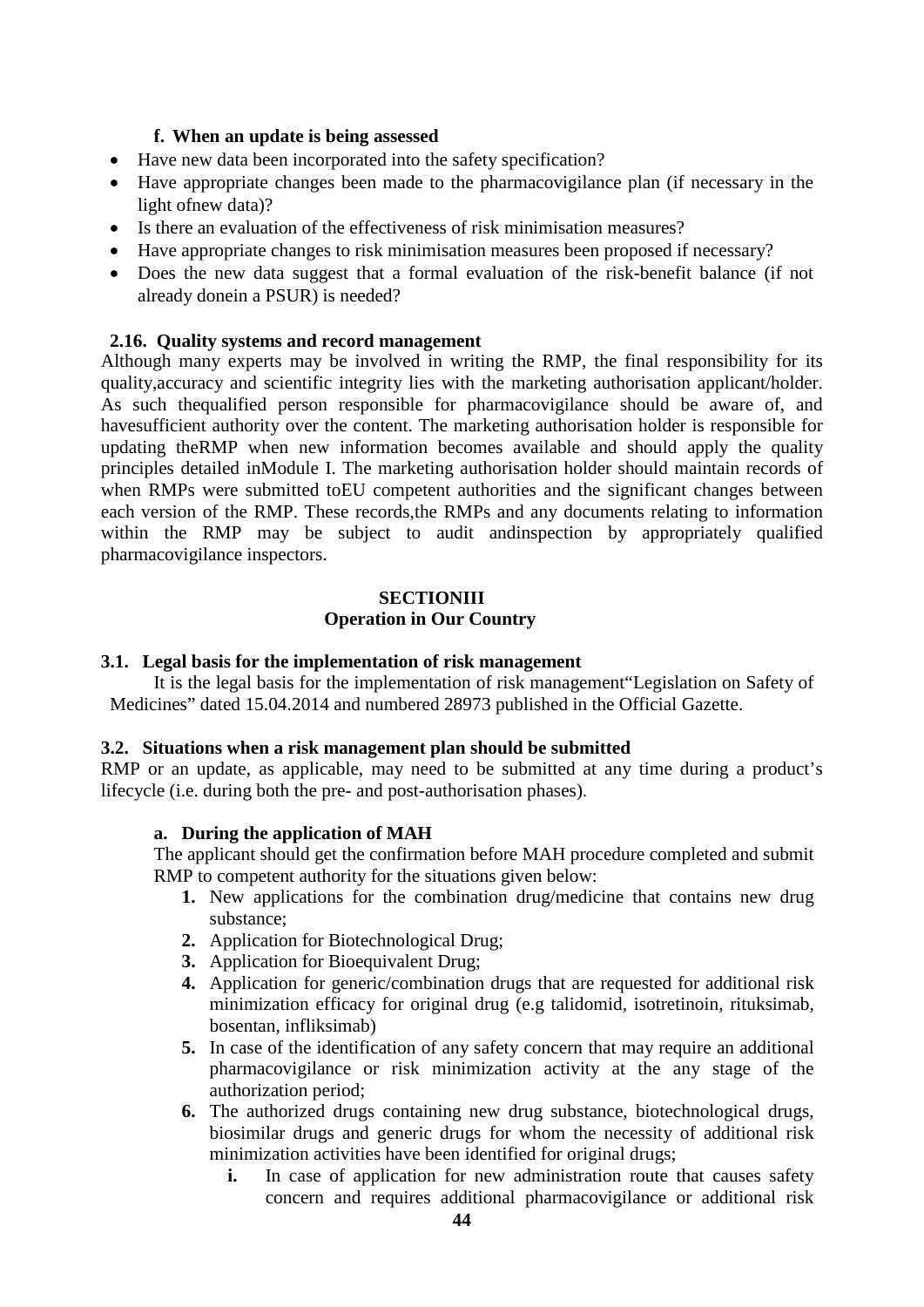#### f. When an update is being assessed

- Have new data been incorporated into the safety specification?
- Have appropriate changes been made to the pharmacovigilance plan (if necessary in the light ofnew data)?
- Is there an evaluation of the effectiveness of risk minimisation measures?
- Have appropriate changes to risk minimisation measures been proposed if necessary?
- Does the new data suggest that a formal evaluation of the risk-benefit balance (if not already donein a PSUR) is needed?

### 2.16. Quality systems and record management

Although many experts may be involved in writing the RMP, the final responsibility for its quality,accuracy and scientific integrity lies with the marketing authorisation applicant/holder. As such thequalified person responsible for pharmacovigilance should be aware of, and havesufficient authority over the content. The marketing authorisation holder is responsible for updating theRMP when new information becomes available and should apply the quality principles detailed inModule I. The marketing authorisation holder should maintain records of when RMPs were submitted toEU competent authorities and the significant changes between each version of the RMP. These records,the RMPs and any documents relating to information within the RMP may be subject to audit andinspection by appropriately qualified pharmacovigilance inspectors.

## SECTIONIII
## Operation in Our Country

### 3.1. Legal basis for the implementation of risk management

It is the legal basis for the implementation of risk management“Legislation on Safety of Medicines” dated 15.04.2014 and numbered 28973 published in the Official Gazette.

### 3.2. Situations when a risk management plan should be submitted

RMP or an update, as applicable, may need to be submitted at any time during a product’s lifecycle (i.e. during both the pre- and post-authorisation phases).

#### a. During the application of MAH

The applicant should get the confirmation before MAH procedure completed and submit RMP to competent authority for the situations given below:

1. New applications for the combination drug/medicine that contains new drug substance;
2. Application for Biotechnological Drug;
3. Application for Bioequivalent Drug;
4. Application for generic/combination drugs that are requested for additional risk minimization efficacy for original drug (e.g talidomid, isotretinoin, rituksimab, bosentan, infliksimab)
5. In case of the identification of any safety concern that may require an additional pharmacovigilance or risk minimization activity at the any stage of the authorization period;
6. The authorized drugs containing new drug substance, biotechnological drugs, biosimilar drugs and generic drugs for whom the necessity of additional risk minimization activities have been identified for original drugs;
   - **i.** In case of application for new administration route that causes safety concern and requires additional pharmacovigilance or additional risk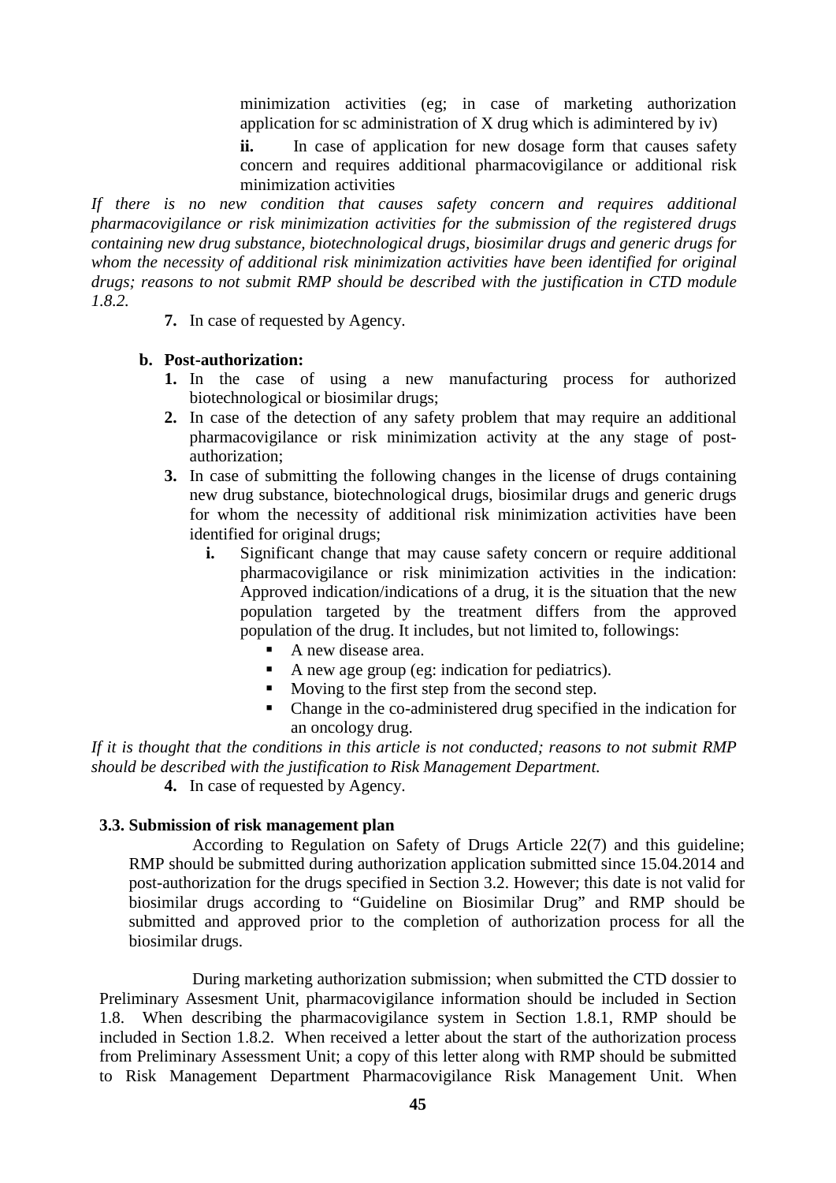minimization activities (eg; in case of marketing authorization application for sc administration of X drug which is adimintered by iv)

**ii.** In case of application for new dosage form that causes safety concern and requires additional pharmacovigilance or additional risk minimization activities

*If there is no new condition that causes safety concern and requires additional pharmacovigilance or risk minimization activities for the submission of the registered drugs containing new drug substance, biotechnological drugs, biosimilar drugs and generic drugs for whom the necessity of additional risk minimization activities have been identified for original drugs; reasons to not submit RMP should be described with the justification in CTD module 1.8.2.*

**7.** In case of requested by Agency.

**b. Post-authorization:**

1. In the case of using a new manufacturing process for authorized biotechnological or biosimilar drugs;
2. In case of the detection of any safety problem that may require an additional pharmacovigilance or risk minimization activity at the any stage of post-authorization;
3. In case of submitting the following changes in the license of drugs containing new drug substance, biotechnological drugs, biosimilar drugs and generic drugs for whom the necessity of additional risk minimization activities have been identified for original drugs;
   - **i.** Significant change that may cause safety concern or require additional pharmacovigilance or risk minimization activities in the indication: Approved indication/indications of a drug, it is the situation that the new population targeted by the treatment differs from the approved population of the drug. It includes, but not limited to, followings:
     - A new disease area.
     - A new age group (eg: indication for pediatrics).
     - Moving to the first step from the second step.
     - Change in the co-administered drug specified in the indication for an oncology drug.

*If it is thought that the conditions in this article is not conducted; reasons to not submit RMP should be described with the justification to Risk Management Department.*

4. In case of requested by Agency.

### 3.3. Submission of risk management plan

According to Regulation on Safety of Drugs Article 22(7) and this guideline; RMP should be submitted during authorization application submitted since 15.04.2014 and post-authorization for the drugs specified in Section 3.2. However; this date is not valid for biosimilar drugs according to "Guideline on Biosimilar Drug" and RMP should be submitted and approved prior to the completion of authorization process for all the biosimilar drugs.

During marketing authorization submission; when submitted the CTD dossier to Preliminary Assesment Unit, pharmacovigilance information should be included in Section 1.8. When describing the pharmacovigilance system in Section 1.8.1, RMP should be included in Section 1.8.2. When received a letter about the start of the authorization process from Preliminary Assessment Unit; a copy of this letter along with RMP should be submitted to Risk Management Department Pharmacovigilance Risk Management Unit. When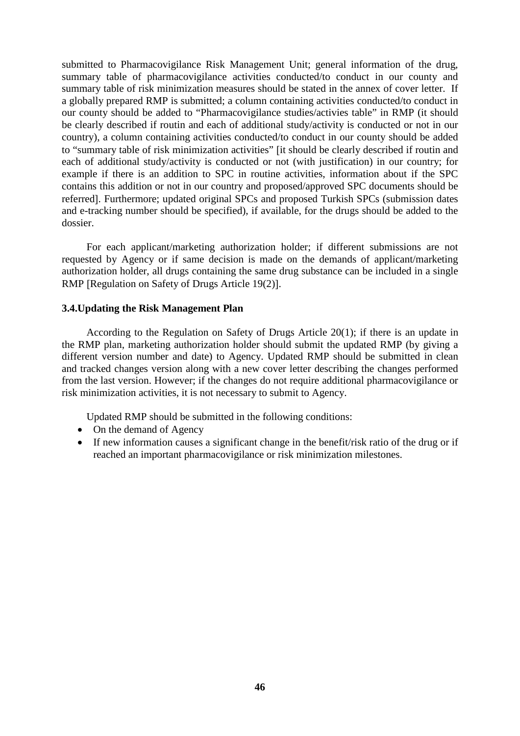submitted to Pharmacovigilance Risk Management Unit; general information of the drug, summary table of pharmacovigilance activities conducted/to conduct in our county and summary table of risk minimization measures should be stated in the annex of cover letter. If a globally prepared RMP is submitted; a column containing activities conducted/to conduct in our county should be added to "Pharmacovigilance studies/activies table" in RMP (it should be clearly described if routin and each of additional study/activity is conducted or not in our country), a column containing activities conducted/to conduct in our county should be added to "summary table of risk minimization activities" [it should be clearly described if routin and each of additional study/activity is conducted or not (with justification) in our country; for example if there is an addition to SPC in routine activities, information about if the SPC contains this addition or not in our country and proposed/approved SPC documents should be referred]. Furthermore; updated original SPCs and proposed Turkish SPCs (submission dates and e-tracking number should be specified), if available, for the drugs should be added to the dossier.

For each applicant/marketing authorization holder; if different submissions are not requested by Agency or if same decision is made on the demands of applicant/marketing authorization holder, all drugs containing the same drug substance can be included in a single RMP [Regulation on Safety of Drugs Article 19(2)].

### 3.4.Updating the Risk Management Plan

According to the Regulation on Safety of Drugs Article 20(1); if there is an update in the RMP plan, marketing authorization holder should submit the updated RMP (by giving a different version number and date) to Agency. Updated RMP should be submitted in clean and tracked changes version along with a new cover letter describing the changes performed from the last version. However; if the changes do not require additional pharmacovigilance or risk minimization activities, it is not necessary to submit to Agency.

Updated RMP should be submitted in the following conditions:

- On the demand of Agency
- If new information causes a significant change in the benefit/risk ratio of the drug or if reached an important pharmacovigilance or risk minimization milestones.